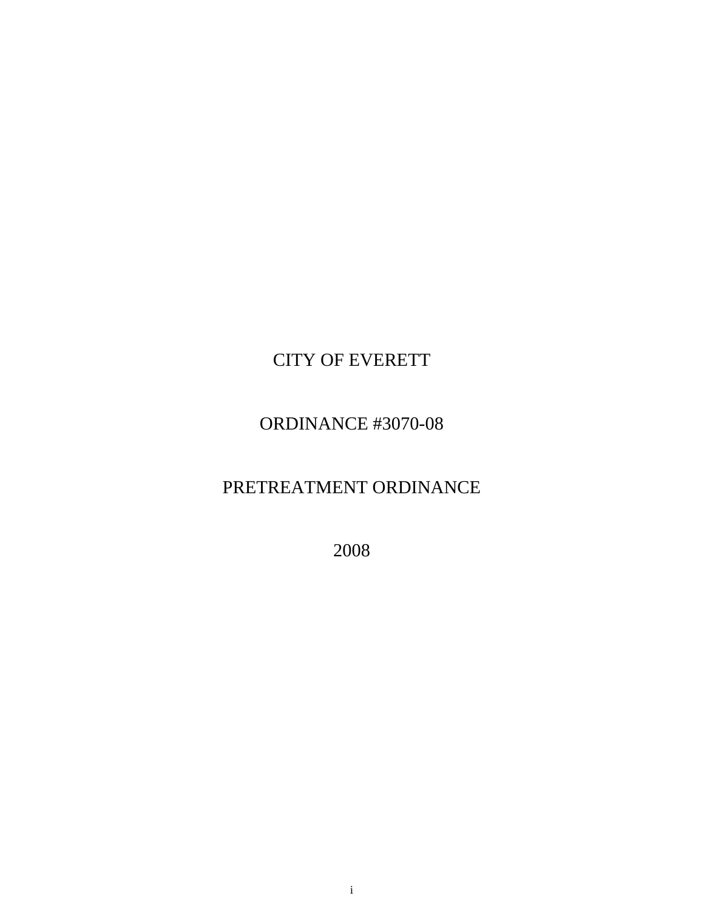# CITY OF EVERETT

# ORDINANCE #3070-08

# PRETREATMENT ORDINANCE

# 2008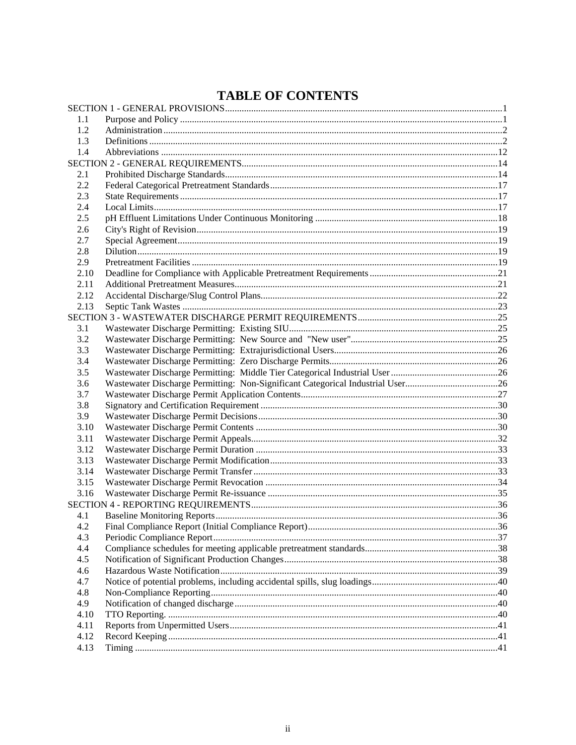# TABLE OF CONTENTS

SECTION 1 - GENERAL PROVISIONS ........ 1

- 1.1 Purpose and Policy ........ 1
- 1.2 Administration ........ 2
- 1.3 Definitions ........ 2
- 1.4 Abbreviations ........ 12

SECTION 2 - GENERAL REQUIREMENTS ........ 14

- 2.1 Prohibited Discharge Standards ........ 14
- 2.2 Federal Categorical Pretreatment Standards ........ 17
- 2.3 State Requirements ........ 17
- 2.4 Local Limits ........ 17
- 2.5 pH Effluent Limitations Under Continuous Monitoring ........ 18
- 2.6 City's Right of Revision ........ 19
- 2.7 Special Agreement ........ 19
- 2.8 Dilution ........ 19
- 2.9 Pretreatment Facilities ........ 19
- 2.10 Deadline for Compliance with Applicable Pretreatment Requirements ........ 21
- 2.11 Additional Pretreatment Measures ........ 21
- 2.12 Accidental Discharge/Slug Control Plans ........ 22
- 2.13 Septic Tank Wastes ........ 23

SECTION 3 - WASTEWATER DISCHARGE PERMIT REQUIREMENTS ........ 25

- 3.1 Wastewater Discharge Permitting: Existing SIU ........ 25
- 3.2 Wastewater Discharge Permitting: New Source and "New user" ........ 25
- 3.3 Wastewater Discharge Permitting: Extrajurisdictional Users ........ 26
- 3.4 Wastewater Discharge Permitting: Zero Discharge Permits ........ 26
- 3.5 Wastewater Discharge Permitting: Middle Tier Categorical Industrial User ........ 26
- 3.6 Wastewater Discharge Permitting: Non-Significant Categorical Industrial User ........ 26
- 3.7 Wastewater Discharge Permit Application Contents ........ 27
- 3.8 Signatory and Certification Requirement ........ 30
- 3.9 Wastewater Discharge Permit Decisions ........ 30
- 3.10 Wastewater Discharge Permit Contents ........ 30
- 3.11 Wastewater Discharge Permit Appeals ........ 32
- 3.12 Wastewater Discharge Permit Duration ........ 33
- 3.13 Wastewater Discharge Permit Modification ........ 33
- 3.14 Wastewater Discharge Permit Transfer ........ 33
- 3.15 Wastewater Discharge Permit Revocation ........ 34
- 3.16 Wastewater Discharge Permit Re-issuance ........ 35

SECTION 4 - REPORTING REQUIREMENTS ........ 36

- 4.1 Baseline Monitoring Reports ........ 36
- 4.2 Final Compliance Report (Initial Compliance Report) ........ 36
- 4.3 Periodic Compliance Report ........ 37
- 4.4 Compliance schedules for meeting applicable pretreatment standards ........ 38
- 4.5 Notification of Significant Production Changes ........ 38
- 4.6 Hazardous Waste Notification ........ 39
- 4.7 Notice of potential problems, including accidental spills, slug loadings ........ 40
- 4.8 Non-Compliance Reporting ........ 40
- 4.9 Notification of changed discharge ........ 40
- 4.10 TTO Reporting. ........ 40
- 4.11 Reports from Unpermitted Users ........ 41
- 4.12 Record Keeping ........ 41
- 4.13 Timing ........ 41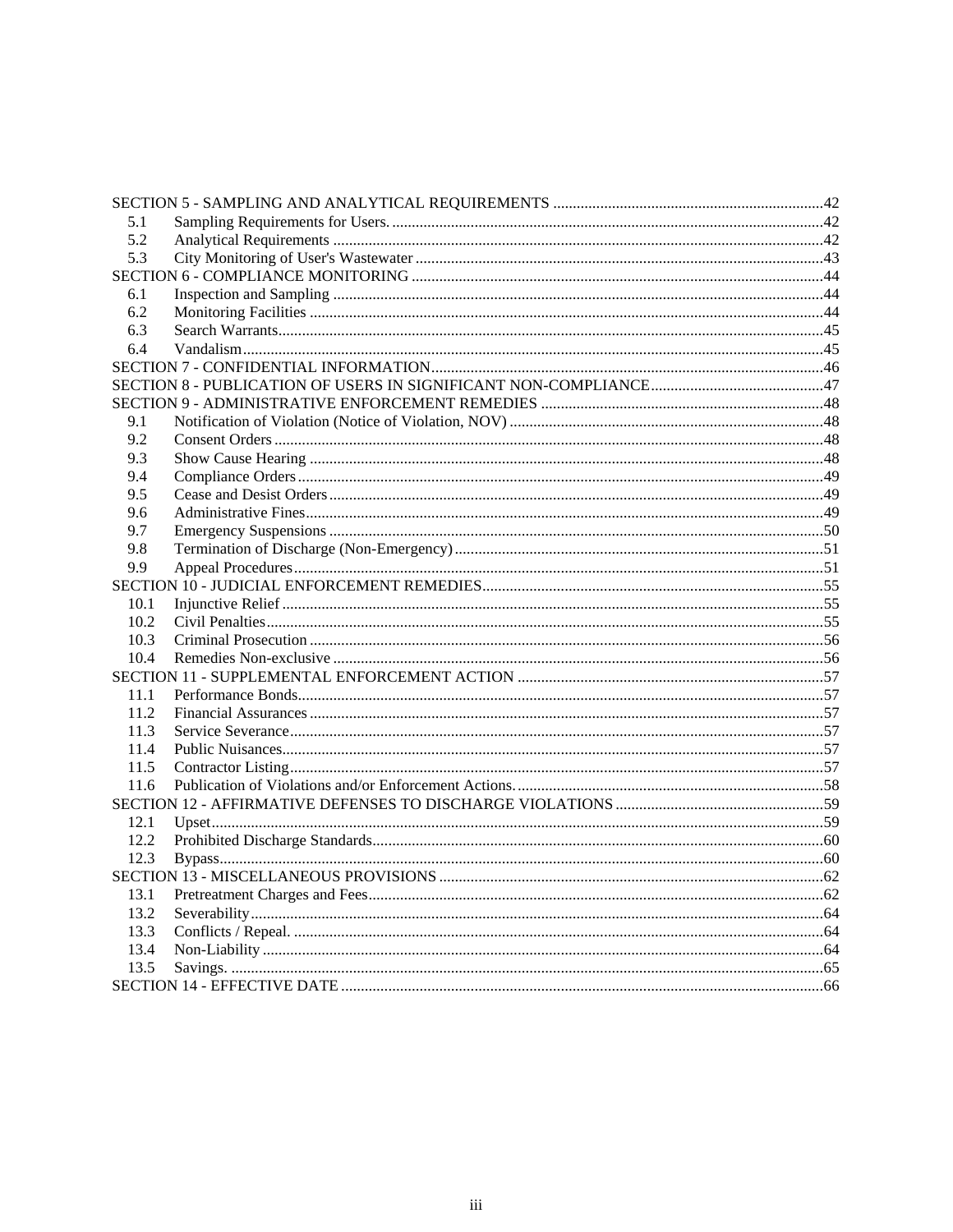SECTION 5 - SAMPLING AND ANALYTICAL REQUIREMENTS .....42
- 5.1 Sampling Requirements for Users. .....42
- 5.2 Analytical Requirements .....42
- 5.3 City Monitoring of User's Wastewater .....43

SECTION 6 - COMPLIANCE MONITORING .....44
- 6.1 Inspection and Sampling .....44
- 6.2 Monitoring Facilities .....44
- 6.3 Search Warrants .....45
- 6.4 Vandalism .....45

SECTION 7 - CONFIDENTIAL INFORMATION .....46

SECTION 8 - PUBLICATION OF USERS IN SIGNIFICANT NON-COMPLIANCE .....47

SECTION 9 - ADMINISTRATIVE ENFORCEMENT REMEDIES .....48
- 9.1 Notification of Violation (Notice of Violation, NOV) .....48
- 9.2 Consent Orders .....48
- 9.3 Show Cause Hearing .....48
- 9.4 Compliance Orders .....49
- 9.5 Cease and Desist Orders .....49
- 9.6 Administrative Fines .....49
- 9.7 Emergency Suspensions .....50
- 9.8 Termination of Discharge (Non-Emergency) .....51
- 9.9 Appeal Procedures .....51

SECTION 10 - JUDICIAL ENFORCEMENT REMEDIES .....55
- 10.1 Injunctive Relief .....55
- 10.2 Civil Penalties .....55
- 10.3 Criminal Prosecution .....56
- 10.4 Remedies Non-exclusive .....56

SECTION 11 - SUPPLEMENTAL ENFORCEMENT ACTION .....57
- 11.1 Performance Bonds .....57
- 11.2 Financial Assurances .....57
- 11.3 Service Severance .....57
- 11.4 Public Nuisances .....57
- 11.5 Contractor Listing .....57
- 11.6 Publication of Violations and/or Enforcement Actions. .....58

SECTION 12 - AFFIRMATIVE DEFENSES TO DISCHARGE VIOLATIONS .....59
- 12.1 Upset .....59
- 12.2 Prohibited Discharge Standards .....60
- 12.3 Bypass .....60

SECTION 13 - MISCELLANEOUS PROVISIONS .....62
- 13.1 Pretreatment Charges and Fees .....62
- 13.2 Severability .....64
- 13.3 Conflicts / Repeal. .....64
- 13.4 Non-Liability .....64
- 13.5 Savings. .....65

SECTION 14 - EFFECTIVE DATE .....66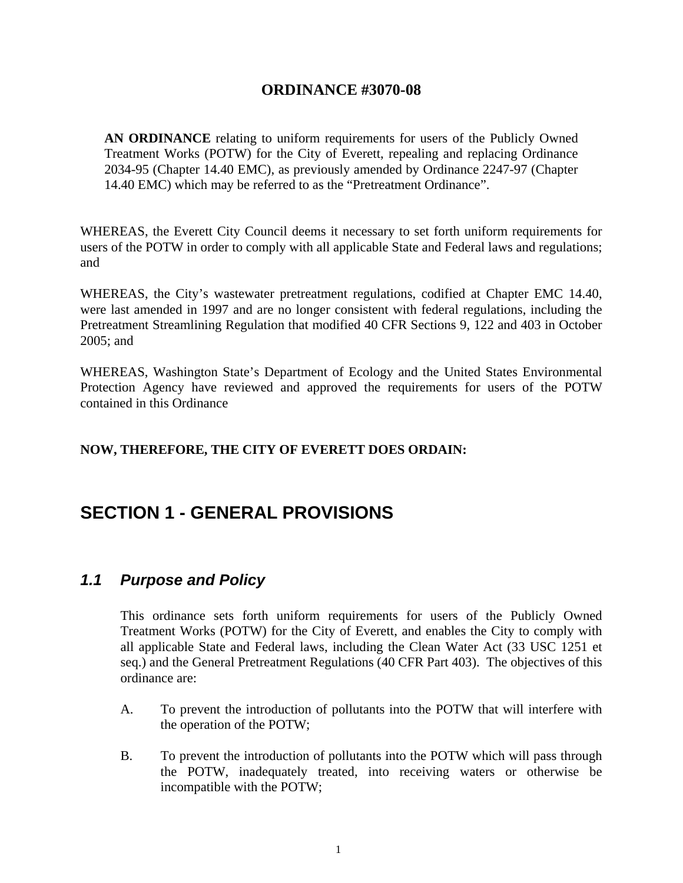# ORDINANCE #3070-08

**AN ORDINANCE** relating to uniform requirements for users of the Publicly Owned Treatment Works (POTW) for the City of Everett, repealing and replacing Ordinance 2034-95 (Chapter 14.40 EMC), as previously amended by Ordinance 2247-97 (Chapter 14.40 EMC) which may be referred to as the "Pretreatment Ordinance".

WHEREAS, the Everett City Council deems it necessary to set forth uniform requirements for users of the POTW in order to comply with all applicable State and Federal laws and regulations; and

WHEREAS, the City's wastewater pretreatment regulations, codified at Chapter EMC 14.40, were last amended in 1997 and are no longer consistent with federal regulations, including the Pretreatment Streamlining Regulation that modified 40 CFR Sections 9, 122 and 403 in October 2005; and

WHEREAS, Washington State's Department of Ecology and the United States Environmental Protection Agency have reviewed and approved the requirements for users of the POTW contained in this Ordinance

**NOW, THEREFORE, THE CITY OF EVERETT DOES ORDAIN:**

## SECTION 1 - GENERAL PROVISIONS

### *1.1 Purpose and Policy*

This ordinance sets forth uniform requirements for users of the Publicly Owned Treatment Works (POTW) for the City of Everett, and enables the City to comply with all applicable State and Federal laws, including the Clean Water Act (33 USC 1251 et seq.) and the General Pretreatment Regulations (40 CFR Part 403). The objectives of this ordinance are:

A. To prevent the introduction of pollutants into the POTW that will interfere with the operation of the POTW;

B. To prevent the introduction of pollutants into the POTW which will pass through the POTW, inadequately treated, into receiving waters or otherwise be incompatible with the POTW;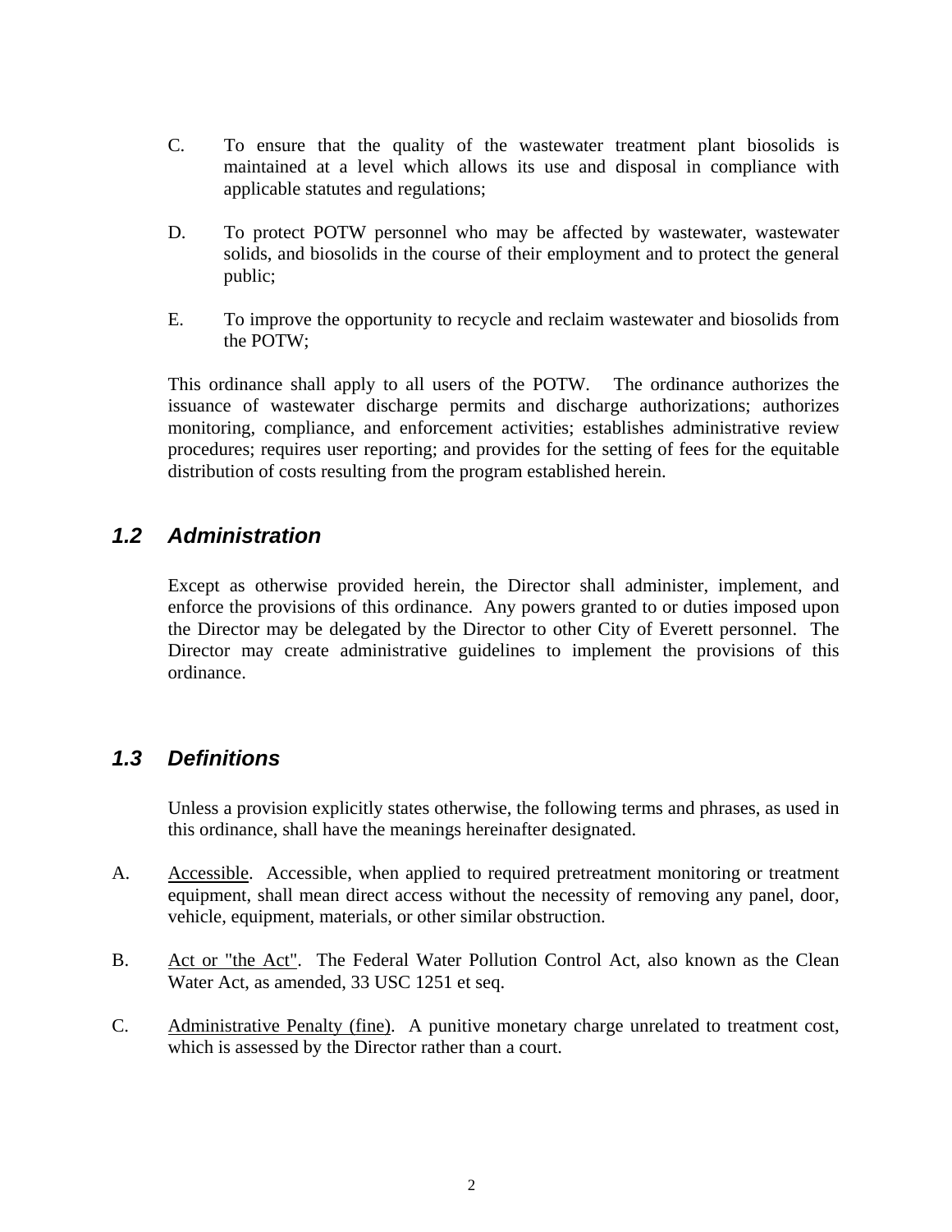C. To ensure that the quality of the wastewater treatment plant biosolids is maintained at a level which allows its use and disposal in compliance with applicable statutes and regulations;

D. To protect POTW personnel who may be affected by wastewater, wastewater solids, and biosolids in the course of their employment and to protect the general public;

E. To improve the opportunity to recycle and reclaim wastewater and biosolids from the POTW;

This ordinance shall apply to all users of the POTW. The ordinance authorizes the issuance of wastewater discharge permits and discharge authorizations; authorizes monitoring, compliance, and enforcement activities; establishes administrative review procedures; requires user reporting; and provides for the setting of fees for the equitable distribution of costs resulting from the program established herein.

## *1.2 Administration*

Except as otherwise provided herein, the Director shall administer, implement, and enforce the provisions of this ordinance. Any powers granted to or duties imposed upon the Director may be delegated by the Director to other City of Everett personnel. The Director may create administrative guidelines to implement the provisions of this ordinance.

## *1.3 Definitions*

Unless a provision explicitly states otherwise, the following terms and phrases, as used in this ordinance, shall have the meanings hereinafter designated.

A. <u>Accessible</u>. Accessible, when applied to required pretreatment monitoring or treatment equipment, shall mean direct access without the necessity of removing any panel, door, vehicle, equipment, materials, or other similar obstruction.

B. <u>Act or "the Act"</u>. The Federal Water Pollution Control Act, also known as the Clean Water Act, as amended, 33 USC 1251 et seq.

C. <u>Administrative Penalty (fine)</u>. A punitive monetary charge unrelated to treatment cost, which is assessed by the Director rather than a court.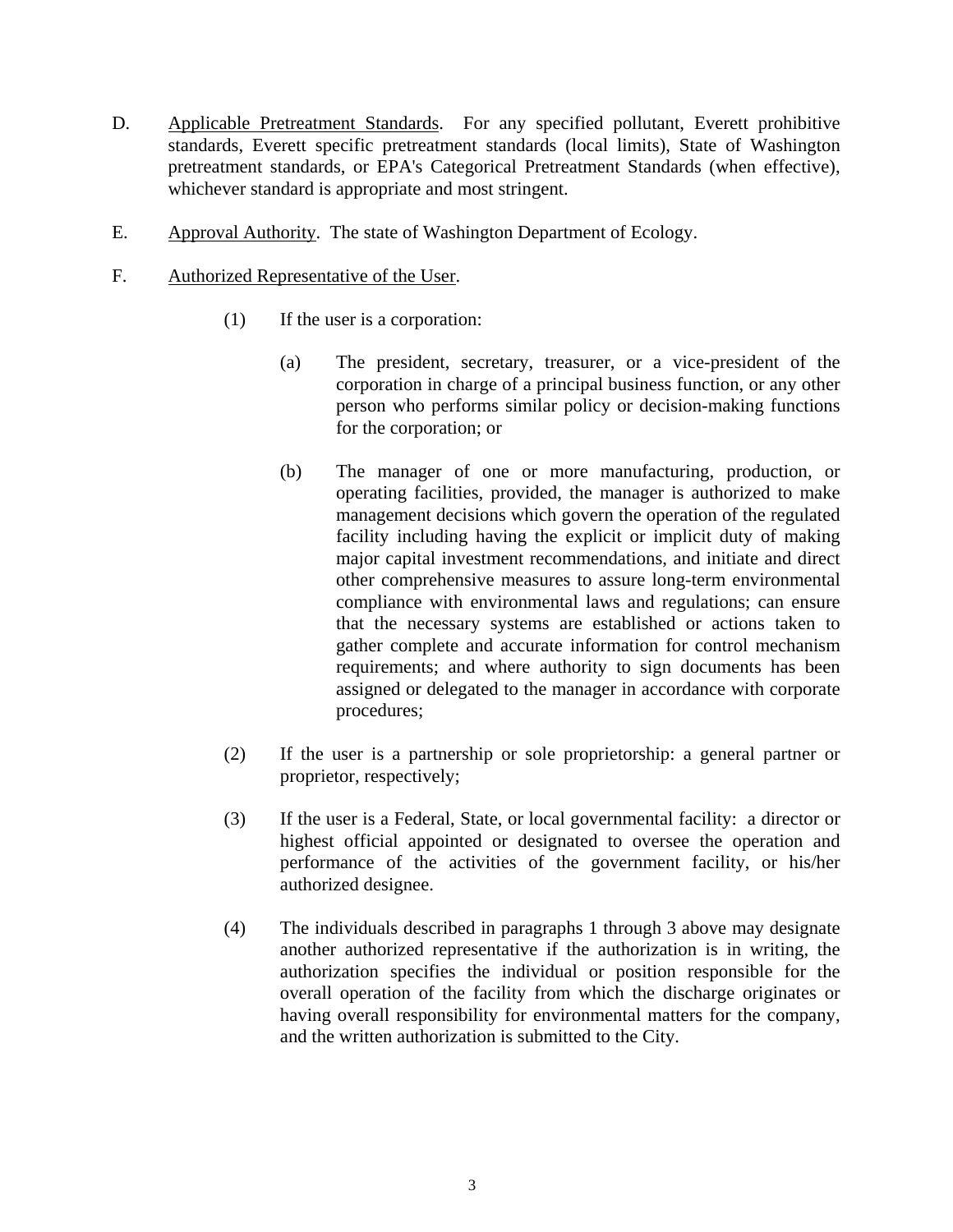D. Applicable Pretreatment Standards. For any specified pollutant, Everett prohibitive standards, Everett specific pretreatment standards (local limits), State of Washington pretreatment standards, or EPA's Categorical Pretreatment Standards (when effective), whichever standard is appropriate and most stringent.

E. Approval Authority. The state of Washington Department of Ecology.

F. Authorized Representative of the User.

(1) If the user is a corporation:

(a) The president, secretary, treasurer, or a vice-president of the corporation in charge of a principal business function, or any other person who performs similar policy or decision-making functions for the corporation; or

(b) The manager of one or more manufacturing, production, or operating facilities, provided, the manager is authorized to make management decisions which govern the operation of the regulated facility including having the explicit or implicit duty of making major capital investment recommendations, and initiate and direct other comprehensive measures to assure long-term environmental compliance with environmental laws and regulations; can ensure that the necessary systems are established or actions taken to gather complete and accurate information for control mechanism requirements; and where authority to sign documents has been assigned or delegated to the manager in accordance with corporate procedures;

(2) If the user is a partnership or sole proprietorship: a general partner or proprietor, respectively;

(3) If the user is a Federal, State, or local governmental facility: a director or highest official appointed or designated to oversee the operation and performance of the activities of the government facility, or his/her authorized designee.

(4) The individuals described in paragraphs 1 through 3 above may designate another authorized representative if the authorization is in writing, the authorization specifies the individual or position responsible for the overall operation of the facility from which the discharge originates or having overall responsibility for environmental matters for the company, and the written authorization is submitted to the City.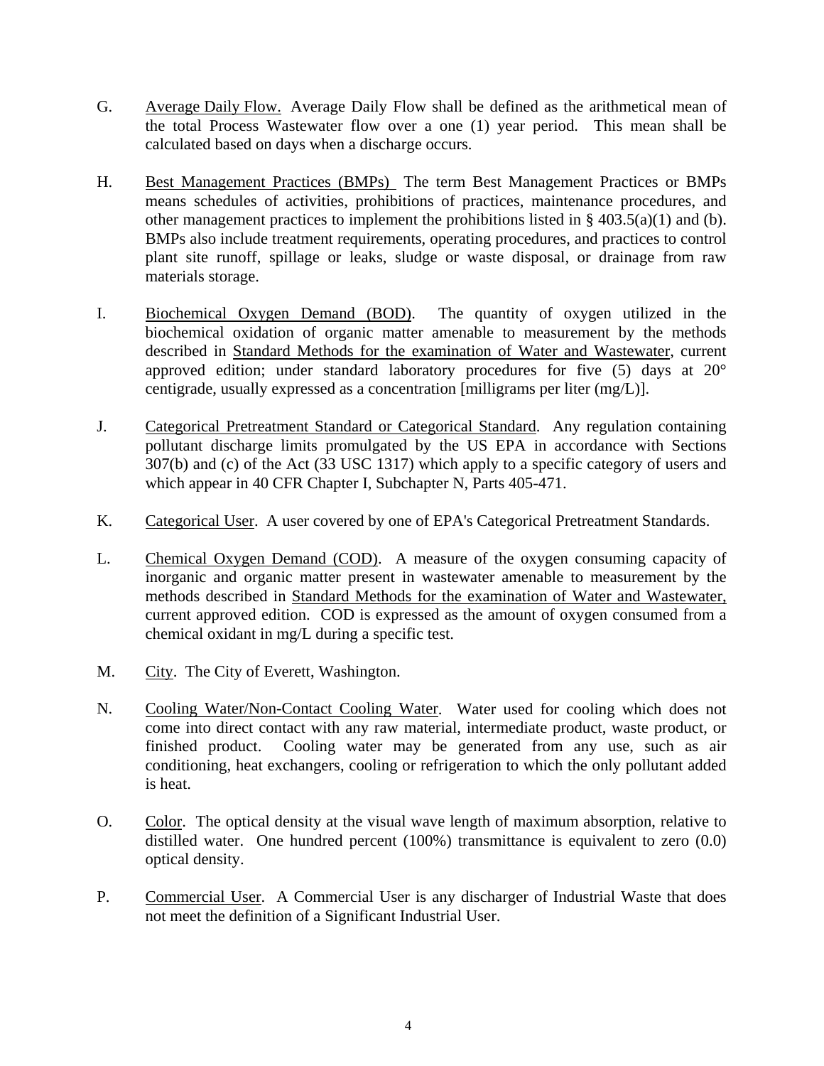G. Average Daily Flow. Average Daily Flow shall be defined as the arithmetical mean of the total Process Wastewater flow over a one (1) year period. This mean shall be calculated based on days when a discharge occurs.

H. Best Management Practices (BMPs) The term Best Management Practices or BMPs means schedules of activities, prohibitions of practices, maintenance procedures, and other management practices to implement the prohibitions listed in § 403.5(a)(1) and (b). BMPs also include treatment requirements, operating procedures, and practices to control plant site runoff, spillage or leaks, sludge or waste disposal, or drainage from raw materials storage.

I. Biochemical Oxygen Demand (BOD). The quantity of oxygen utilized in the biochemical oxidation of organic matter amenable to measurement by the methods described in Standard Methods for the examination of Water and Wastewater, current approved edition; under standard laboratory procedures for five (5) days at 20° centigrade, usually expressed as a concentration [milligrams per liter (mg/L)].

J. Categorical Pretreatment Standard or Categorical Standard. Any regulation containing pollutant discharge limits promulgated by the US EPA in accordance with Sections 307(b) and (c) of the Act (33 USC 1317) which apply to a specific category of users and which appear in 40 CFR Chapter I, Subchapter N, Parts 405-471.

K. Categorical User. A user covered by one of EPA's Categorical Pretreatment Standards.

L. Chemical Oxygen Demand (COD). A measure of the oxygen consuming capacity of inorganic and organic matter present in wastewater amenable to measurement by the methods described in Standard Methods for the examination of Water and Wastewater, current approved edition. COD is expressed as the amount of oxygen consumed from a chemical oxidant in mg/L during a specific test.

M. City. The City of Everett, Washington.

N. Cooling Water/Non-Contact Cooling Water. Water used for cooling which does not come into direct contact with any raw material, intermediate product, waste product, or finished product. Cooling water may be generated from any use, such as air conditioning, heat exchangers, cooling or refrigeration to which the only pollutant added is heat.

O. Color. The optical density at the visual wave length of maximum absorption, relative to distilled water. One hundred percent (100%) transmittance is equivalent to zero (0.0) optical density.

P. Commercial User. A Commercial User is any discharger of Industrial Waste that does not meet the definition of a Significant Industrial User.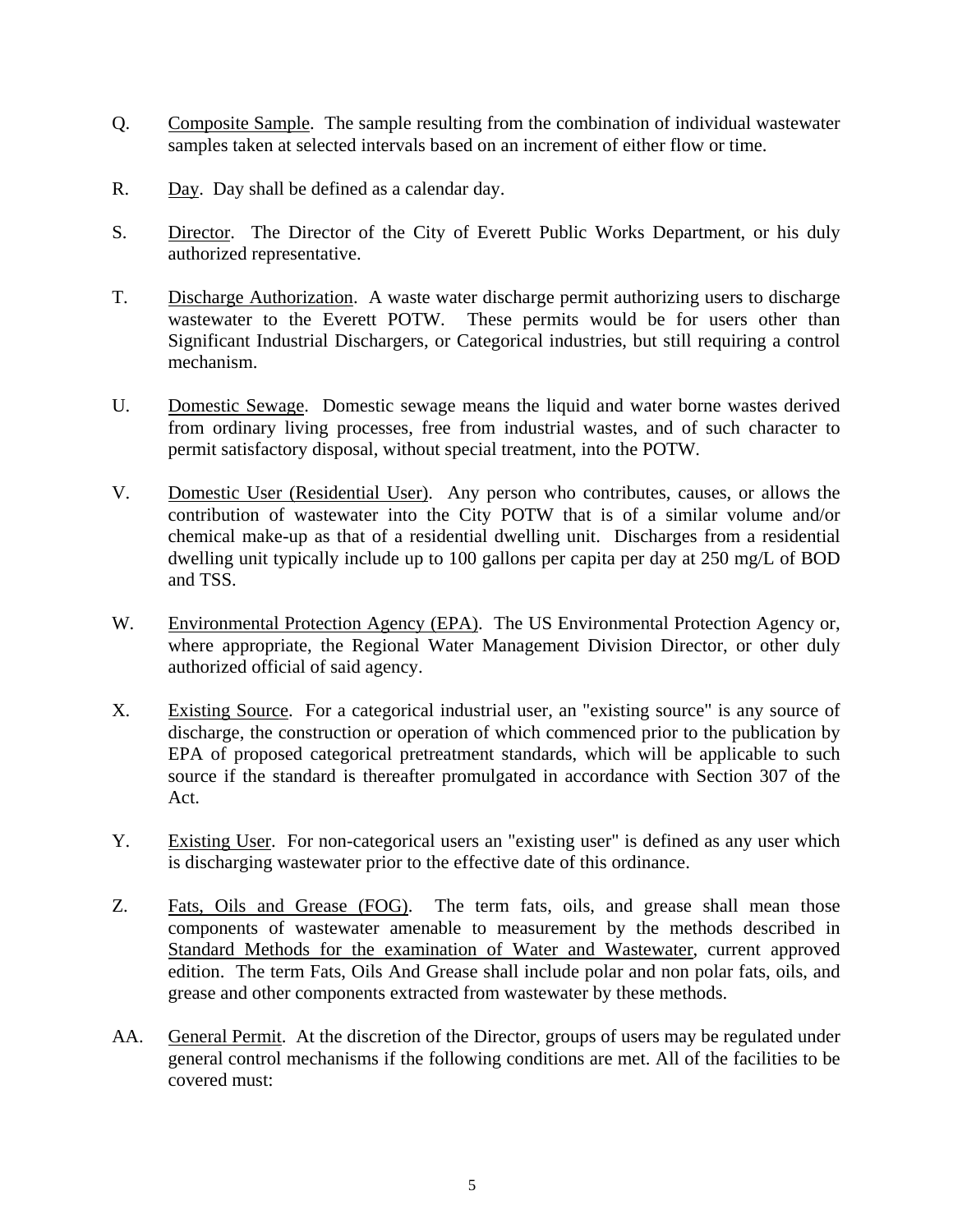Q. Composite Sample. The sample resulting from the combination of individual wastewater samples taken at selected intervals based on an increment of either flow or time.

R. Day. Day shall be defined as a calendar day.

S. Director. The Director of the City of Everett Public Works Department, or his duly authorized representative.

T. Discharge Authorization. A waste water discharge permit authorizing users to discharge wastewater to the Everett POTW. These permits would be for users other than Significant Industrial Dischargers, or Categorical industries, but still requiring a control mechanism.

U. Domestic Sewage. Domestic sewage means the liquid and water borne wastes derived from ordinary living processes, free from industrial wastes, and of such character to permit satisfactory disposal, without special treatment, into the POTW.

V. Domestic User (Residential User). Any person who contributes, causes, or allows the contribution of wastewater into the City POTW that is of a similar volume and/or chemical make-up as that of a residential dwelling unit. Discharges from a residential dwelling unit typically include up to 100 gallons per capita per day at 250 mg/L of BOD and TSS.

W. Environmental Protection Agency (EPA). The US Environmental Protection Agency or, where appropriate, the Regional Water Management Division Director, or other duly authorized official of said agency.

X. Existing Source. For a categorical industrial user, an "existing source" is any source of discharge, the construction or operation of which commenced prior to the publication by EPA of proposed categorical pretreatment standards, which will be applicable to such source if the standard is thereafter promulgated in accordance with Section 307 of the Act.

Y. Existing User. For non-categorical users an "existing user" is defined as any user which is discharging wastewater prior to the effective date of this ordinance.

Z. Fats, Oils and Grease (FOG). The term fats, oils, and grease shall mean those components of wastewater amenable to measurement by the methods described in Standard Methods for the examination of Water and Wastewater, current approved edition. The term Fats, Oils And Grease shall include polar and non polar fats, oils, and grease and other components extracted from wastewater by these methods.

AA. General Permit. At the discretion of the Director, groups of users may be regulated under general control mechanisms if the following conditions are met. All of the facilities to be covered must: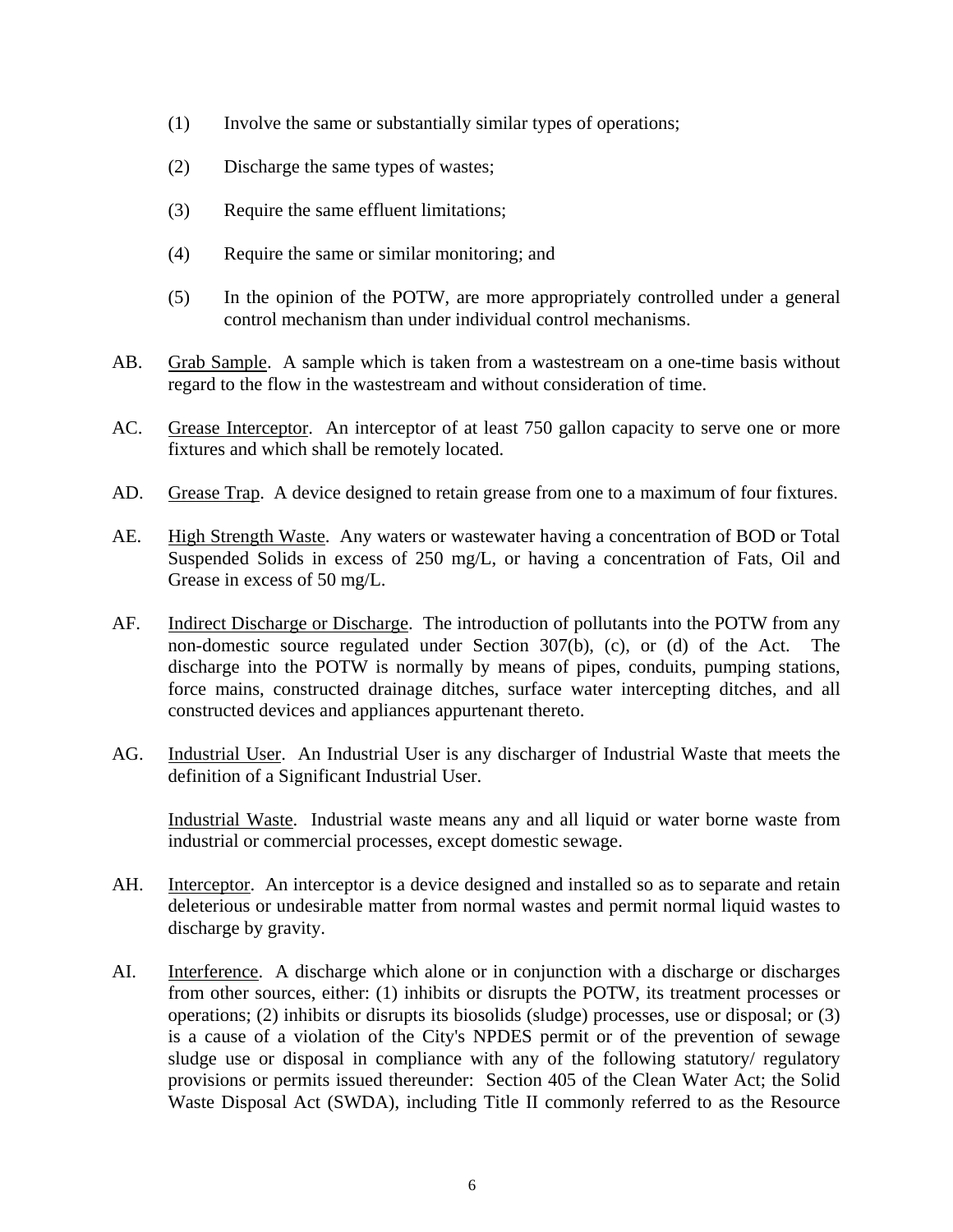(1) Involve the same or substantially similar types of operations;

(2) Discharge the same types of wastes;

(3) Require the same effluent limitations;

(4) Require the same or similar monitoring; and

(5) In the opinion of the POTW, are more appropriately controlled under a general control mechanism than under individual control mechanisms.

AB. Grab Sample. A sample which is taken from a wastestream on a one-time basis without regard to the flow in the wastestream and without consideration of time.

AC. Grease Interceptor. An interceptor of at least 750 gallon capacity to serve one or more fixtures and which shall be remotely located.

AD. Grease Trap. A device designed to retain grease from one to a maximum of four fixtures.

AE. High Strength Waste. Any waters or wastewater having a concentration of BOD or Total Suspended Solids in excess of 250 mg/L, or having a concentration of Fats, Oil and Grease in excess of 50 mg/L.

AF. Indirect Discharge or Discharge. The introduction of pollutants into the POTW from any non-domestic source regulated under Section 307(b), (c), or (d) of the Act. The discharge into the POTW is normally by means of pipes, conduits, pumping stations, force mains, constructed drainage ditches, surface water intercepting ditches, and all constructed devices and appliances appurtenant thereto.

AG. Industrial User. An Industrial User is any discharger of Industrial Waste that meets the definition of a Significant Industrial User.

Industrial Waste. Industrial waste means any and all liquid or water borne waste from industrial or commercial processes, except domestic sewage.

AH. Interceptor. An interceptor is a device designed and installed so as to separate and retain deleterious or undesirable matter from normal wastes and permit normal liquid wastes to discharge by gravity.

AI. Interference. A discharge which alone or in conjunction with a discharge or discharges from other sources, either: (1) inhibits or disrupts the POTW, its treatment processes or operations; (2) inhibits or disrupts its biosolids (sludge) processes, use or disposal; or (3) is a cause of a violation of the City's NPDES permit or of the prevention of sewage sludge use or disposal in compliance with any of the following statutory/ regulatory provisions or permits issued thereunder: Section 405 of the Clean Water Act; the Solid Waste Disposal Act (SWDA), including Title II commonly referred to as the Resource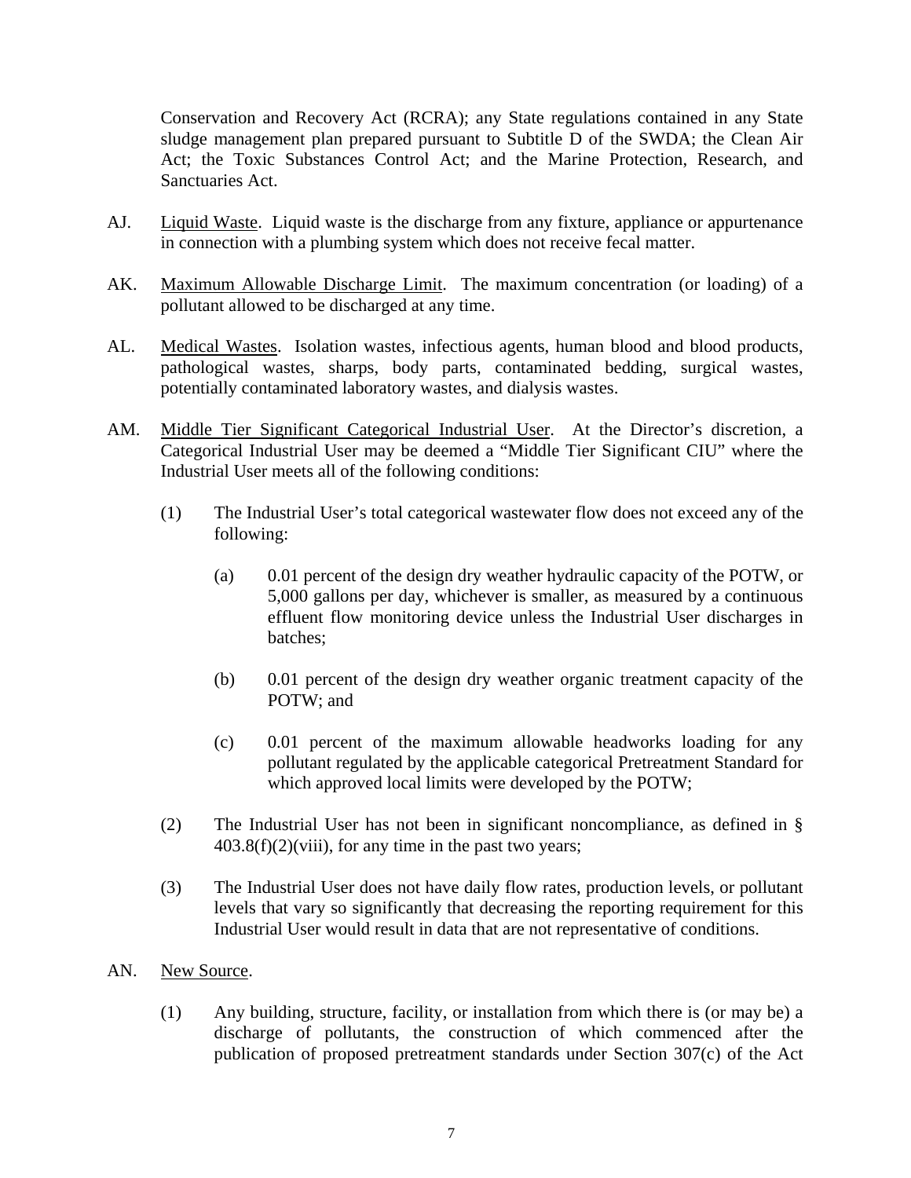Conservation and Recovery Act (RCRA); any State regulations contained in any State sludge management plan prepared pursuant to Subtitle D of the SWDA; the Clean Air Act; the Toxic Substances Control Act; and the Marine Protection, Research, and Sanctuaries Act.

AJ. Liquid Waste. Liquid waste is the discharge from any fixture, appliance or appurtenance in connection with a plumbing system which does not receive fecal matter.

AK. Maximum Allowable Discharge Limit. The maximum concentration (or loading) of a pollutant allowed to be discharged at any time.

AL. Medical Wastes. Isolation wastes, infectious agents, human blood and blood products, pathological wastes, sharps, body parts, contaminated bedding, surgical wastes, potentially contaminated laboratory wastes, and dialysis wastes.

AM. Middle Tier Significant Categorical Industrial User. At the Director's discretion, a Categorical Industrial User may be deemed a "Middle Tier Significant CIU" where the Industrial User meets all of the following conditions:

(1) The Industrial User's total categorical wastewater flow does not exceed any of the following:

(a) 0.01 percent of the design dry weather hydraulic capacity of the POTW, or 5,000 gallons per day, whichever is smaller, as measured by a continuous effluent flow monitoring device unless the Industrial User discharges in batches;

(b) 0.01 percent of the design dry weather organic treatment capacity of the POTW; and

(c) 0.01 percent of the maximum allowable headworks loading for any pollutant regulated by the applicable categorical Pretreatment Standard for which approved local limits were developed by the POTW;

(2) The Industrial User has not been in significant noncompliance, as defined in § 403.8(f)(2)(viii), for any time in the past two years;

(3) The Industrial User does not have daily flow rates, production levels, or pollutant levels that vary so significantly that decreasing the reporting requirement for this Industrial User would result in data that are not representative of conditions.

AN. New Source.

(1) Any building, structure, facility, or installation from which there is (or may be) a discharge of pollutants, the construction of which commenced after the publication of proposed pretreatment standards under Section 307(c) of the Act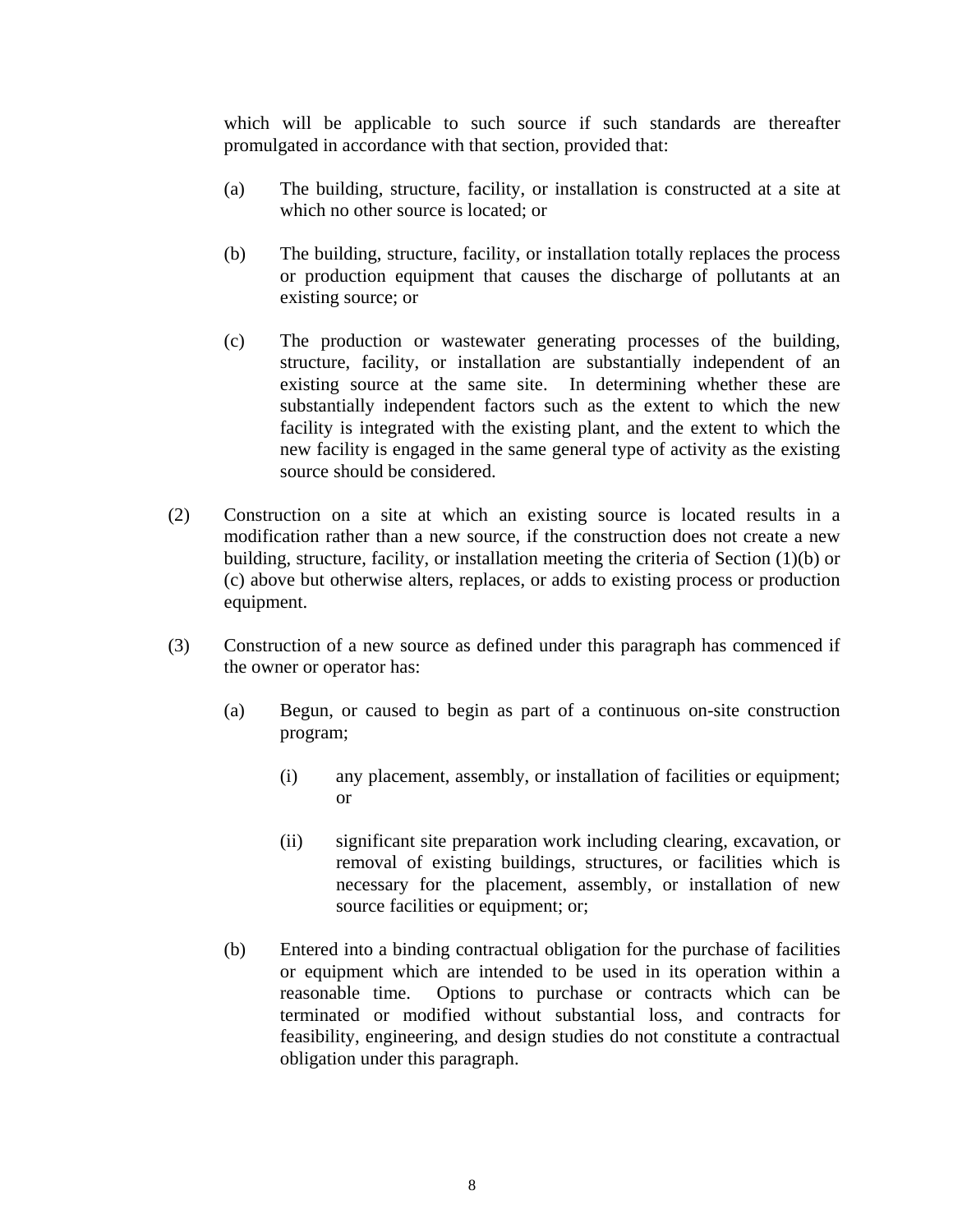which will be applicable to such source if such standards are thereafter promulgated in accordance with that section, provided that:

(a) The building, structure, facility, or installation is constructed at a site at which no other source is located; or

(b) The building, structure, facility, or installation totally replaces the process or production equipment that causes the discharge of pollutants at an existing source; or

(c) The production or wastewater generating processes of the building, structure, facility, or installation are substantially independent of an existing source at the same site. In determining whether these are substantially independent factors such as the extent to which the new facility is integrated with the existing plant, and the extent to which the new facility is engaged in the same general type of activity as the existing source should be considered.

(2) Construction on a site at which an existing source is located results in a modification rather than a new source, if the construction does not create a new building, structure, facility, or installation meeting the criteria of Section (1)(b) or (c) above but otherwise alters, replaces, or adds to existing process or production equipment.

(3) Construction of a new source as defined under this paragraph has commenced if the owner or operator has:

(a) Begun, or caused to begin as part of a continuous on-site construction program;

   (i) any placement, assembly, or installation of facilities or equipment; or

   (ii) significant site preparation work including clearing, excavation, or removal of existing buildings, structures, or facilities which is necessary for the placement, assembly, or installation of new source facilities or equipment; or;

(b) Entered into a binding contractual obligation for the purchase of facilities or equipment which are intended to be used in its operation within a reasonable time. Options to purchase or contracts which can be terminated or modified without substantial loss, and contracts for feasibility, engineering, and design studies do not constitute a contractual obligation under this paragraph.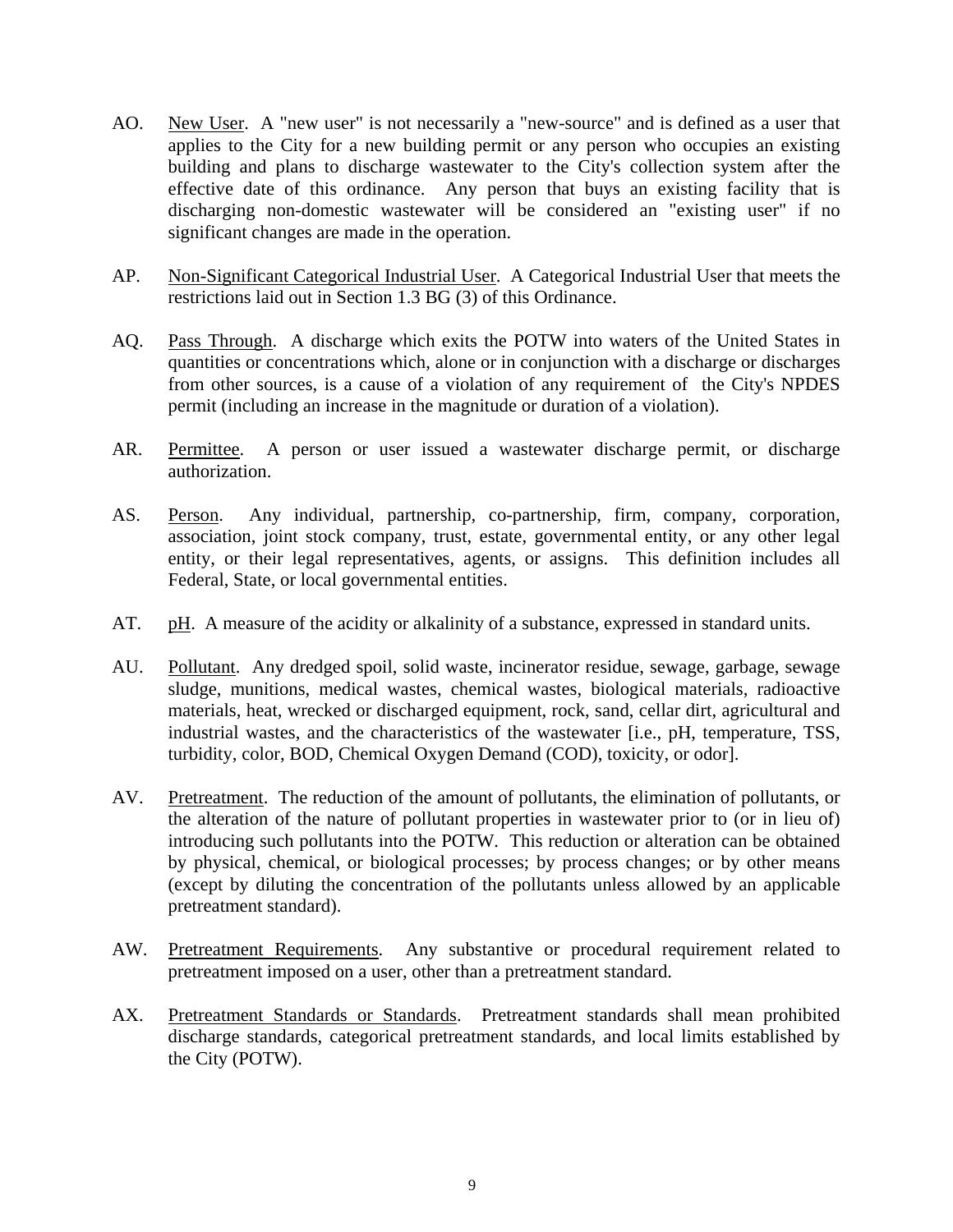AO. New User. A "new user" is not necessarily a "new-source" and is defined as a user that applies to the City for a new building permit or any person who occupies an existing building and plans to discharge wastewater to the City's collection system after the effective date of this ordinance. Any person that buys an existing facility that is discharging non-domestic wastewater will be considered an "existing user" if no significant changes are made in the operation.

AP. Non-Significant Categorical Industrial User. A Categorical Industrial User that meets the restrictions laid out in Section 1.3 BG (3) of this Ordinance.

AQ. Pass Through. A discharge which exits the POTW into waters of the United States in quantities or concentrations which, alone or in conjunction with a discharge or discharges from other sources, is a cause of a violation of any requirement of the City's NPDES permit (including an increase in the magnitude or duration of a violation).

AR. Permittee. A person or user issued a wastewater discharge permit, or discharge authorization.

AS. Person. Any individual, partnership, co-partnership, firm, company, corporation, association, joint stock company, trust, estate, governmental entity, or any other legal entity, or their legal representatives, agents, or assigns. This definition includes all Federal, State, or local governmental entities.

AT. pH. A measure of the acidity or alkalinity of a substance, expressed in standard units.

AU. Pollutant. Any dredged spoil, solid waste, incinerator residue, sewage, garbage, sewage sludge, munitions, medical wastes, chemical wastes, biological materials, radioactive materials, heat, wrecked or discharged equipment, rock, sand, cellar dirt, agricultural and industrial wastes, and the characteristics of the wastewater [i.e., pH, temperature, TSS, turbidity, color, BOD, Chemical Oxygen Demand (COD), toxicity, or odor].

AV. Pretreatment. The reduction of the amount of pollutants, the elimination of pollutants, or the alteration of the nature of pollutant properties in wastewater prior to (or in lieu of) introducing such pollutants into the POTW. This reduction or alteration can be obtained by physical, chemical, or biological processes; by process changes; or by other means (except by diluting the concentration of the pollutants unless allowed by an applicable pretreatment standard).

AW. Pretreatment Requirements. Any substantive or procedural requirement related to pretreatment imposed on a user, other than a pretreatment standard.

AX. Pretreatment Standards or Standards. Pretreatment standards shall mean prohibited discharge standards, categorical pretreatment standards, and local limits established by the City (POTW).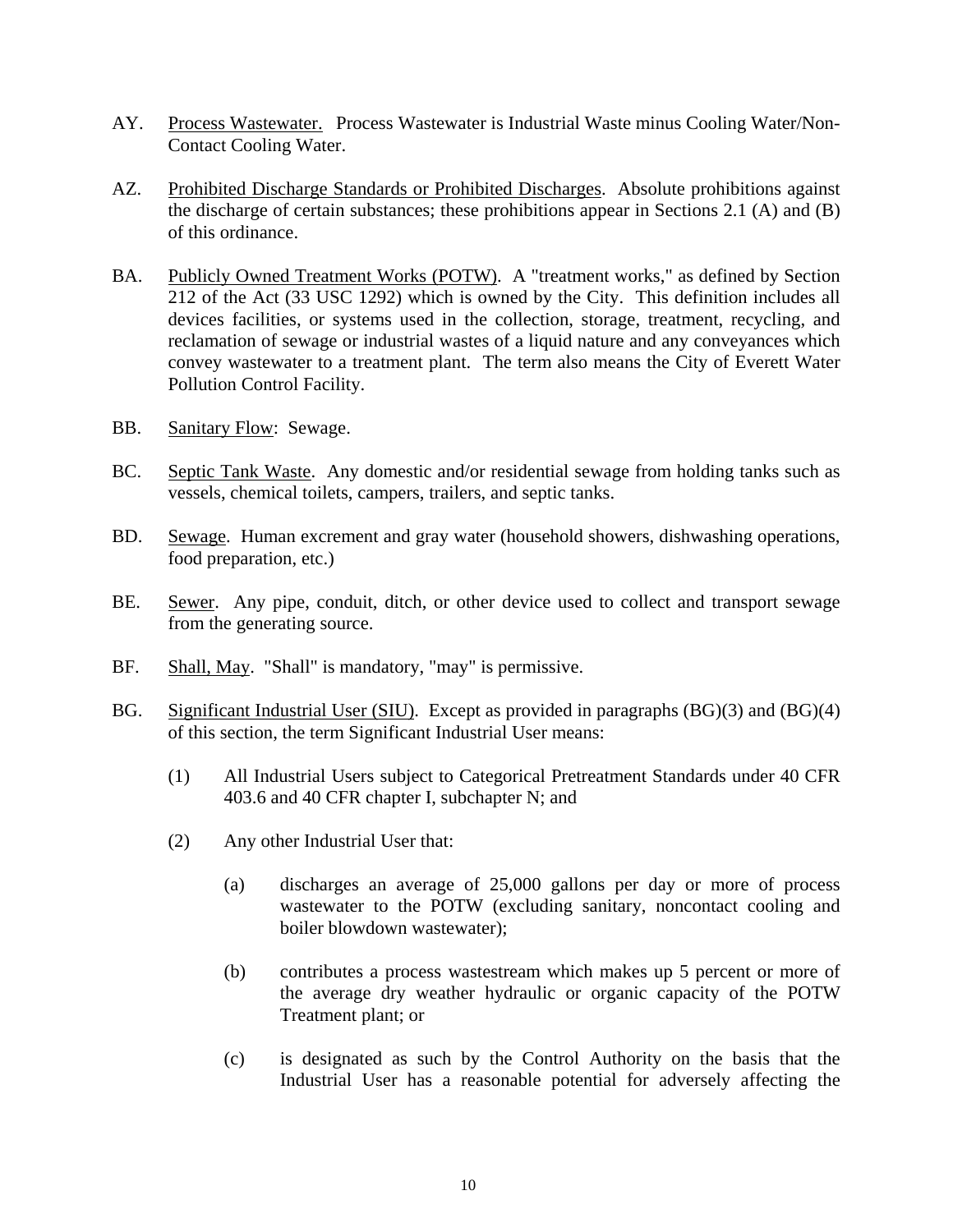AY. Process Wastewater. Process Wastewater is Industrial Waste minus Cooling Water/Non-Contact Cooling Water.

AZ. Prohibited Discharge Standards or Prohibited Discharges. Absolute prohibitions against the discharge of certain substances; these prohibitions appear in Sections 2.1 (A) and (B) of this ordinance.

BA. Publicly Owned Treatment Works (POTW). A "treatment works," as defined by Section 212 of the Act (33 USC 1292) which is owned by the City. This definition includes all devices facilities, or systems used in the collection, storage, treatment, recycling, and reclamation of sewage or industrial wastes of a liquid nature and any conveyances which convey wastewater to a treatment plant. The term also means the City of Everett Water Pollution Control Facility.

BB. Sanitary Flow: Sewage.

BC. Septic Tank Waste. Any domestic and/or residential sewage from holding tanks such as vessels, chemical toilets, campers, trailers, and septic tanks.

BD. Sewage. Human excrement and gray water (household showers, dishwashing operations, food preparation, etc.)

BE. Sewer. Any pipe, conduit, ditch, or other device used to collect and transport sewage from the generating source.

BF. Shall, May. "Shall" is mandatory, "may" is permissive.

BG. Significant Industrial User (SIU). Except as provided in paragraphs (BG)(3) and (BG)(4) of this section, the term Significant Industrial User means:

(1) All Industrial Users subject to Categorical Pretreatment Standards under 40 CFR 403.6 and 40 CFR chapter I, subchapter N; and

(2) Any other Industrial User that:

(a) discharges an average of 25,000 gallons per day or more of process wastewater to the POTW (excluding sanitary, noncontact cooling and boiler blowdown wastewater);

(b) contributes a process wastestream which makes up 5 percent or more of the average dry weather hydraulic or organic capacity of the POTW Treatment plant; or

(c) is designated as such by the Control Authority on the basis that the Industrial User has a reasonable potential for adversely affecting the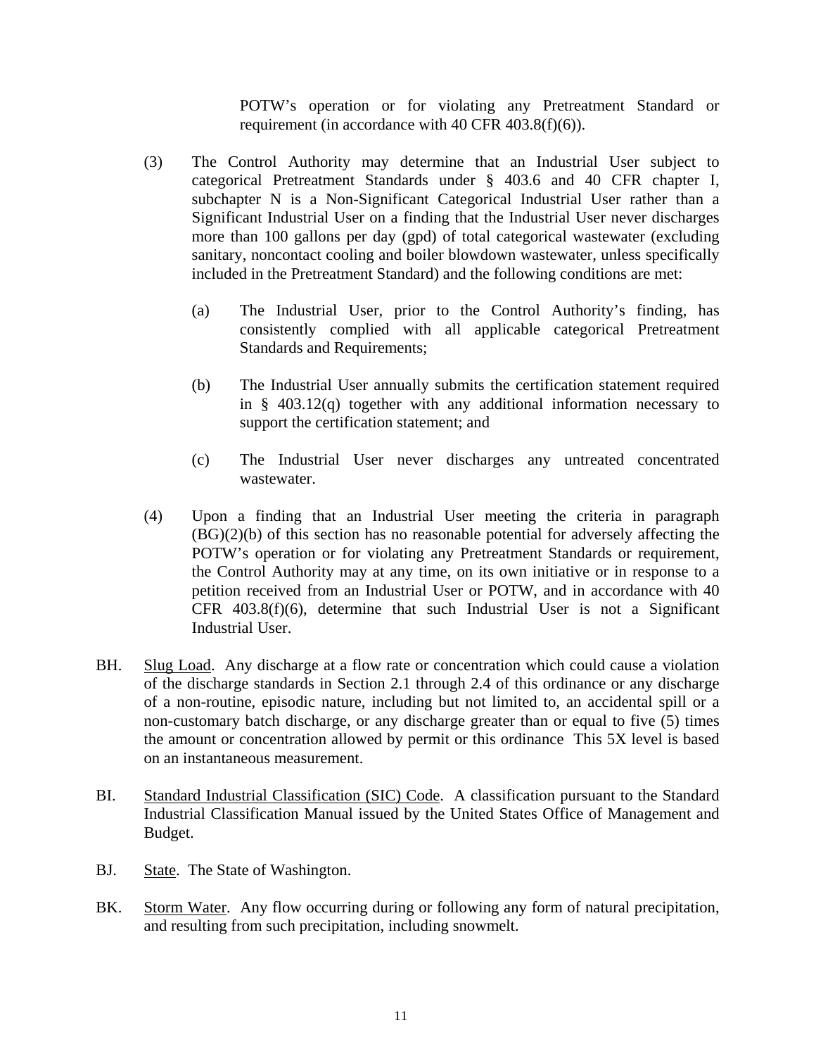POTW's operation or for violating any Pretreatment Standard or requirement (in accordance with 40 CFR 403.8(f)(6)).

(3) The Control Authority may determine that an Industrial User subject to categorical Pretreatment Standards under § 403.6 and 40 CFR chapter I, subchapter N is a Non-Significant Categorical Industrial User rather than a Significant Industrial User on a finding that the Industrial User never discharges more than 100 gallons per day (gpd) of total categorical wastewater (excluding sanitary, noncontact cooling and boiler blowdown wastewater, unless specifically included in the Pretreatment Standard) and the following conditions are met:

(a) The Industrial User, prior to the Control Authority's finding, has consistently complied with all applicable categorical Pretreatment Standards and Requirements;

(b) The Industrial User annually submits the certification statement required in § 403.12(q) together with any additional information necessary to support the certification statement; and

(c) The Industrial User never discharges any untreated concentrated wastewater.

(4) Upon a finding that an Industrial User meeting the criteria in paragraph (BG)(2)(b) of this section has no reasonable potential for adversely affecting the POTW's operation or for violating any Pretreatment Standards or requirement, the Control Authority may at any time, on its own initiative or in response to a petition received from an Industrial User or POTW, and in accordance with 40 CFR 403.8(f)(6), determine that such Industrial User is not a Significant Industrial User.

BH. Slug Load. Any discharge at a flow rate or concentration which could cause a violation of the discharge standards in Section 2.1 through 2.4 of this ordinance or any discharge of a non-routine, episodic nature, including but not limited to, an accidental spill or a non-customary batch discharge, or any discharge greater than or equal to five (5) times the amount or concentration allowed by permit or this ordinance This 5X level is based on an instantaneous measurement.

BI. Standard Industrial Classification (SIC) Code. A classification pursuant to the Standard Industrial Classification Manual issued by the United States Office of Management and Budget.

BJ. State. The State of Washington.

BK. Storm Water. Any flow occurring during or following any form of natural precipitation, and resulting from such precipitation, including snowmelt.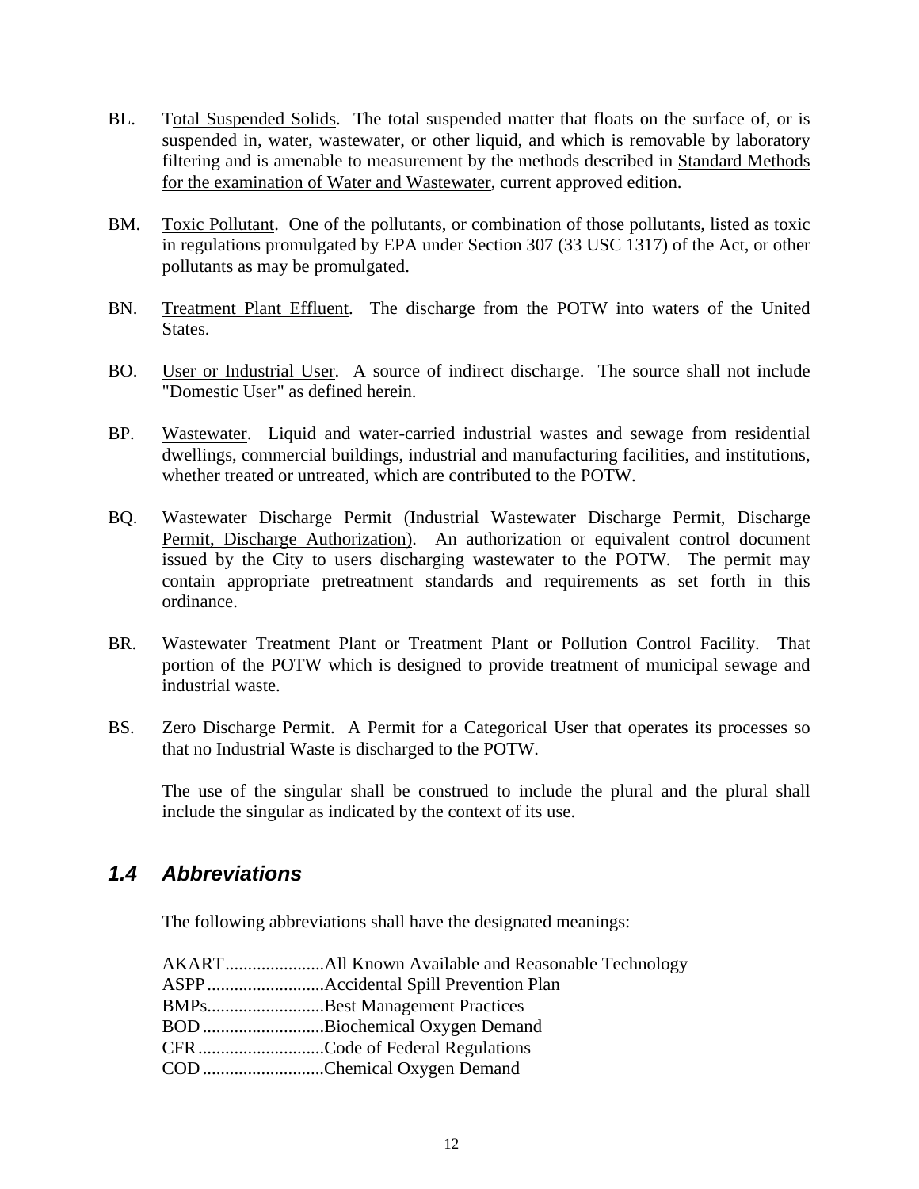BL. Total Suspended Solids. The total suspended matter that floats on the surface of, or is suspended in, water, wastewater, or other liquid, and which is removable by laboratory filtering and is amenable to measurement by the methods described in Standard Methods for the examination of Water and Wastewater, current approved edition.

BM. Toxic Pollutant. One of the pollutants, or combination of those pollutants, listed as toxic in regulations promulgated by EPA under Section 307 (33 USC 1317) of the Act, or other pollutants as may be promulgated.

BN. Treatment Plant Effluent. The discharge from the POTW into waters of the United States.

BO. User or Industrial User. A source of indirect discharge. The source shall not include "Domestic User" as defined herein.

BP. Wastewater. Liquid and water-carried industrial wastes and sewage from residential dwellings, commercial buildings, industrial and manufacturing facilities, and institutions, whether treated or untreated, which are contributed to the POTW.

BQ. Wastewater Discharge Permit (Industrial Wastewater Discharge Permit, Discharge Permit, Discharge Authorization). An authorization or equivalent control document issued by the City to users discharging wastewater to the POTW. The permit may contain appropriate pretreatment standards and requirements as set forth in this ordinance.

BR. Wastewater Treatment Plant or Treatment Plant or Pollution Control Facility. That portion of the POTW which is designed to provide treatment of municipal sewage and industrial waste.

BS. Zero Discharge Permit. A Permit for a Categorical User that operates its processes so that no Industrial Waste is discharged to the POTW.

The use of the singular shall be construed to include the plural and the plural shall include the singular as indicated by the context of its use.

## *1.4 Abbreviations*

The following abbreviations shall have the designated meanings:

AKART......................All Known Available and Reasonable Technology
ASPP..........................Accidental Spill Prevention Plan
BMPs..........................Best Management Practices
BOD...........................Biochemical Oxygen Demand
CFR............................Code of Federal Regulations
COD...........................Chemical Oxygen Demand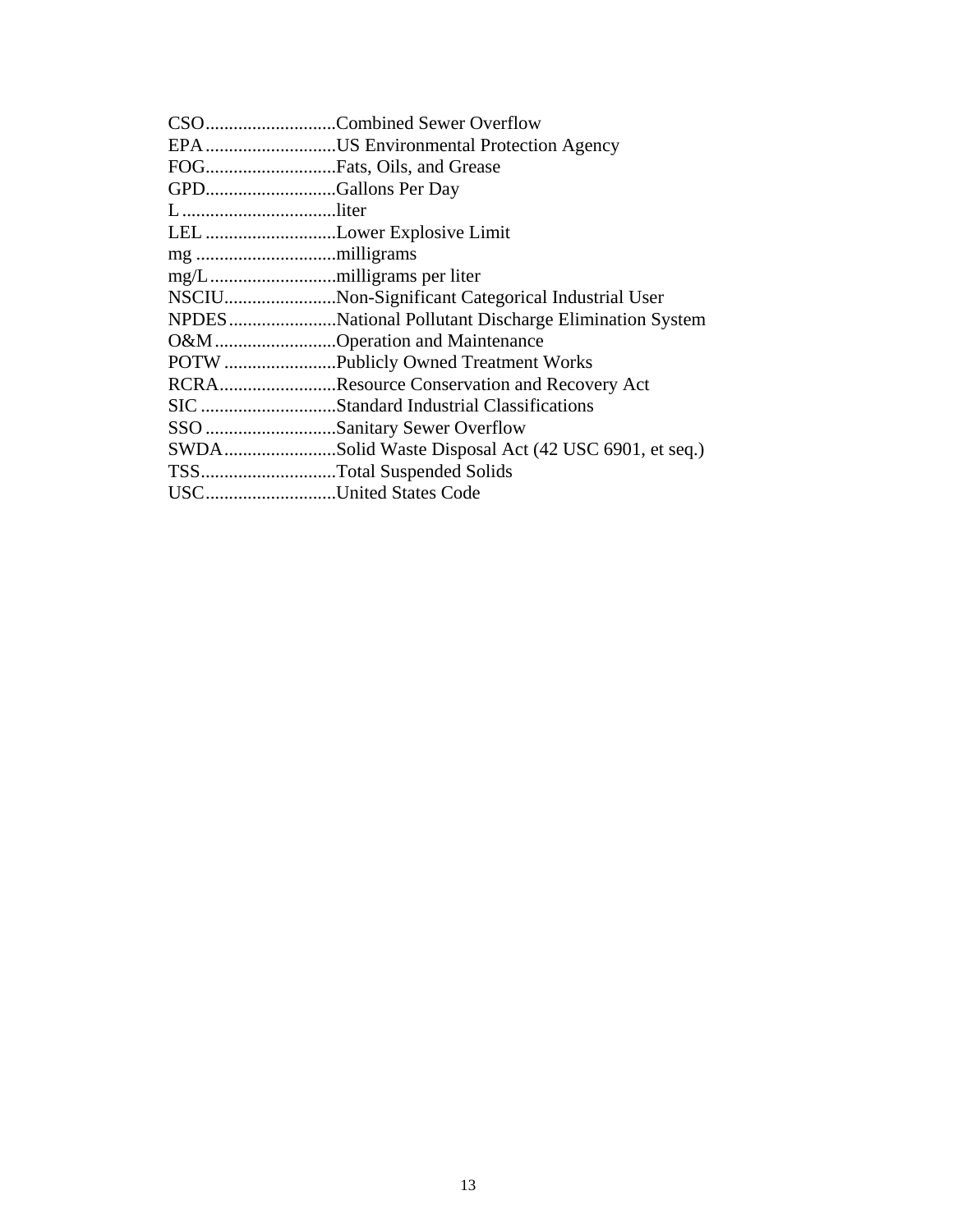CSO............................Combined Sewer Overflow
EPA............................US Environmental Protection Agency
FOG............................Fats, Oils, and Grease
GPD............................Gallons Per Day
L.................................liter
LEL............................Lower Explosive Limit
mg..............................milligrams
mg/L...........................milligrams per liter
NSCIU........................Non-Significant Categorical Industrial User
NPDES.......................National Pollutant Discharge Elimination System
O&M..........................Operation and Maintenance
POTW........................Publicly Owned Treatment Works
RCRA.........................Resource Conservation and Recovery Act
SIC.............................Standard Industrial Classifications
SSO............................Sanitary Sewer Overflow
SWDA........................Solid Waste Disposal Act (42 USC 6901, et seq.)
TSS.............................Total Suspended Solids
USC............................United States Code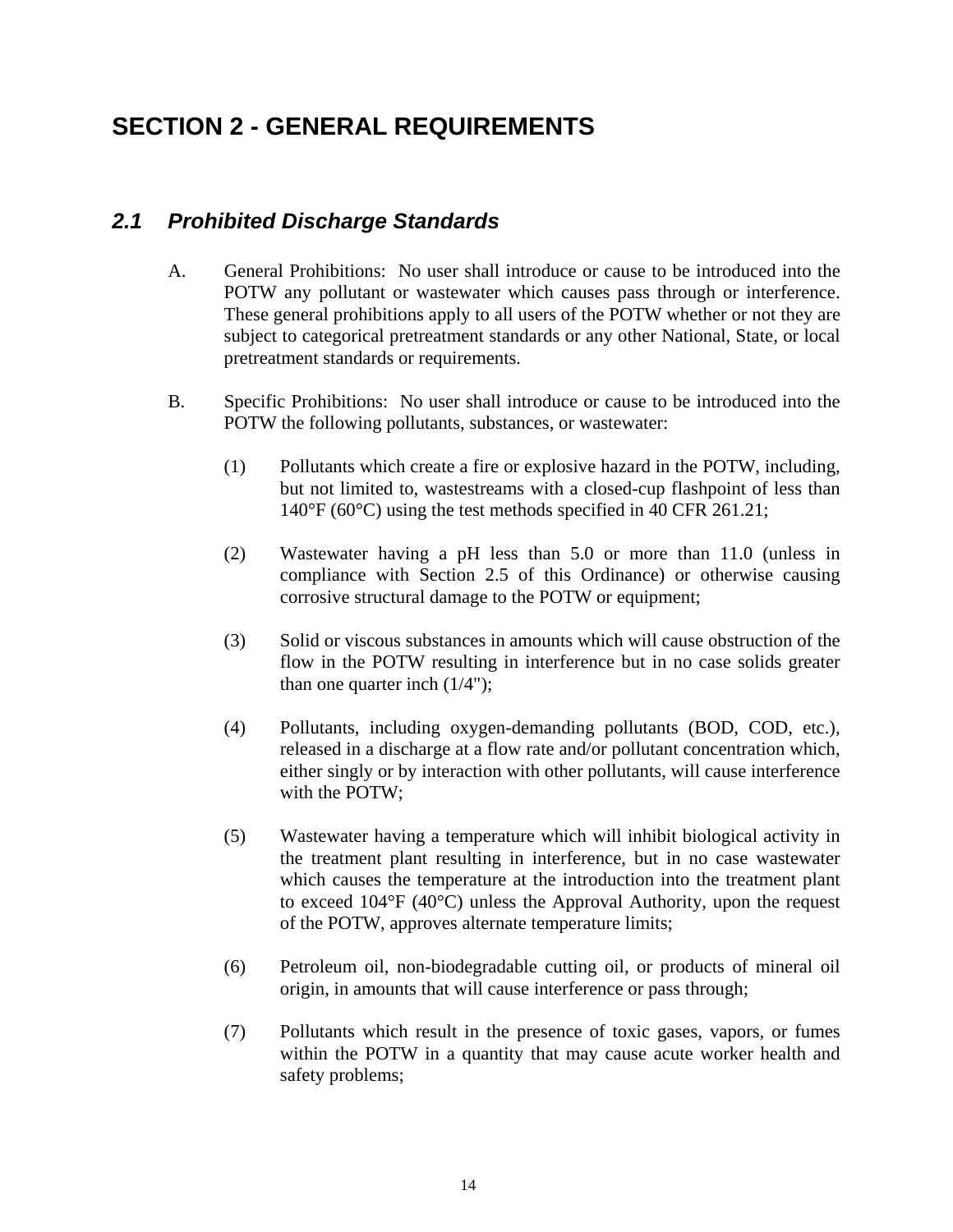# SECTION 2 - GENERAL REQUIREMENTS

## *2.1 Prohibited Discharge Standards*

A. General Prohibitions: No user shall introduce or cause to be introduced into the POTW any pollutant or wastewater which causes pass through or interference. These general prohibitions apply to all users of the POTW whether or not they are subject to categorical pretreatment standards or any other National, State, or local pretreatment standards or requirements.

B. Specific Prohibitions: No user shall introduce or cause to be introduced into the POTW the following pollutants, substances, or wastewater:

(1) Pollutants which create a fire or explosive hazard in the POTW, including, but not limited to, wastestreams with a closed-cup flashpoint of less than 140°F (60°C) using the test methods specified in 40 CFR 261.21;

(2) Wastewater having a pH less than 5.0 or more than 11.0 (unless in compliance with Section 2.5 of this Ordinance) or otherwise causing corrosive structural damage to the POTW or equipment;

(3) Solid or viscous substances in amounts which will cause obstruction of the flow in the POTW resulting in interference but in no case solids greater than one quarter inch (1/4");

(4) Pollutants, including oxygen-demanding pollutants (BOD, COD, etc.), released in a discharge at a flow rate and/or pollutant concentration which, either singly or by interaction with other pollutants, will cause interference with the POTW;

(5) Wastewater having a temperature which will inhibit biological activity in the treatment plant resulting in interference, but in no case wastewater which causes the temperature at the introduction into the treatment plant to exceed 104°F (40°C) unless the Approval Authority, upon the request of the POTW, approves alternate temperature limits;

(6) Petroleum oil, non-biodegradable cutting oil, or products of mineral oil origin, in amounts that will cause interference or pass through;

(7) Pollutants which result in the presence of toxic gases, vapors, or fumes within the POTW in a quantity that may cause acute worker health and safety problems;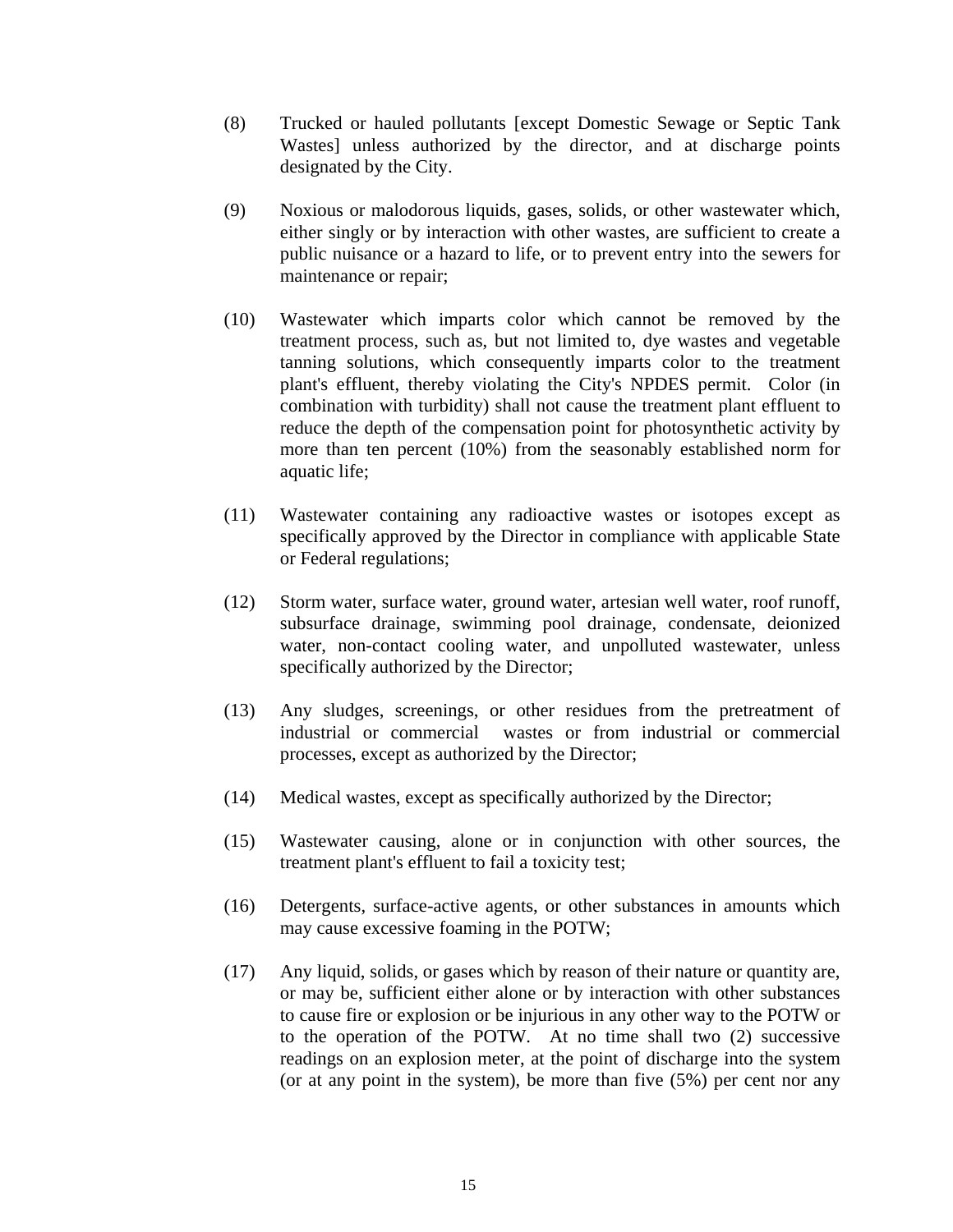(8) Trucked or hauled pollutants [except Domestic Sewage or Septic Tank Wastes] unless authorized by the director, and at discharge points designated by the City.

(9) Noxious or malodorous liquids, gases, solids, or other wastewater which, either singly or by interaction with other wastes, are sufficient to create a public nuisance or a hazard to life, or to prevent entry into the sewers for maintenance or repair;

(10) Wastewater which imparts color which cannot be removed by the treatment process, such as, but not limited to, dye wastes and vegetable tanning solutions, which consequently imparts color to the treatment plant's effluent, thereby violating the City's NPDES permit. Color (in combination with turbidity) shall not cause the treatment plant effluent to reduce the depth of the compensation point for photosynthetic activity by more than ten percent (10%) from the seasonably established norm for aquatic life;

(11) Wastewater containing any radioactive wastes or isotopes except as specifically approved by the Director in compliance with applicable State or Federal regulations;

(12) Storm water, surface water, ground water, artesian well water, roof runoff, subsurface drainage, swimming pool drainage, condensate, deionized water, non-contact cooling water, and unpolluted wastewater, unless specifically authorized by the Director;

(13) Any sludges, screenings, or other residues from the pretreatment of industrial or commercial wastes or from industrial or commercial processes, except as authorized by the Director;

(14) Medical wastes, except as specifically authorized by the Director;

(15) Wastewater causing, alone or in conjunction with other sources, the treatment plant's effluent to fail a toxicity test;

(16) Detergents, surface-active agents, or other substances in amounts which may cause excessive foaming in the POTW;

(17) Any liquid, solids, or gases which by reason of their nature or quantity are, or may be, sufficient either alone or by interaction with other substances to cause fire or explosion or be injurious in any other way to the POTW or to the operation of the POTW. At no time shall two (2) successive readings on an explosion meter, at the point of discharge into the system (or at any point in the system), be more than five (5%) per cent nor any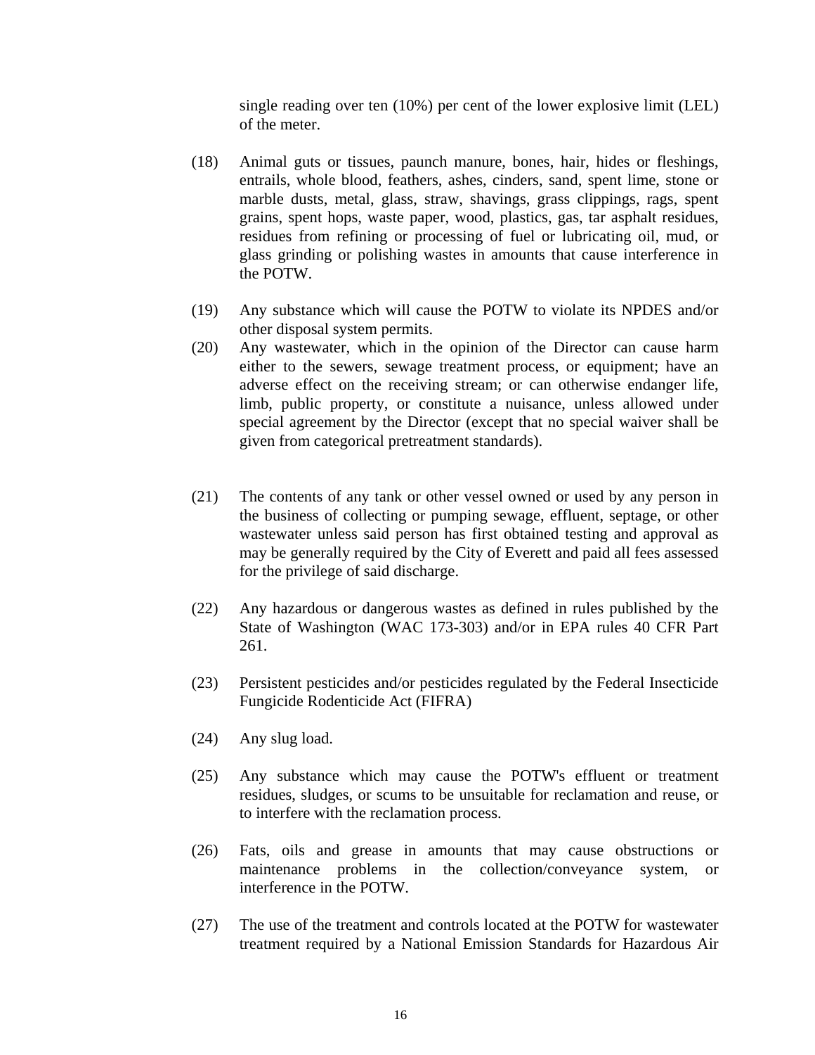single reading over ten (10%) per cent of the lower explosive limit (LEL) of the meter.

(18) Animal guts or tissues, paunch manure, bones, hair, hides or fleshings, entrails, whole blood, feathers, ashes, cinders, sand, spent lime, stone or marble dusts, metal, glass, straw, shavings, grass clippings, rags, spent grains, spent hops, waste paper, wood, plastics, gas, tar asphalt residues, residues from refining or processing of fuel or lubricating oil, mud, or glass grinding or polishing wastes in amounts that cause interference in the POTW.

(19) Any substance which will cause the POTW to violate its NPDES and/or other disposal system permits.

(20) Any wastewater, which in the opinion of the Director can cause harm either to the sewers, sewage treatment process, or equipment; have an adverse effect on the receiving stream; or can otherwise endanger life, limb, public property, or constitute a nuisance, unless allowed under special agreement by the Director (except that no special waiver shall be given from categorical pretreatment standards).

(21) The contents of any tank or other vessel owned or used by any person in the business of collecting or pumping sewage, effluent, septage, or other wastewater unless said person has first obtained testing and approval as may be generally required by the City of Everett and paid all fees assessed for the privilege of said discharge.

(22) Any hazardous or dangerous wastes as defined in rules published by the State of Washington (WAC 173-303) and/or in EPA rules 40 CFR Part 261.

(23) Persistent pesticides and/or pesticides regulated by the Federal Insecticide Fungicide Rodenticide Act (FIFRA)

(24) Any slug load.

(25) Any substance which may cause the POTW's effluent or treatment residues, sludges, or scums to be unsuitable for reclamation and reuse, or to interfere with the reclamation process.

(26) Fats, oils and grease in amounts that may cause obstructions or maintenance problems in the collection/conveyance system, or interference in the POTW.

(27) The use of the treatment and controls located at the POTW for wastewater treatment required by a National Emission Standards for Hazardous Air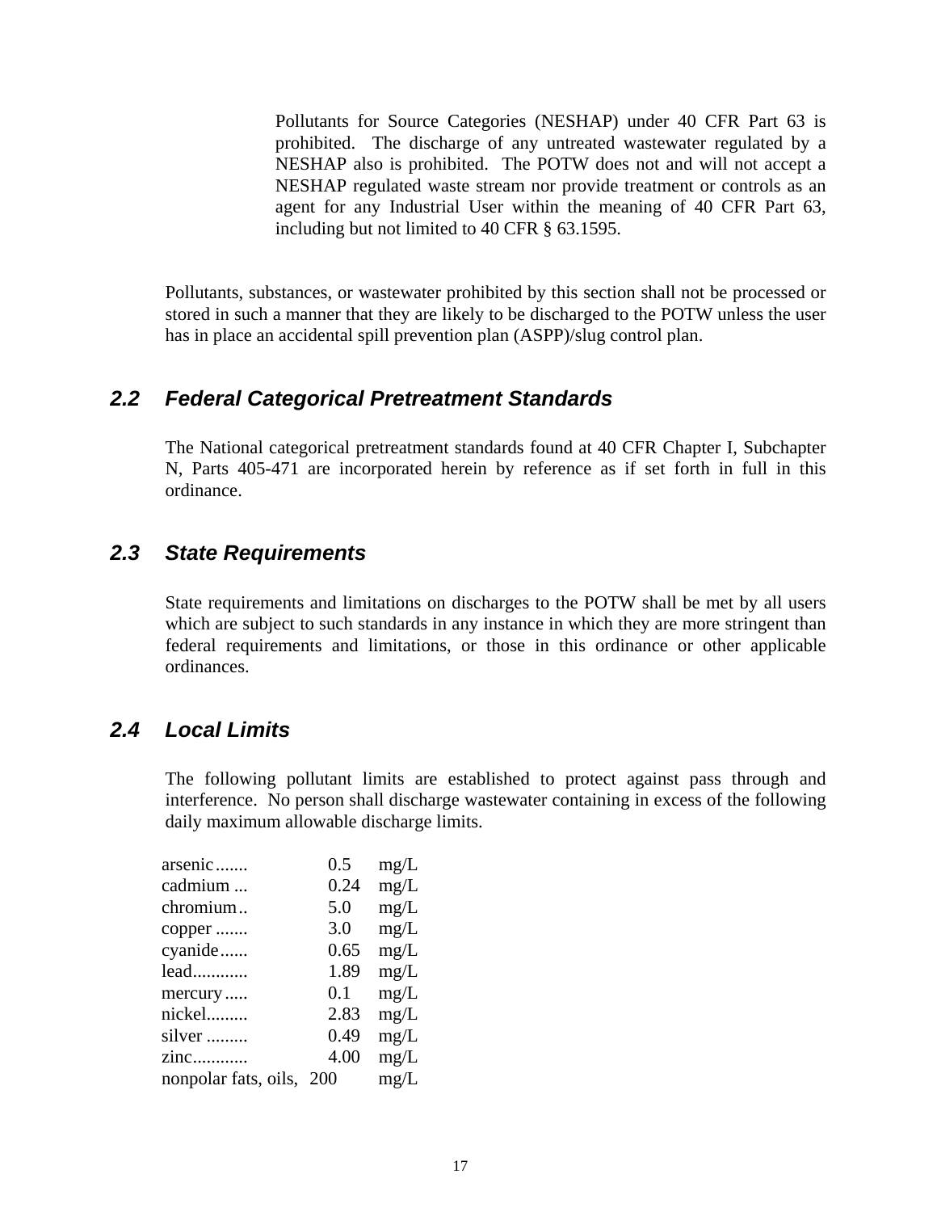Pollutants for Source Categories (NESHAP) under 40 CFR Part 63 is prohibited. The discharge of any untreated wastewater regulated by a NESHAP also is prohibited. The POTW does not and will not accept a NESHAP regulated waste stream nor provide treatment or controls as an agent for any Industrial User within the meaning of 40 CFR Part 63, including but not limited to 40 CFR § 63.1595.

Pollutants, substances, or wastewater prohibited by this section shall not be processed or stored in such a manner that they are likely to be discharged to the POTW unless the user has in place an accidental spill prevention plan (ASPP)/slug control plan.

## *2.2 Federal Categorical Pretreatment Standards*

The National categorical pretreatment standards found at 40 CFR Chapter I, Subchapter N, Parts 405-471 are incorporated herein by reference as if set forth in full in this ordinance.

## *2.3 State Requirements*

State requirements and limitations on discharges to the POTW shall be met by all users which are subject to such standards in any instance in which they are more stringent than federal requirements and limitations, or those in this ordinance or other applicable ordinances.

## *2.4 Local Limits*

The following pollutant limits are established to protect against pass through and interference. No person shall discharge wastewater containing in excess of the following daily maximum allowable discharge limits.

| | | |
|---|---|---|
| arsenic....... | 0.5 | mg/L |
| cadmium ... | 0.24 | mg/L |
| chromium.. | 5.0 | mg/L |
| copper ....... | 3.0 | mg/L |
| cyanide...... | 0.65 | mg/L |
| lead............ | 1.89 | mg/L |
| mercury..... | 0.1 | mg/L |
| nickel......... | 2.83 | mg/L |
| silver ......... | 0.49 | mg/L |
| zinc............ | 4.00 | mg/L |
| nonpolar fats, oils, | 200 | mg/L |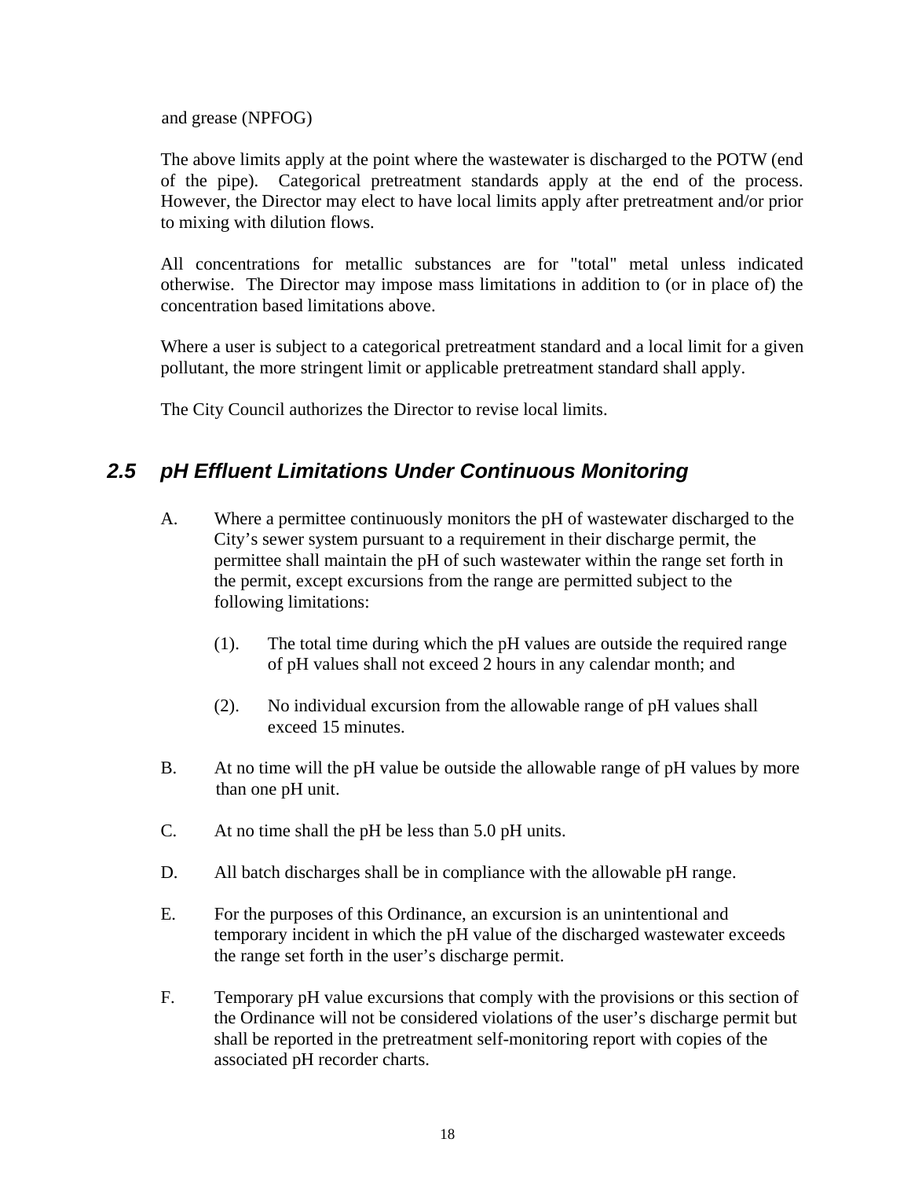and grease (NPFOG)

The above limits apply at the point where the wastewater is discharged to the POTW (end of the pipe). Categorical pretreatment standards apply at the end of the process. However, the Director may elect to have local limits apply after pretreatment and/or prior to mixing with dilution flows.

All concentrations for metallic substances are for "total" metal unless indicated otherwise. The Director may impose mass limitations in addition to (or in place of) the concentration based limitations above.

Where a user is subject to a categorical pretreatment standard and a local limit for a given pollutant, the more stringent limit or applicable pretreatment standard shall apply.

The City Council authorizes the Director to revise local limits.

## *2.5 pH Effluent Limitations Under Continuous Monitoring*

A. Where a permittee continuously monitors the pH of wastewater discharged to the City's sewer system pursuant to a requirement in their discharge permit, the permittee shall maintain the pH of such wastewater within the range set forth in the permit, except excursions from the range are permitted subject to the following limitations:

   (1). The total time during which the pH values are outside the required range of pH values shall not exceed 2 hours in any calendar month; and

   (2). No individual excursion from the allowable range of pH values shall exceed 15 minutes.

B. At no time will the pH value be outside the allowable range of pH values by more than one pH unit.

C. At no time shall the pH be less than 5.0 pH units.

D. All batch discharges shall be in compliance with the allowable pH range.

E. For the purposes of this Ordinance, an excursion is an unintentional and temporary incident in which the pH value of the discharged wastewater exceeds the range set forth in the user's discharge permit.

F. Temporary pH value excursions that comply with the provisions or this section of the Ordinance will not be considered violations of the user's discharge permit but shall be reported in the pretreatment self-monitoring report with copies of the associated pH recorder charts.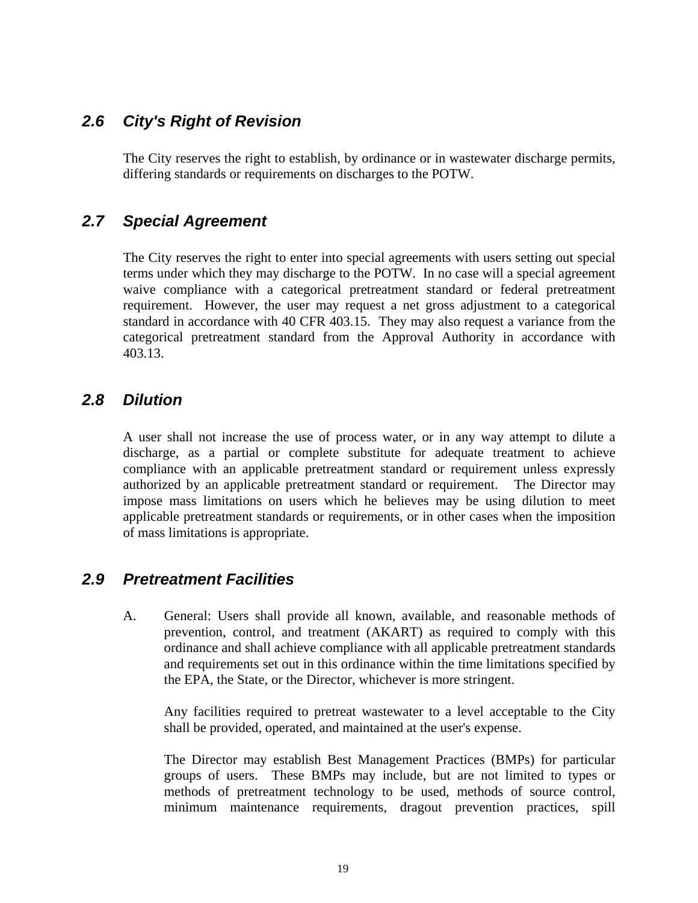### *2.6 City's Right of Revision*

The City reserves the right to establish, by ordinance or in wastewater discharge permits, differing standards or requirements on discharges to the POTW.

### *2.7 Special Agreement*

The City reserves the right to enter into special agreements with users setting out special terms under which they may discharge to the POTW. In no case will a special agreement waive compliance with a categorical pretreatment standard or federal pretreatment requirement. However, the user may request a net gross adjustment to a categorical standard in accordance with 40 CFR 403.15. They may also request a variance from the categorical pretreatment standard from the Approval Authority in accordance with 403.13.

### *2.8 Dilution*

A user shall not increase the use of process water, or in any way attempt to dilute a discharge, as a partial or complete substitute for adequate treatment to achieve compliance with an applicable pretreatment standard or requirement unless expressly authorized by an applicable pretreatment standard or requirement. The Director may impose mass limitations on users which he believes may be using dilution to meet applicable pretreatment standards or requirements, or in other cases when the imposition of mass limitations is appropriate.

### *2.9 Pretreatment Facilities*

A. General: Users shall provide all known, available, and reasonable methods of prevention, control, and treatment (AKART) as required to comply with this ordinance and shall achieve compliance with all applicable pretreatment standards and requirements set out in this ordinance within the time limitations specified by the EPA, the State, or the Director, whichever is more stringent.

Any facilities required to pretreat wastewater to a level acceptable to the City shall be provided, operated, and maintained at the user's expense.

The Director may establish Best Management Practices (BMPs) for particular groups of users. These BMPs may include, but are not limited to types or methods of pretreatment technology to be used, methods of source control, minimum maintenance requirements, dragout prevention practices, spill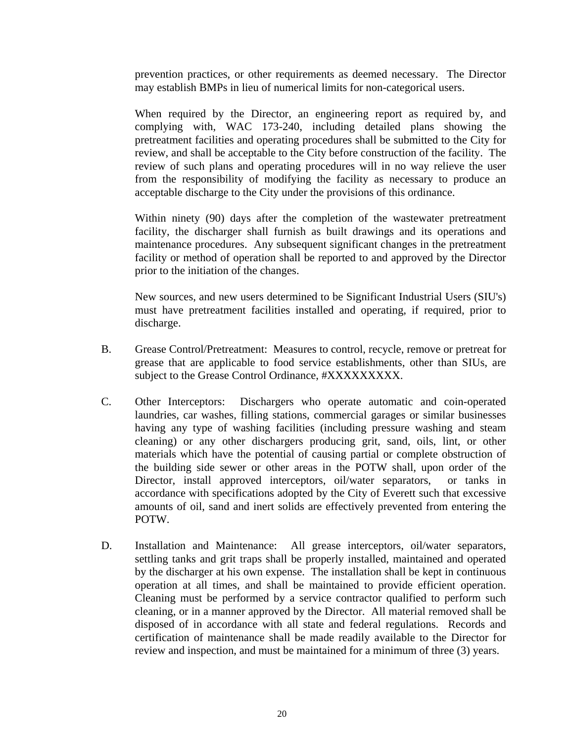prevention practices, or other requirements as deemed necessary. The Director may establish BMPs in lieu of numerical limits for non-categorical users.

When required by the Director, an engineering report as required by, and complying with, WAC 173-240, including detailed plans showing the pretreatment facilities and operating procedures shall be submitted to the City for review, and shall be acceptable to the City before construction of the facility. The review of such plans and operating procedures will in no way relieve the user from the responsibility of modifying the facility as necessary to produce an acceptable discharge to the City under the provisions of this ordinance.

Within ninety (90) days after the completion of the wastewater pretreatment facility, the discharger shall furnish as built drawings and its operations and maintenance procedures. Any subsequent significant changes in the pretreatment facility or method of operation shall be reported to and approved by the Director prior to the initiation of the changes.

New sources, and new users determined to be Significant Industrial Users (SIU's) must have pretreatment facilities installed and operating, if required, prior to discharge.

B. Grease Control/Pretreatment: Measures to control, recycle, remove or pretreat for grease that are applicable to food service establishments, other than SIUs, are subject to the Grease Control Ordinance, #XXXXXXXXX.

C. Other Interceptors: Dischargers who operate automatic and coin-operated laundries, car washes, filling stations, commercial garages or similar businesses having any type of washing facilities (including pressure washing and steam cleaning) or any other dischargers producing grit, sand, oils, lint, or other materials which have the potential of causing partial or complete obstruction of the building side sewer or other areas in the POTW shall, upon order of the Director, install approved interceptors, oil/water separators, or tanks in accordance with specifications adopted by the City of Everett such that excessive amounts of oil, sand and inert solids are effectively prevented from entering the POTW.

D. Installation and Maintenance: All grease interceptors, oil/water separators, settling tanks and grit traps shall be properly installed, maintained and operated by the discharger at his own expense. The installation shall be kept in continuous operation at all times, and shall be maintained to provide efficient operation. Cleaning must be performed by a service contractor qualified to perform such cleaning, or in a manner approved by the Director. All material removed shall be disposed of in accordance with all state and federal regulations. Records and certification of maintenance shall be made readily available to the Director for review and inspection, and must be maintained for a minimum of three (3) years.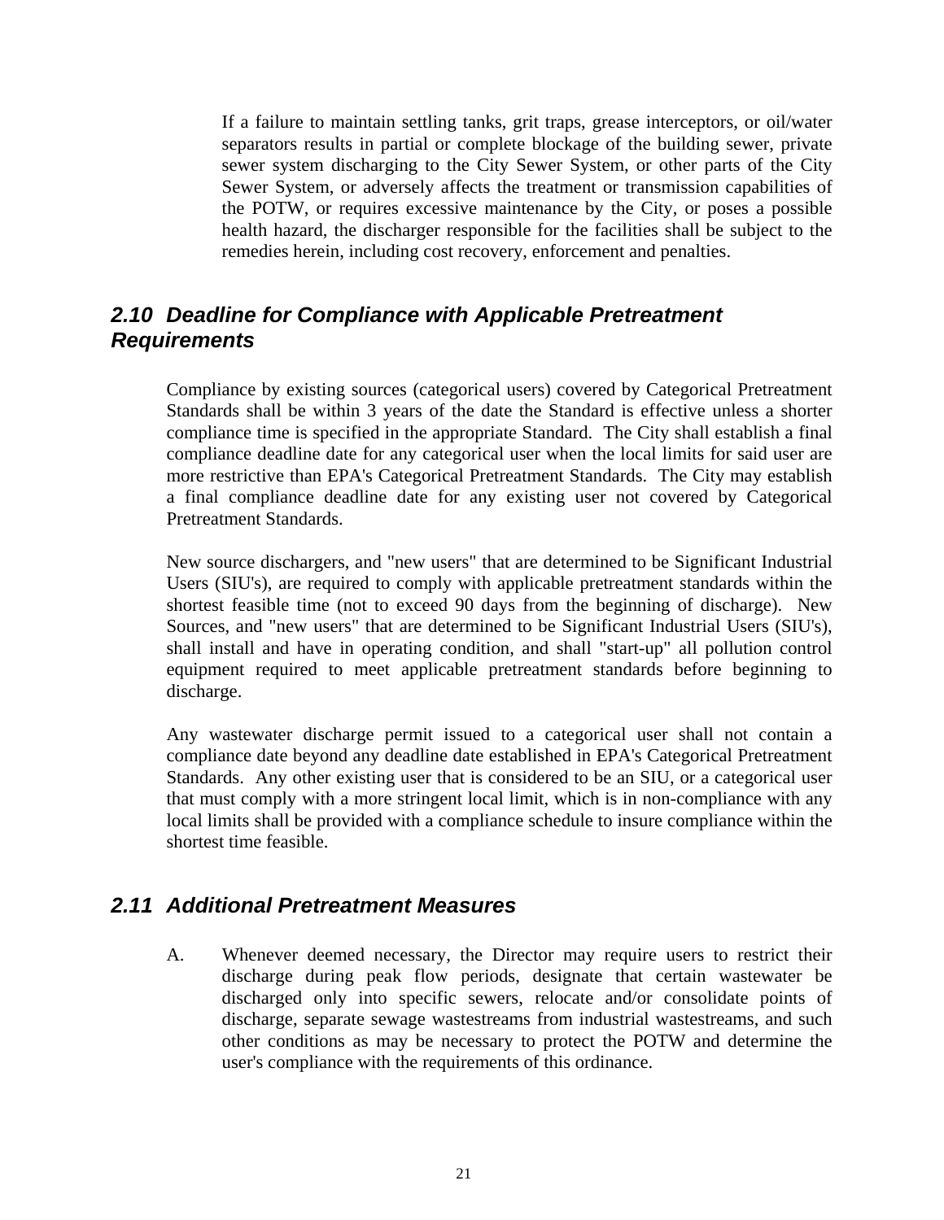If a failure to maintain settling tanks, grit traps, grease interceptors, or oil/water separators results in partial or complete blockage of the building sewer, private sewer system discharging to the City Sewer System, or other parts of the City Sewer System, or adversely affects the treatment or transmission capabilities of the POTW, or requires excessive maintenance by the City, or poses a possible health hazard, the discharger responsible for the facilities shall be subject to the remedies herein, including cost recovery, enforcement and penalties.

## *2.10 Deadline for Compliance with Applicable Pretreatment Requirements*

Compliance by existing sources (categorical users) covered by Categorical Pretreatment Standards shall be within 3 years of the date the Standard is effective unless a shorter compliance time is specified in the appropriate Standard. The City shall establish a final compliance deadline date for any categorical user when the local limits for said user are more restrictive than EPA's Categorical Pretreatment Standards. The City may establish a final compliance deadline date for any existing user not covered by Categorical Pretreatment Standards.

New source dischargers, and "new users" that are determined to be Significant Industrial Users (SIU's), are required to comply with applicable pretreatment standards within the shortest feasible time (not to exceed 90 days from the beginning of discharge). New Sources, and "new users" that are determined to be Significant Industrial Users (SIU's), shall install and have in operating condition, and shall "start-up" all pollution control equipment required to meet applicable pretreatment standards before beginning to discharge.

Any wastewater discharge permit issued to a categorical user shall not contain a compliance date beyond any deadline date established in EPA's Categorical Pretreatment Standards. Any other existing user that is considered to be an SIU, or a categorical user that must comply with a more stringent local limit, which is in non-compliance with any local limits shall be provided with a compliance schedule to insure compliance within the shortest time feasible.

## *2.11 Additional Pretreatment Measures*

A. Whenever deemed necessary, the Director may require users to restrict their discharge during peak flow periods, designate that certain wastewater be discharged only into specific sewers, relocate and/or consolidate points of discharge, separate sewage wastestreams from industrial wastestreams, and such other conditions as may be necessary to protect the POTW and determine the user's compliance with the requirements of this ordinance.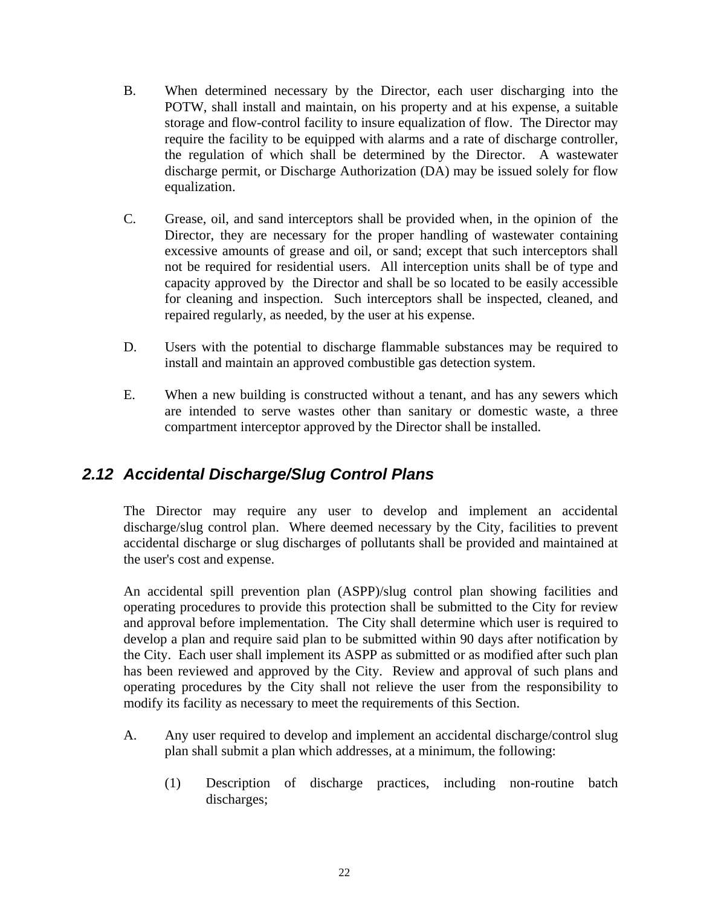B. When determined necessary by the Director, each user discharging into the POTW, shall install and maintain, on his property and at his expense, a suitable storage and flow-control facility to insure equalization of flow. The Director may require the facility to be equipped with alarms and a rate of discharge controller, the regulation of which shall be determined by the Director. A wastewater discharge permit, or Discharge Authorization (DA) may be issued solely for flow equalization.

C. Grease, oil, and sand interceptors shall be provided when, in the opinion of the Director, they are necessary for the proper handling of wastewater containing excessive amounts of grease and oil, or sand; except that such interceptors shall not be required for residential users. All interception units shall be of type and capacity approved by the Director and shall be so located to be easily accessible for cleaning and inspection. Such interceptors shall be inspected, cleaned, and repaired regularly, as needed, by the user at his expense.

D. Users with the potential to discharge flammable substances may be required to install and maintain an approved combustible gas detection system.

E. When a new building is constructed without a tenant, and has any sewers which are intended to serve wastes other than sanitary or domestic waste, a three compartment interceptor approved by the Director shall be installed.

## *2.12 Accidental Discharge/Slug Control Plans*

The Director may require any user to develop and implement an accidental discharge/slug control plan. Where deemed necessary by the City, facilities to prevent accidental discharge or slug discharges of pollutants shall be provided and maintained at the user's cost and expense.

An accidental spill prevention plan (ASPP)/slug control plan showing facilities and operating procedures to provide this protection shall be submitted to the City for review and approval before implementation. The City shall determine which user is required to develop a plan and require said plan to be submitted within 90 days after notification by the City. Each user shall implement its ASPP as submitted or as modified after such plan has been reviewed and approved by the City. Review and approval of such plans and operating procedures by the City shall not relieve the user from the responsibility to modify its facility as necessary to meet the requirements of this Section.

A. Any user required to develop and implement an accidental discharge/control slug plan shall submit a plan which addresses, at a minimum, the following:

   (1) Description of discharge practices, including non-routine batch discharges;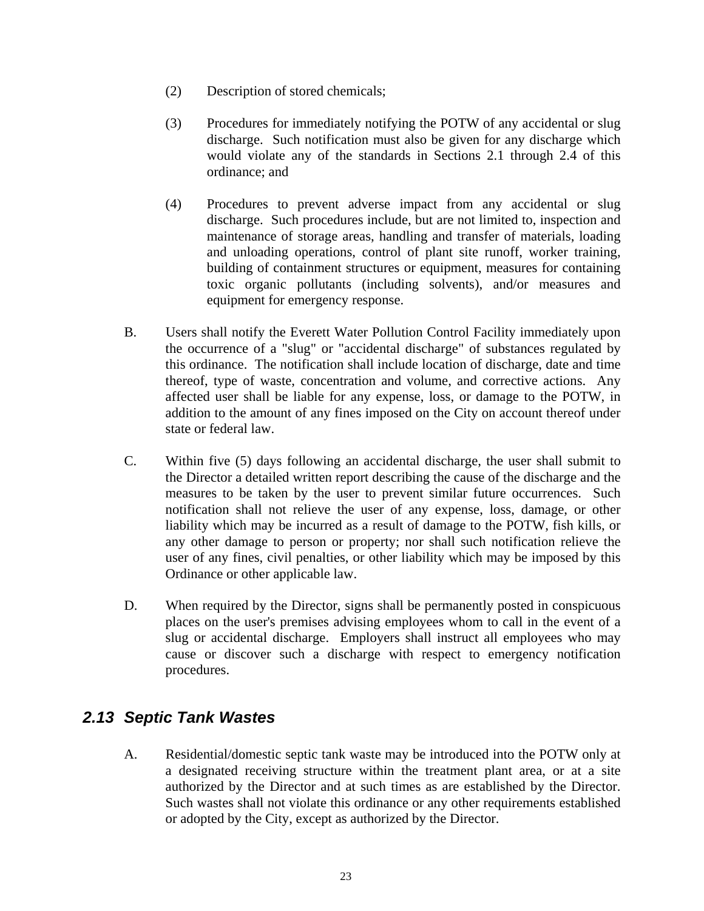(2) Description of stored chemicals;

(3) Procedures for immediately notifying the POTW of any accidental or slug discharge. Such notification must also be given for any discharge which would violate any of the standards in Sections 2.1 through 2.4 of this ordinance; and

(4) Procedures to prevent adverse impact from any accidental or slug discharge. Such procedures include, but are not limited to, inspection and maintenance of storage areas, handling and transfer of materials, loading and unloading operations, control of plant site runoff, worker training, building of containment structures or equipment, measures for containing toxic organic pollutants (including solvents), and/or measures and equipment for emergency response.

B. Users shall notify the Everett Water Pollution Control Facility immediately upon the occurrence of a "slug" or "accidental discharge" of substances regulated by this ordinance. The notification shall include location of discharge, date and time thereof, type of waste, concentration and volume, and corrective actions. Any affected user shall be liable for any expense, loss, or damage to the POTW, in addition to the amount of any fines imposed on the City on account thereof under state or federal law.

C. Within five (5) days following an accidental discharge, the user shall submit to the Director a detailed written report describing the cause of the discharge and the measures to be taken by the user to prevent similar future occurrences. Such notification shall not relieve the user of any expense, loss, damage, or other liability which may be incurred as a result of damage to the POTW, fish kills, or any other damage to person or property; nor shall such notification relieve the user of any fines, civil penalties, or other liability which may be imposed by this Ordinance or other applicable law.

D. When required by the Director, signs shall be permanently posted in conspicuous places on the user's premises advising employees whom to call in the event of a slug or accidental discharge. Employers shall instruct all employees who may cause or discover such a discharge with respect to emergency notification procedures.

## *2.13 Septic Tank Wastes*

A. Residential/domestic septic tank waste may be introduced into the POTW only at a designated receiving structure within the treatment plant area, or at a site authorized by the Director and at such times as are established by the Director. Such wastes shall not violate this ordinance or any other requirements established or adopted by the City, except as authorized by the Director.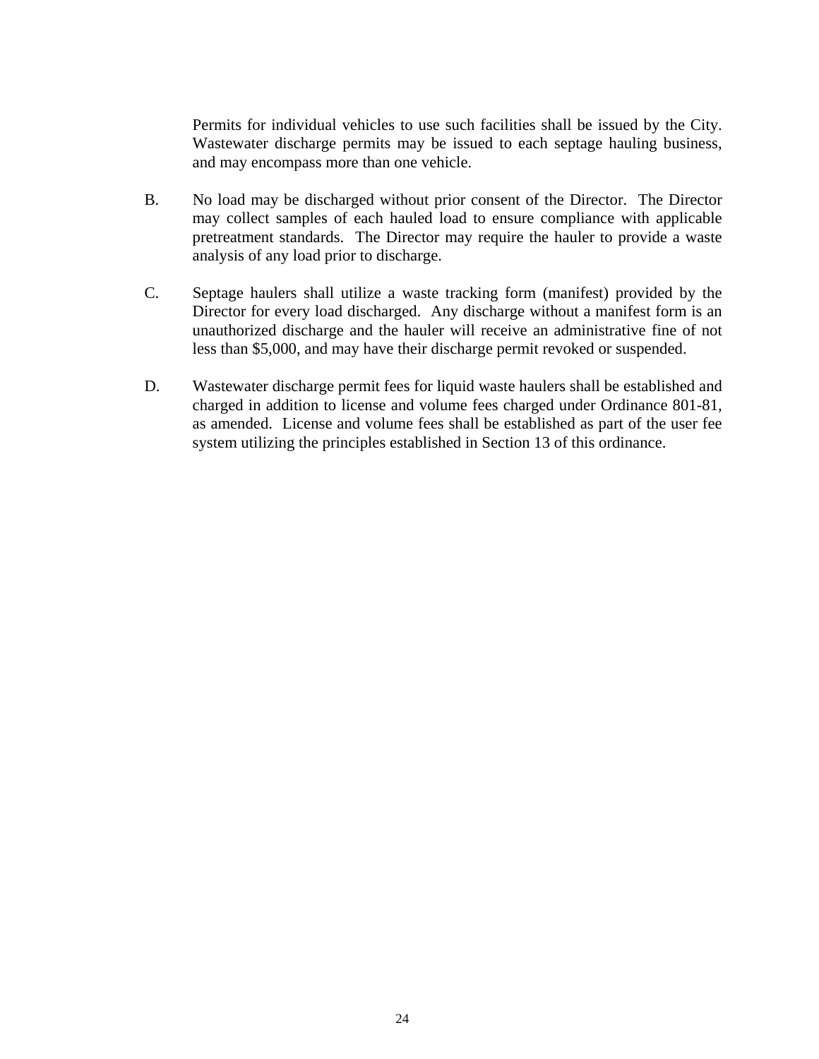Permits for individual vehicles to use such facilities shall be issued by the City. Wastewater discharge permits may be issued to each septage hauling business, and may encompass more than one vehicle.

B. No load may be discharged without prior consent of the Director. The Director may collect samples of each hauled load to ensure compliance with applicable pretreatment standards. The Director may require the hauler to provide a waste analysis of any load prior to discharge.

C. Septage haulers shall utilize a waste tracking form (manifest) provided by the Director for every load discharged. Any discharge without a manifest form is an unauthorized discharge and the hauler will receive an administrative fine of not less than $5,000, and may have their discharge permit revoked or suspended.

D. Wastewater discharge permit fees for liquid waste haulers shall be established and charged in addition to license and volume fees charged under Ordinance 801-81, as amended. License and volume fees shall be established as part of the user fee system utilizing the principles established in Section 13 of this ordinance.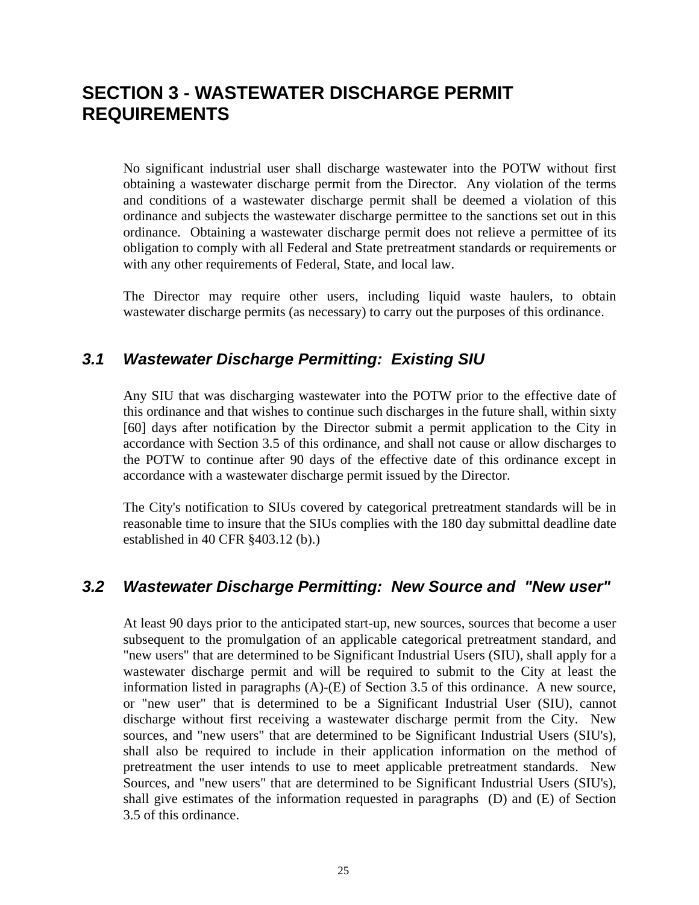# SECTION 3 - WASTEWATER DISCHARGE PERMIT REQUIREMENTS

No significant industrial user shall discharge wastewater into the POTW without first obtaining a wastewater discharge permit from the Director. Any violation of the terms and conditions of a wastewater discharge permit shall be deemed a violation of this ordinance and subjects the wastewater discharge permittee to the sanctions set out in this ordinance. Obtaining a wastewater discharge permit does not relieve a permittee of its obligation to comply with all Federal and State pretreatment standards or requirements or with any other requirements of Federal, State, and local law.

The Director may require other users, including liquid waste haulers, to obtain wastewater discharge permits (as necessary) to carry out the purposes of this ordinance.

## *3.1 Wastewater Discharge Permitting: Existing SIU*

Any SIU that was discharging wastewater into the POTW prior to the effective date of this ordinance and that wishes to continue such discharges in the future shall, within sixty [60] days after notification by the Director submit a permit application to the City in accordance with Section 3.5 of this ordinance, and shall not cause or allow discharges to the POTW to continue after 90 days of the effective date of this ordinance except in accordance with a wastewater discharge permit issued by the Director.

The City's notification to SIUs covered by categorical pretreatment standards will be in reasonable time to insure that the SIUs complies with the 180 day submittal deadline date established in 40 CFR §403.12 (b).)

## *3.2 Wastewater Discharge Permitting: New Source and "New user"*

At least 90 days prior to the anticipated start-up, new sources, sources that become a user subsequent to the promulgation of an applicable categorical pretreatment standard, and "new users" that are determined to be Significant Industrial Users (SIU), shall apply for a wastewater discharge permit and will be required to submit to the City at least the information listed in paragraphs (A)-(E) of Section 3.5 of this ordinance. A new source, or "new user" that is determined to be a Significant Industrial User (SIU), cannot discharge without first receiving a wastewater discharge permit from the City. New sources, and "new users" that are determined to be Significant Industrial Users (SIU's), shall also be required to include in their application information on the method of pretreatment the user intends to use to meet applicable pretreatment standards. New Sources, and "new users" that are determined to be Significant Industrial Users (SIU's), shall give estimates of the information requested in paragraphs (D) and (E) of Section 3.5 of this ordinance.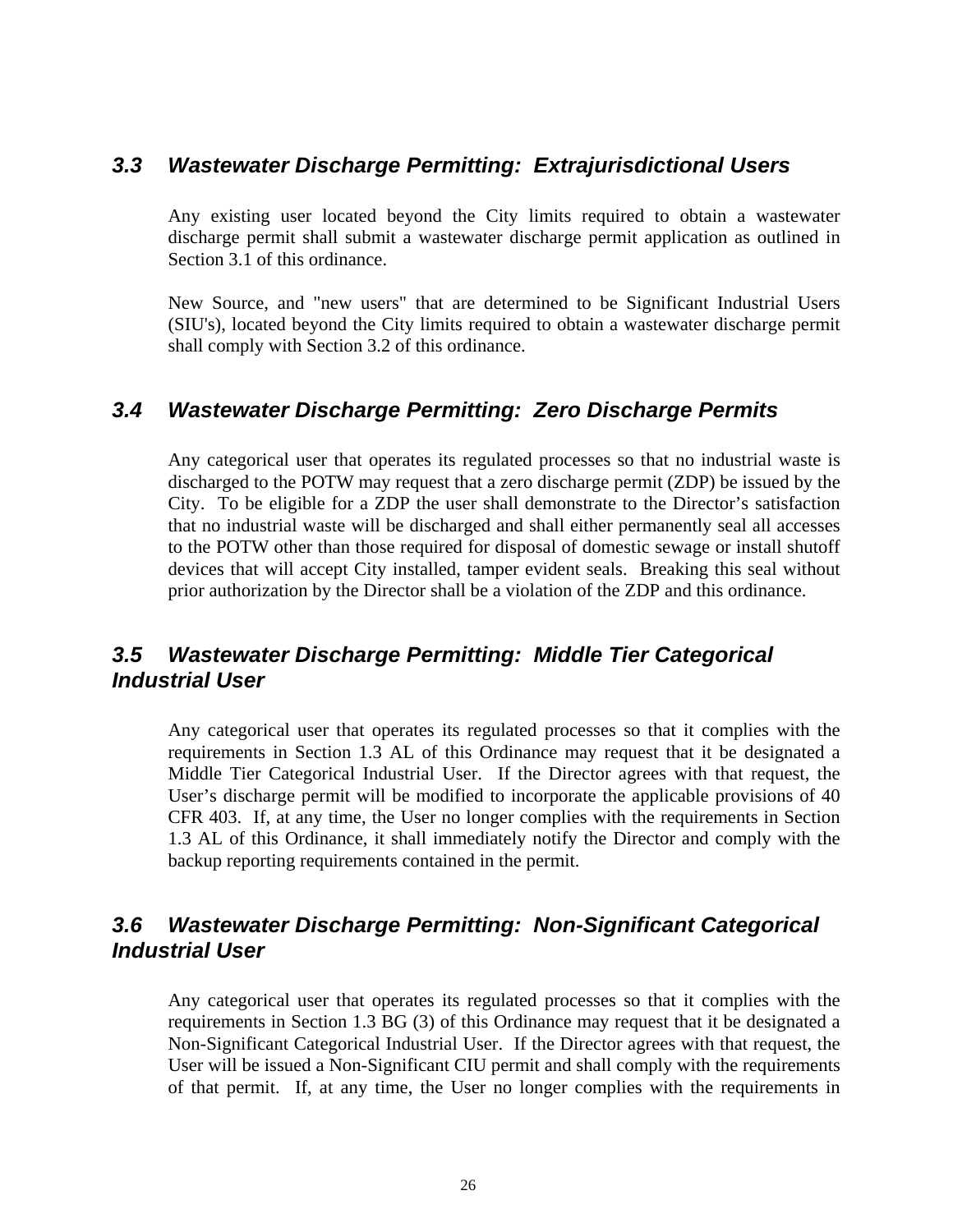### *3.3 Wastewater Discharge Permitting: Extrajurisdictional Users*

Any existing user located beyond the City limits required to obtain a wastewater discharge permit shall submit a wastewater discharge permit application as outlined in Section 3.1 of this ordinance.

New Source, and "new users" that are determined to be Significant Industrial Users (SIU's), located beyond the City limits required to obtain a wastewater discharge permit shall comply with Section 3.2 of this ordinance.

### *3.4 Wastewater Discharge Permitting: Zero Discharge Permits*

Any categorical user that operates its regulated processes so that no industrial waste is discharged to the POTW may request that a zero discharge permit (ZDP) be issued by the City. To be eligible for a ZDP the user shall demonstrate to the Director's satisfaction that no industrial waste will be discharged and shall either permanently seal all accesses to the POTW other than those required for disposal of domestic sewage or install shutoff devices that will accept City installed, tamper evident seals. Breaking this seal without prior authorization by the Director shall be a violation of the ZDP and this ordinance.

### *3.5 Wastewater Discharge Permitting: Middle Tier Categorical Industrial User*

Any categorical user that operates its regulated processes so that it complies with the requirements in Section 1.3 AL of this Ordinance may request that it be designated a Middle Tier Categorical Industrial User. If the Director agrees with that request, the User's discharge permit will be modified to incorporate the applicable provisions of 40 CFR 403. If, at any time, the User no longer complies with the requirements in Section 1.3 AL of this Ordinance, it shall immediately notify the Director and comply with the backup reporting requirements contained in the permit.

### *3.6 Wastewater Discharge Permitting: Non-Significant Categorical Industrial User*

Any categorical user that operates its regulated processes so that it complies with the requirements in Section 1.3 BG (3) of this Ordinance may request that it be designated a Non-Significant Categorical Industrial User. If the Director agrees with that request, the User will be issued a Non-Significant CIU permit and shall comply with the requirements of that permit. If, at any time, the User no longer complies with the requirements in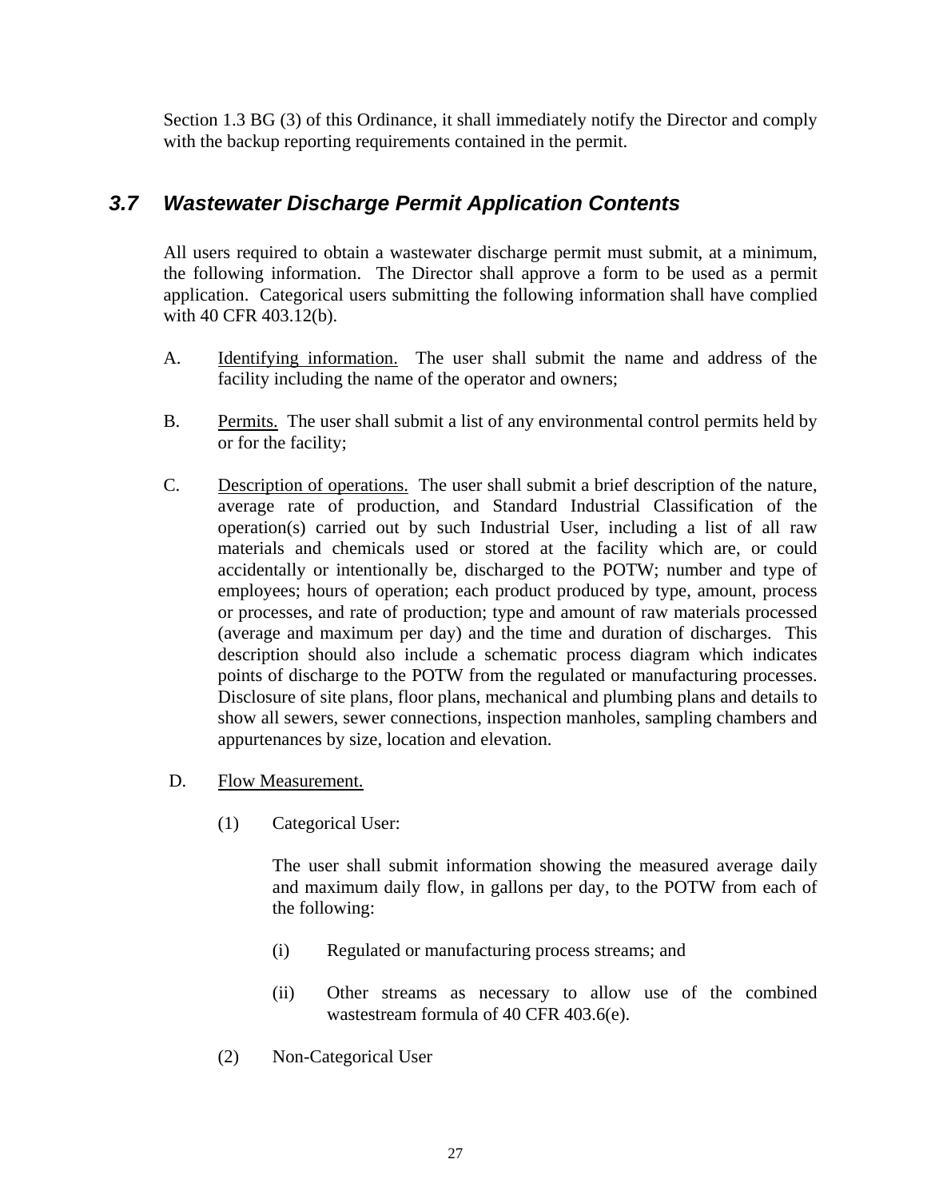Section 1.3 BG (3) of this Ordinance, it shall immediately notify the Director and comply with the backup reporting requirements contained in the permit.

### *3.7 Wastewater Discharge Permit Application Contents*

All users required to obtain a wastewater discharge permit must submit, at a minimum, the following information. The Director shall approve a form to be used as a permit application. Categorical users submitting the following information shall have complied with 40 CFR 403.12(b).

A. Identifying information. The user shall submit the name and address of the facility including the name of the operator and owners;

B. Permits. The user shall submit a list of any environmental control permits held by or for the facility;

C. Description of operations. The user shall submit a brief description of the nature, average rate of production, and Standard Industrial Classification of the operation(s) carried out by such Industrial User, including a list of all raw materials and chemicals used or stored at the facility which are, or could accidentally or intentionally be, discharged to the POTW; number and type of employees; hours of operation; each product produced by type, amount, process or processes, and rate of production; type and amount of raw materials processed (average and maximum per day) and the time and duration of discharges. This description should also include a schematic process diagram which indicates points of discharge to the POTW from the regulated or manufacturing processes. Disclosure of site plans, floor plans, mechanical and plumbing plans and details to show all sewers, sewer connections, inspection manholes, sampling chambers and appurtenances by size, location and elevation.

D. Flow Measurement.

(1) Categorical User:

The user shall submit information showing the measured average daily and maximum daily flow, in gallons per day, to the POTW from each of the following:

(i) Regulated or manufacturing process streams; and

(ii) Other streams as necessary to allow use of the combined wastestream formula of 40 CFR 403.6(e).

(2) Non-Categorical User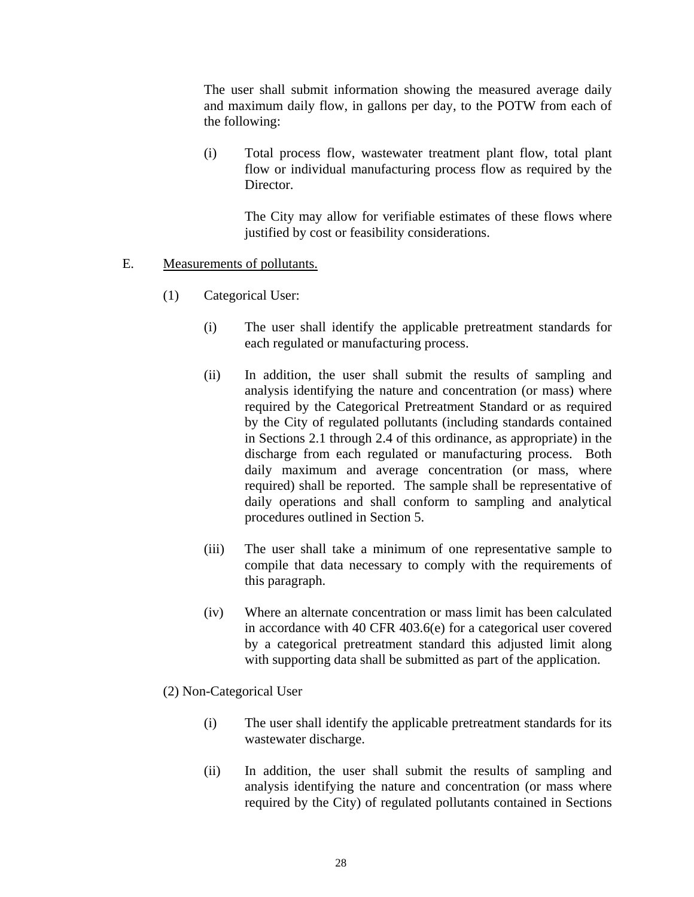The user shall submit information showing the measured average daily and maximum daily flow, in gallons per day, to the POTW from each of the following:

(i) Total process flow, wastewater treatment plant flow, total plant flow or individual manufacturing process flow as required by the Director.

The City may allow for verifiable estimates of these flows where justified by cost or feasibility considerations.

E. Measurements of pollutants.

(1) Categorical User:

(i) The user shall identify the applicable pretreatment standards for each regulated or manufacturing process.

(ii) In addition, the user shall submit the results of sampling and analysis identifying the nature and concentration (or mass) where required by the Categorical Pretreatment Standard or as required by the City of regulated pollutants (including standards contained in Sections 2.1 through 2.4 of this ordinance, as appropriate) in the discharge from each regulated or manufacturing process. Both daily maximum and average concentration (or mass, where required) shall be reported. The sample shall be representative of daily operations and shall conform to sampling and analytical procedures outlined in Section 5.

(iii) The user shall take a minimum of one representative sample to compile that data necessary to comply with the requirements of this paragraph.

(iv) Where an alternate concentration or mass limit has been calculated in accordance with 40 CFR 403.6(e) for a categorical user covered by a categorical pretreatment standard this adjusted limit along with supporting data shall be submitted as part of the application.

(2) Non-Categorical User

(i) The user shall identify the applicable pretreatment standards for its wastewater discharge.

(ii) In addition, the user shall submit the results of sampling and analysis identifying the nature and concentration (or mass where required by the City) of regulated pollutants contained in Sections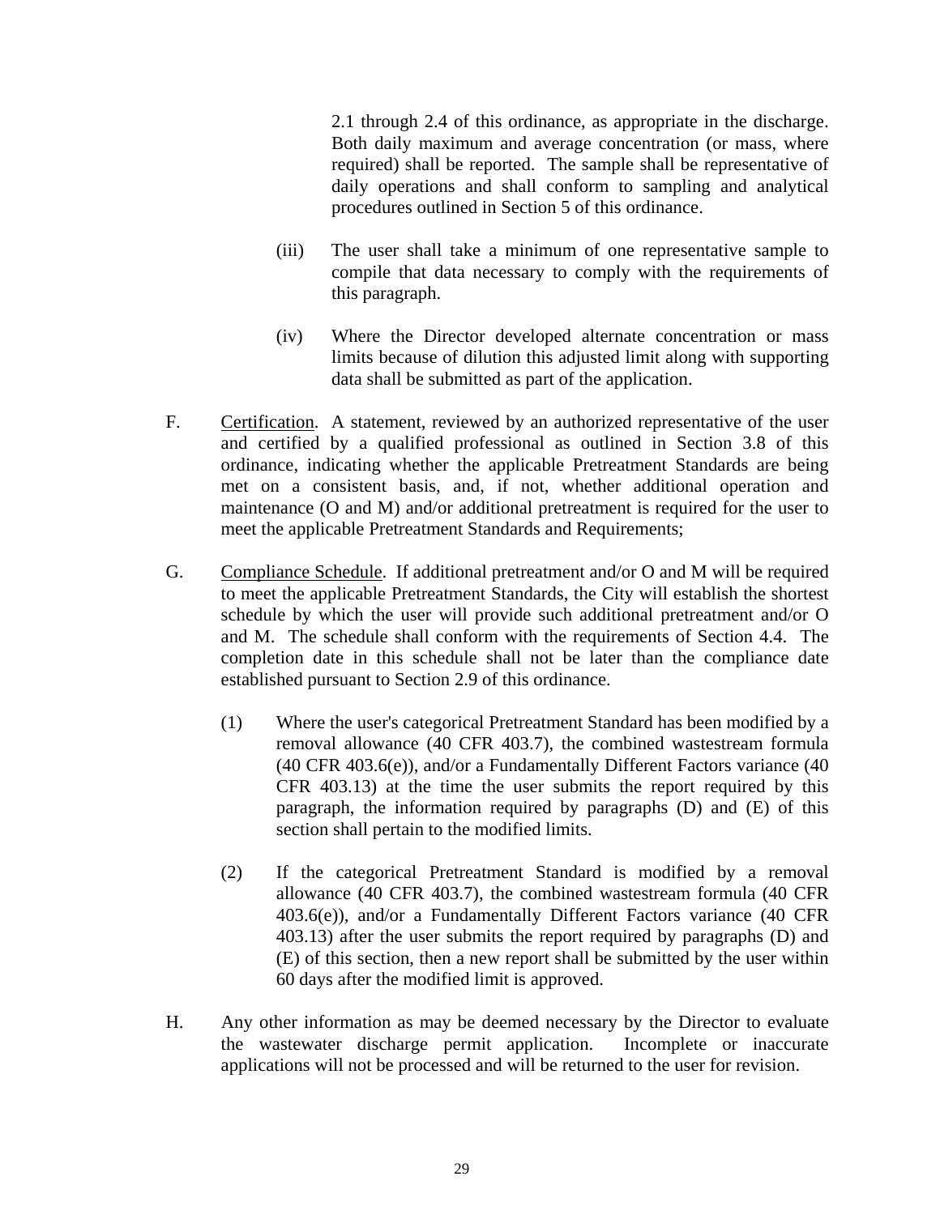2.1 through 2.4 of this ordinance, as appropriate in the discharge. Both daily maximum and average concentration (or mass, where required) shall be reported. The sample shall be representative of daily operations and shall conform to sampling and analytical procedures outlined in Section 5 of this ordinance.

(iii) The user shall take a minimum of one representative sample to compile that data necessary to comply with the requirements of this paragraph.

(iv) Where the Director developed alternate concentration or mass limits because of dilution this adjusted limit along with supporting data shall be submitted as part of the application.

F. Certification. A statement, reviewed by an authorized representative of the user and certified by a qualified professional as outlined in Section 3.8 of this ordinance, indicating whether the applicable Pretreatment Standards are being met on a consistent basis, and, if not, whether additional operation and maintenance (O and M) and/or additional pretreatment is required for the user to meet the applicable Pretreatment Standards and Requirements;

G. Compliance Schedule. If additional pretreatment and/or O and M will be required to meet the applicable Pretreatment Standards, the City will establish the shortest schedule by which the user will provide such additional pretreatment and/or O and M. The schedule shall conform with the requirements of Section 4.4. The completion date in this schedule shall not be later than the compliance date established pursuant to Section 2.9 of this ordinance.

(1) Where the user's categorical Pretreatment Standard has been modified by a removal allowance (40 CFR 403.7), the combined wastestream formula (40 CFR 403.6(e)), and/or a Fundamentally Different Factors variance (40 CFR 403.13) at the time the user submits the report required by this paragraph, the information required by paragraphs (D) and (E) of this section shall pertain to the modified limits.

(2) If the categorical Pretreatment Standard is modified by a removal allowance (40 CFR 403.7), the combined wastestream formula (40 CFR 403.6(e)), and/or a Fundamentally Different Factors variance (40 CFR 403.13) after the user submits the report required by paragraphs (D) and (E) of this section, then a new report shall be submitted by the user within 60 days after the modified limit is approved.

H. Any other information as may be deemed necessary by the Director to evaluate the wastewater discharge permit application. Incomplete or inaccurate applications will not be processed and will be returned to the user for revision.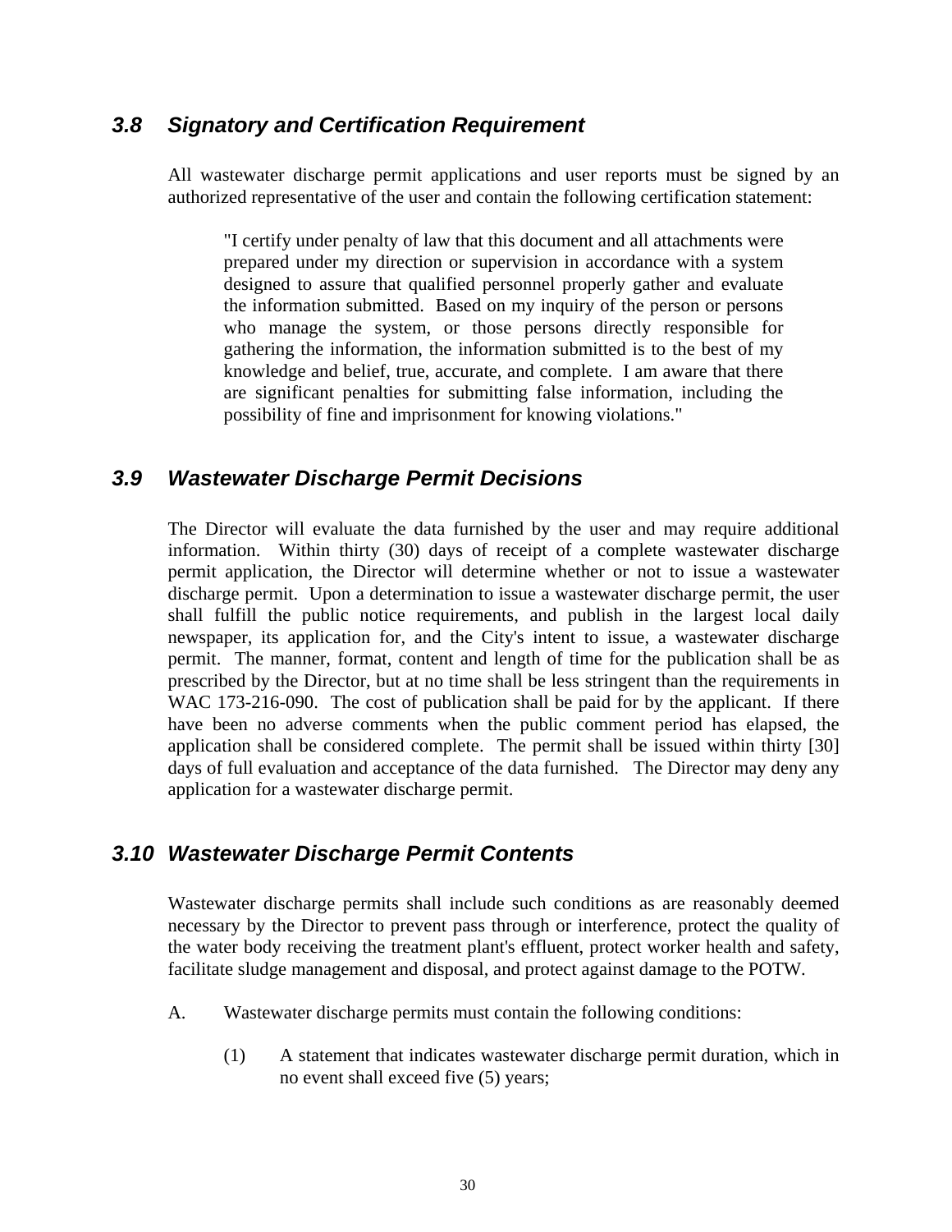### *3.8 Signatory and Certification Requirement*

All wastewater discharge permit applications and user reports must be signed by an authorized representative of the user and contain the following certification statement:

> "I certify under penalty of law that this document and all attachments were prepared under my direction or supervision in accordance with a system designed to assure that qualified personnel properly gather and evaluate the information submitted. Based on my inquiry of the person or persons who manage the system, or those persons directly responsible for gathering the information, the information submitted is to the best of my knowledge and belief, true, accurate, and complete. I am aware that there are significant penalties for submitting false information, including the possibility of fine and imprisonment for knowing violations."

### *3.9 Wastewater Discharge Permit Decisions*

The Director will evaluate the data furnished by the user and may require additional information. Within thirty (30) days of receipt of a complete wastewater discharge permit application, the Director will determine whether or not to issue a wastewater discharge permit. Upon a determination to issue a wastewater discharge permit, the user shall fulfill the public notice requirements, and publish in the largest local daily newspaper, its application for, and the City's intent to issue, a wastewater discharge permit. The manner, format, content and length of time for the publication shall be as prescribed by the Director, but at no time shall be less stringent than the requirements in WAC 173-216-090. The cost of publication shall be paid for by the applicant. If there have been no adverse comments when the public comment period has elapsed, the application shall be considered complete. The permit shall be issued within thirty [30] days of full evaluation and acceptance of the data furnished. The Director may deny any application for a wastewater discharge permit.

### *3.10 Wastewater Discharge Permit Contents*

Wastewater discharge permits shall include such conditions as are reasonably deemed necessary by the Director to prevent pass through or interference, protect the quality of the water body receiving the treatment plant's effluent, protect worker health and safety, facilitate sludge management and disposal, and protect against damage to the POTW.

A. Wastewater discharge permits must contain the following conditions:

   (1) A statement that indicates wastewater discharge permit duration, which in no event shall exceed five (5) years;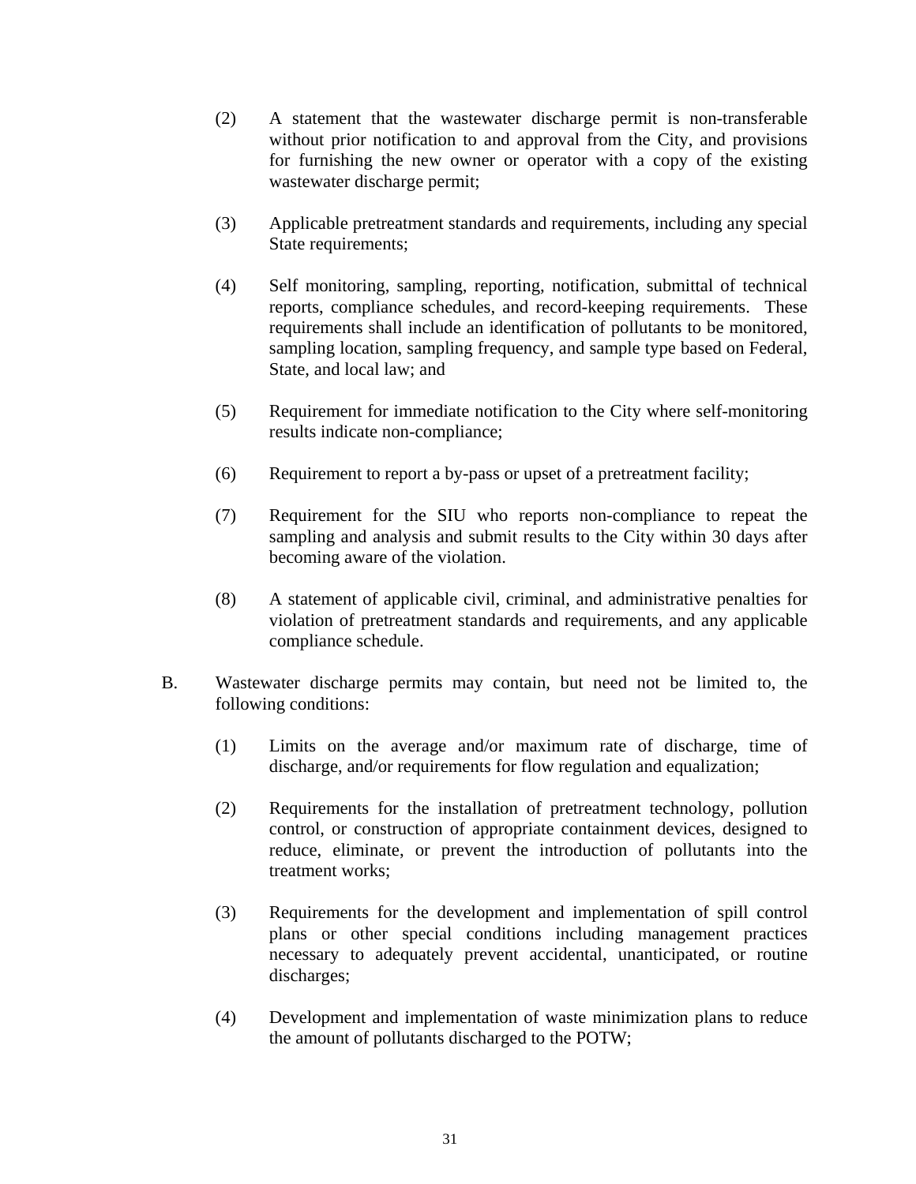(2) A statement that the wastewater discharge permit is non-transferable without prior notification to and approval from the City, and provisions for furnishing the new owner or operator with a copy of the existing wastewater discharge permit;

(3) Applicable pretreatment standards and requirements, including any special State requirements;

(4) Self monitoring, sampling, reporting, notification, submittal of technical reports, compliance schedules, and record-keeping requirements. These requirements shall include an identification of pollutants to be monitored, sampling location, sampling frequency, and sample type based on Federal, State, and local law; and

(5) Requirement for immediate notification to the City where self-monitoring results indicate non-compliance;

(6) Requirement to report a by-pass or upset of a pretreatment facility;

(7) Requirement for the SIU who reports non-compliance to repeat the sampling and analysis and submit results to the City within 30 days after becoming aware of the violation.

(8) A statement of applicable civil, criminal, and administrative penalties for violation of pretreatment standards and requirements, and any applicable compliance schedule.

B. Wastewater discharge permits may contain, but need not be limited to, the following conditions:

(1) Limits on the average and/or maximum rate of discharge, time of discharge, and/or requirements for flow regulation and equalization;

(2) Requirements for the installation of pretreatment technology, pollution control, or construction of appropriate containment devices, designed to reduce, eliminate, or prevent the introduction of pollutants into the treatment works;

(3) Requirements for the development and implementation of spill control plans or other special conditions including management practices necessary to adequately prevent accidental, unanticipated, or routine discharges;

(4) Development and implementation of waste minimization plans to reduce the amount of pollutants discharged to the POTW;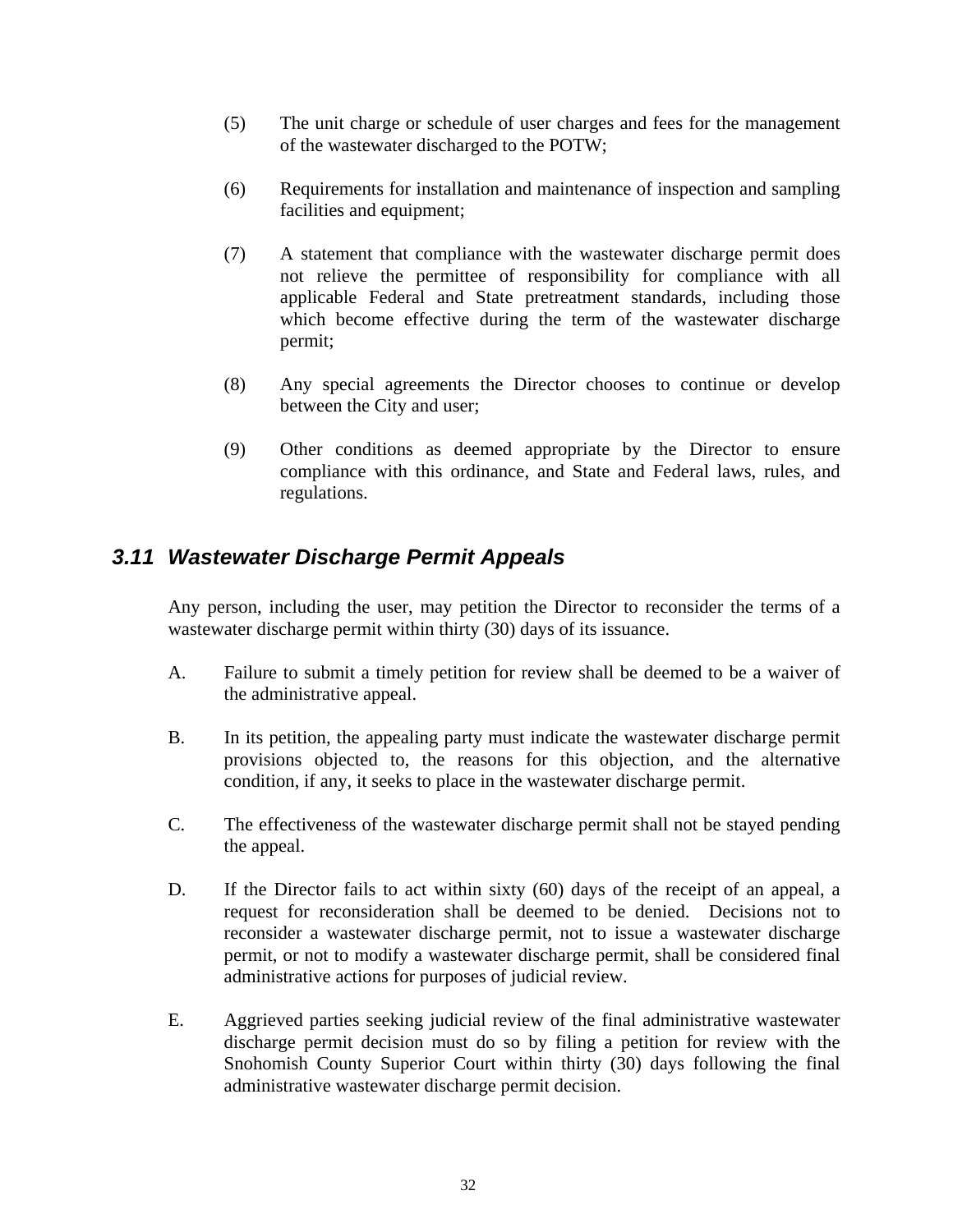(5) The unit charge or schedule of user charges and fees for the management of the wastewater discharged to the POTW;

(6) Requirements for installation and maintenance of inspection and sampling facilities and equipment;

(7) A statement that compliance with the wastewater discharge permit does not relieve the permittee of responsibility for compliance with all applicable Federal and State pretreatment standards, including those which become effective during the term of the wastewater discharge permit;

(8) Any special agreements the Director chooses to continue or develop between the City and user;

(9) Other conditions as deemed appropriate by the Director to ensure compliance with this ordinance, and State and Federal laws, rules, and regulations.

### *3.11 Wastewater Discharge Permit Appeals*

Any person, including the user, may petition the Director to reconsider the terms of a wastewater discharge permit within thirty (30) days of its issuance.

A. Failure to submit a timely petition for review shall be deemed to be a waiver of the administrative appeal.

B. In its petition, the appealing party must indicate the wastewater discharge permit provisions objected to, the reasons for this objection, and the alternative condition, if any, it seeks to place in the wastewater discharge permit.

C. The effectiveness of the wastewater discharge permit shall not be stayed pending the appeal.

D. If the Director fails to act within sixty (60) days of the receipt of an appeal, a request for reconsideration shall be deemed to be denied. Decisions not to reconsider a wastewater discharge permit, not to issue a wastewater discharge permit, or not to modify a wastewater discharge permit, shall be considered final administrative actions for purposes of judicial review.

E. Aggrieved parties seeking judicial review of the final administrative wastewater discharge permit decision must do so by filing a petition for review with the Snohomish County Superior Court within thirty (30) days following the final administrative wastewater discharge permit decision.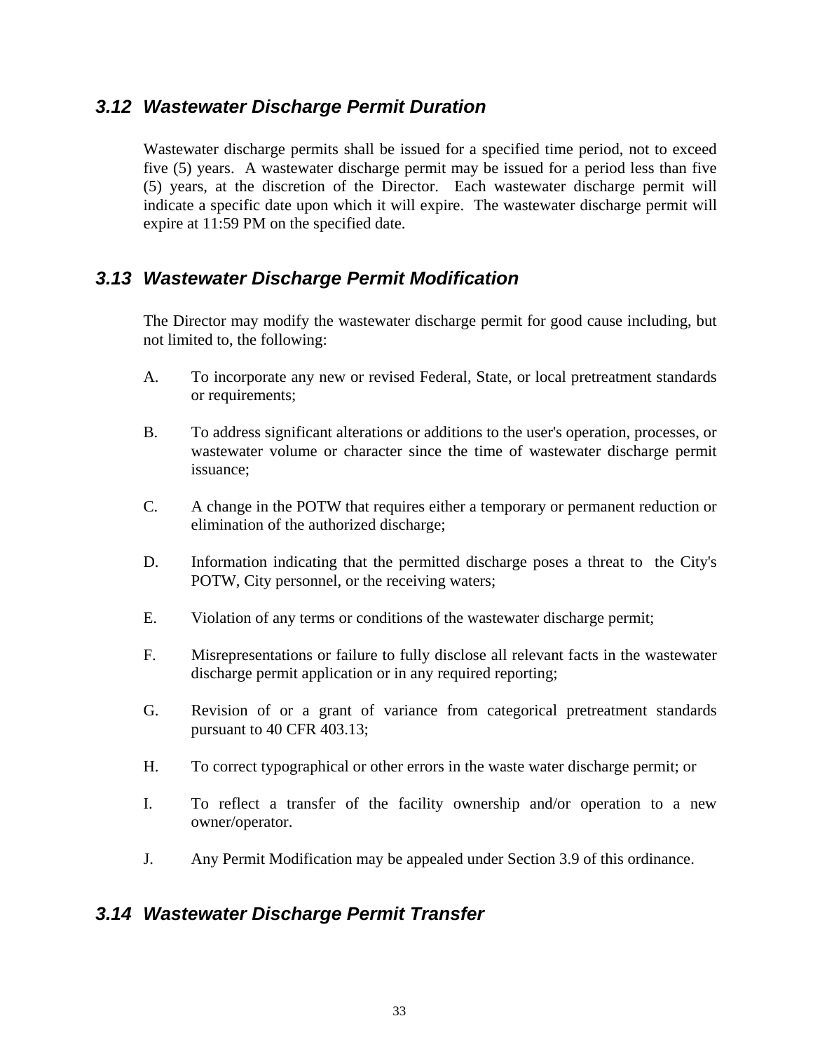### 3.12 Wastewater Discharge Permit Duration

Wastewater discharge permits shall be issued for a specified time period, not to exceed five (5) years. A wastewater discharge permit may be issued for a period less than five (5) years, at the discretion of the Director. Each wastewater discharge permit will indicate a specific date upon which it will expire. The wastewater discharge permit will expire at 11:59 PM on the specified date.

### 3.13 Wastewater Discharge Permit Modification

The Director may modify the wastewater discharge permit for good cause including, but not limited to, the following:

A. To incorporate any new or revised Federal, State, or local pretreatment standards or requirements;

B. To address significant alterations or additions to the user's operation, processes, or wastewater volume or character since the time of wastewater discharge permit issuance;

C. A change in the POTW that requires either a temporary or permanent reduction or elimination of the authorized discharge;

D. Information indicating that the permitted discharge poses a threat to the City's POTW, City personnel, or the receiving waters;

E. Violation of any terms or conditions of the wastewater discharge permit;

F. Misrepresentations or failure to fully disclose all relevant facts in the wastewater discharge permit application or in any required reporting;

G. Revision of or a grant of variance from categorical pretreatment standards pursuant to 40 CFR 403.13;

H. To correct typographical or other errors in the waste water discharge permit; or

I. To reflect a transfer of the facility ownership and/or operation to a new owner/operator.

J. Any Permit Modification may be appealed under Section 3.9 of this ordinance.

### 3.14 Wastewater Discharge Permit Transfer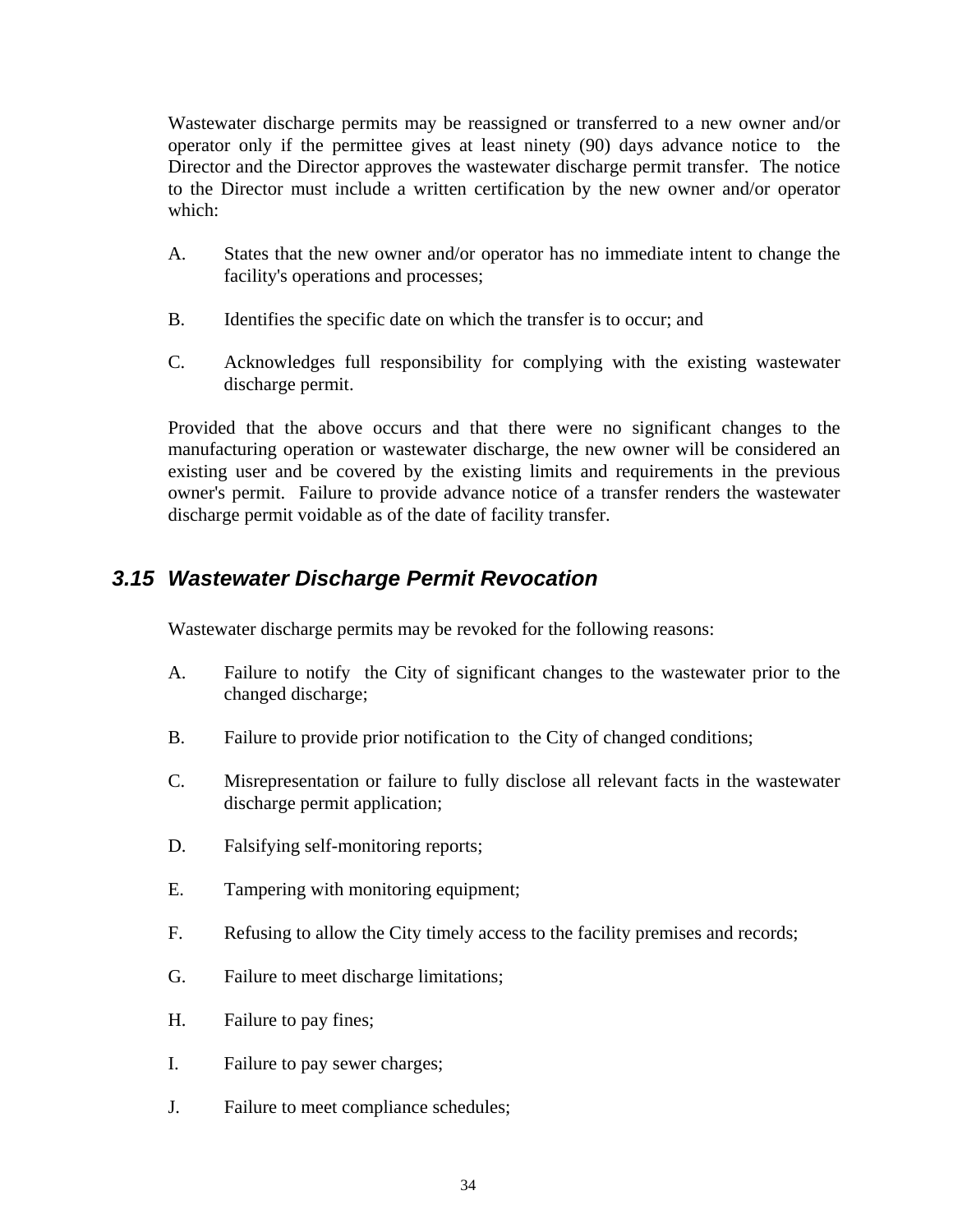Wastewater discharge permits may be reassigned or transferred to a new owner and/or operator only if the permittee gives at least ninety (90) days advance notice to the Director and the Director approves the wastewater discharge permit transfer. The notice to the Director must include a written certification by the new owner and/or operator which:

A. States that the new owner and/or operator has no immediate intent to change the facility's operations and processes;

B. Identifies the specific date on which the transfer is to occur; and

C. Acknowledges full responsibility for complying with the existing wastewater discharge permit.

Provided that the above occurs and that there were no significant changes to the manufacturing operation or wastewater discharge, the new owner will be considered an existing user and be covered by the existing limits and requirements in the previous owner's permit. Failure to provide advance notice of a transfer renders the wastewater discharge permit voidable as of the date of facility transfer.

### *3.15 Wastewater Discharge Permit Revocation*

Wastewater discharge permits may be revoked for the following reasons:

A. Failure to notify the City of significant changes to the wastewater prior to the changed discharge;

B. Failure to provide prior notification to the City of changed conditions;

C. Misrepresentation or failure to fully disclose all relevant facts in the wastewater discharge permit application;

D. Falsifying self-monitoring reports;

E. Tampering with monitoring equipment;

F. Refusing to allow the City timely access to the facility premises and records;

G. Failure to meet discharge limitations;

H. Failure to pay fines;

I. Failure to pay sewer charges;

J. Failure to meet compliance schedules;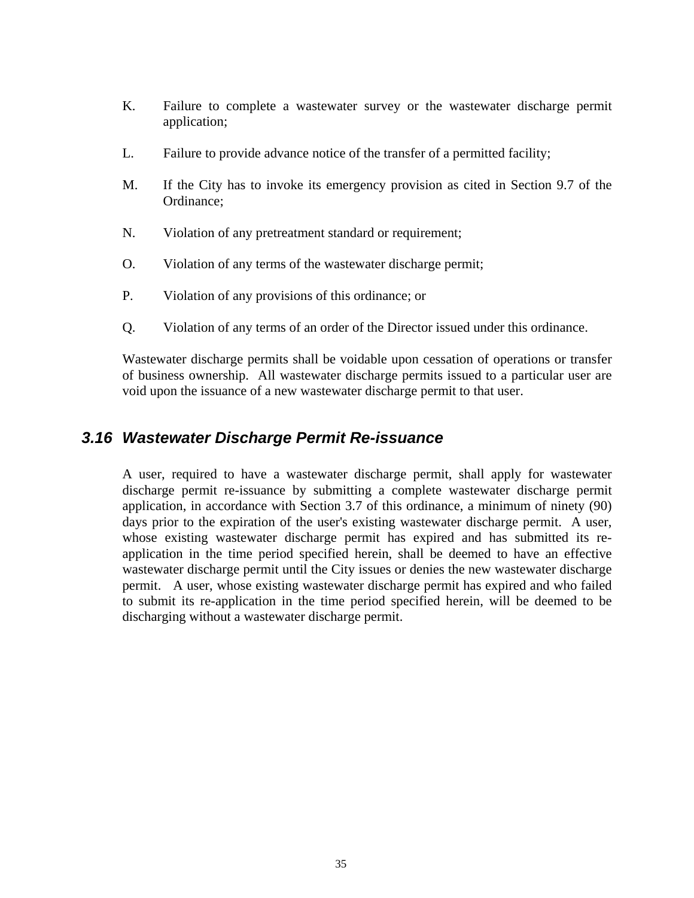K. Failure to complete a wastewater survey or the wastewater discharge permit application;

L. Failure to provide advance notice of the transfer of a permitted facility;

M. If the City has to invoke its emergency provision as cited in Section 9.7 of the Ordinance;

N. Violation of any pretreatment standard or requirement;

O. Violation of any terms of the wastewater discharge permit;

P. Violation of any provisions of this ordinance; or

Q. Violation of any terms of an order of the Director issued under this ordinance.

Wastewater discharge permits shall be voidable upon cessation of operations or transfer of business ownership. All wastewater discharge permits issued to a particular user are void upon the issuance of a new wastewater discharge permit to that user.

## *3.16 Wastewater Discharge Permit Re-issuance*

A user, required to have a wastewater discharge permit, shall apply for wastewater discharge permit re-issuance by submitting a complete wastewater discharge permit application, in accordance with Section 3.7 of this ordinance, a minimum of ninety (90) days prior to the expiration of the user's existing wastewater discharge permit. A user, whose existing wastewater discharge permit has expired and has submitted its re-application in the time period specified herein, shall be deemed to have an effective wastewater discharge permit until the City issues or denies the new wastewater discharge permit. A user, whose existing wastewater discharge permit has expired and who failed to submit its re-application in the time period specified herein, will be deemed to be discharging without a wastewater discharge permit.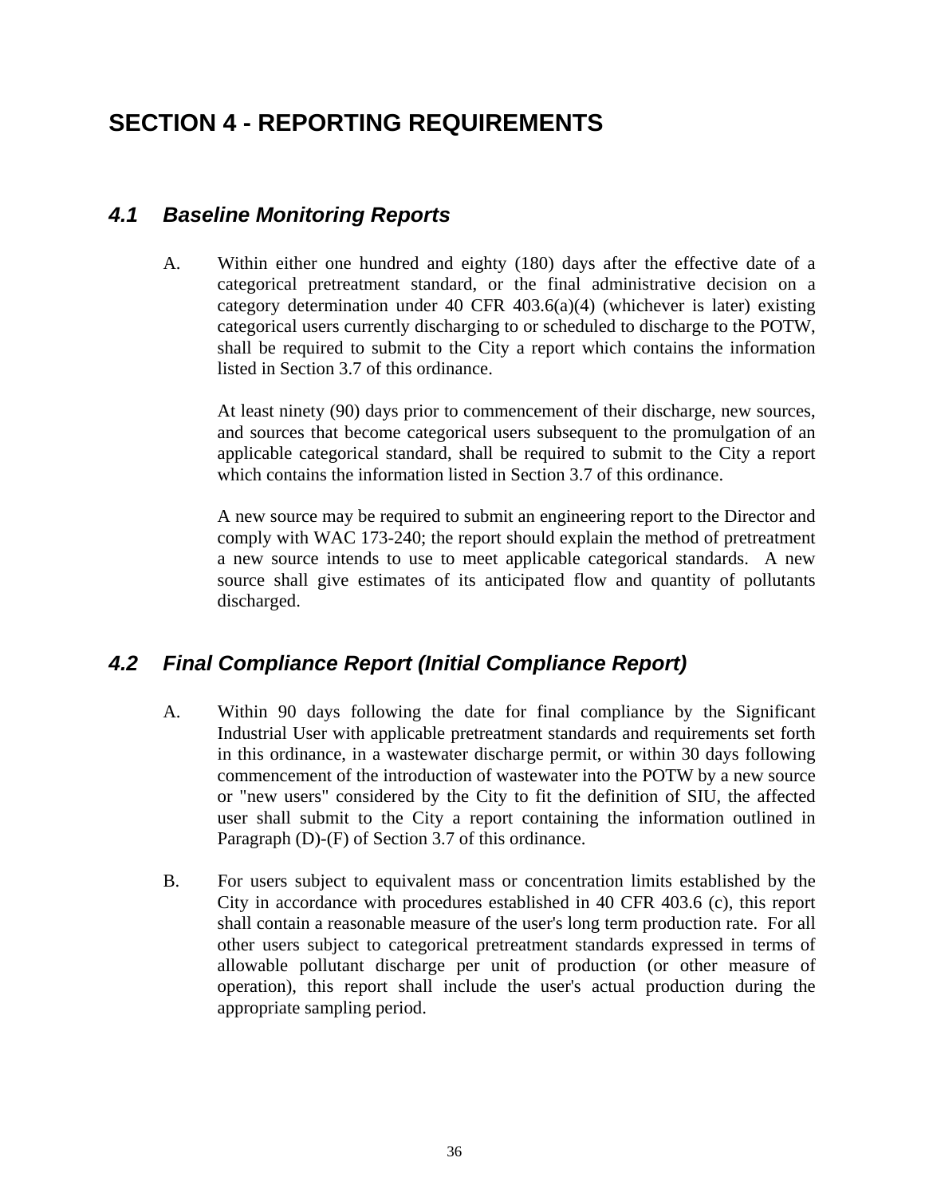# SECTION 4 - REPORTING REQUIREMENTS

## *4.1 Baseline Monitoring Reports*

A. Within either one hundred and eighty (180) days after the effective date of a categorical pretreatment standard, or the final administrative decision on a category determination under 40 CFR 403.6(a)(4) (whichever is later) existing categorical users currently discharging to or scheduled to discharge to the POTW, shall be required to submit to the City a report which contains the information listed in Section 3.7 of this ordinance.

At least ninety (90) days prior to commencement of their discharge, new sources, and sources that become categorical users subsequent to the promulgation of an applicable categorical standard, shall be required to submit to the City a report which contains the information listed in Section 3.7 of this ordinance.

A new source may be required to submit an engineering report to the Director and comply with WAC 173-240; the report should explain the method of pretreatment a new source intends to use to meet applicable categorical standards. A new source shall give estimates of its anticipated flow and quantity of pollutants discharged.

## *4.2 Final Compliance Report (Initial Compliance Report)*

A. Within 90 days following the date for final compliance by the Significant Industrial User with applicable pretreatment standards and requirements set forth in this ordinance, in a wastewater discharge permit, or within 30 days following commencement of the introduction of wastewater into the POTW by a new source or "new users" considered by the City to fit the definition of SIU, the affected user shall submit to the City a report containing the information outlined in Paragraph (D)-(F) of Section 3.7 of this ordinance.

B. For users subject to equivalent mass or concentration limits established by the City in accordance with procedures established in 40 CFR 403.6 (c), this report shall contain a reasonable measure of the user's long term production rate. For all other users subject to categorical pretreatment standards expressed in terms of allowable pollutant discharge per unit of production (or other measure of operation), this report shall include the user's actual production during the appropriate sampling period.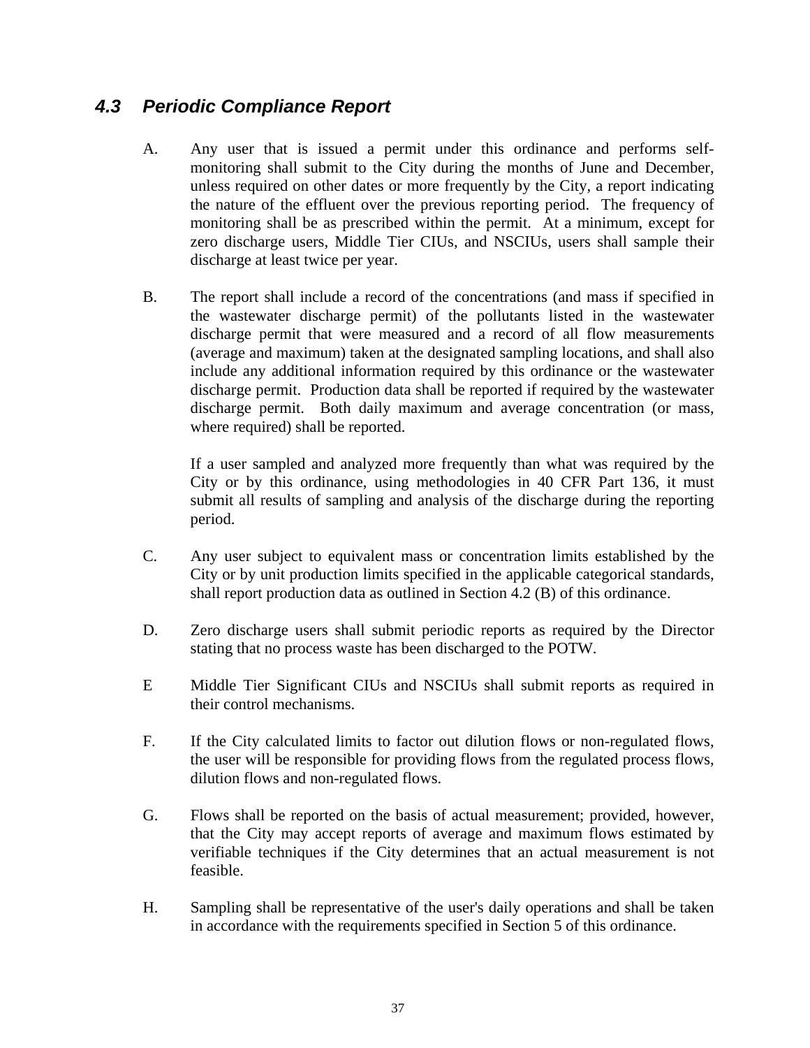### *4.3 Periodic Compliance Report*

A. Any user that is issued a permit under this ordinance and performs self-monitoring shall submit to the City during the months of June and December, unless required on other dates or more frequently by the City, a report indicating the nature of the effluent over the previous reporting period. The frequency of monitoring shall be as prescribed within the permit. At a minimum, except for zero discharge users, Middle Tier CIUs, and NSCIUs, users shall sample their discharge at least twice per year.

B. The report shall include a record of the concentrations (and mass if specified in the wastewater discharge permit) of the pollutants listed in the wastewater discharge permit that were measured and a record of all flow measurements (average and maximum) taken at the designated sampling locations, and shall also include any additional information required by this ordinance or the wastewater discharge permit. Production data shall be reported if required by the wastewater discharge permit. Both daily maximum and average concentration (or mass, where required) shall be reported.

   If a user sampled and analyzed more frequently than what was required by the City or by this ordinance, using methodologies in 40 CFR Part 136, it must submit all results of sampling and analysis of the discharge during the reporting period.

C. Any user subject to equivalent mass or concentration limits established by the City or by unit production limits specified in the applicable categorical standards, shall report production data as outlined in Section 4.2 (B) of this ordinance.

D. Zero discharge users shall submit periodic reports as required by the Director stating that no process waste has been discharged to the POTW.

E Middle Tier Significant CIUs and NSCIUs shall submit reports as required in their control mechanisms.

F. If the City calculated limits to factor out dilution flows or non-regulated flows, the user will be responsible for providing flows from the regulated process flows, dilution flows and non-regulated flows.

G. Flows shall be reported on the basis of actual measurement; provided, however, that the City may accept reports of average and maximum flows estimated by verifiable techniques if the City determines that an actual measurement is not feasible.

H. Sampling shall be representative of the user's daily operations and shall be taken in accordance with the requirements specified in Section 5 of this ordinance.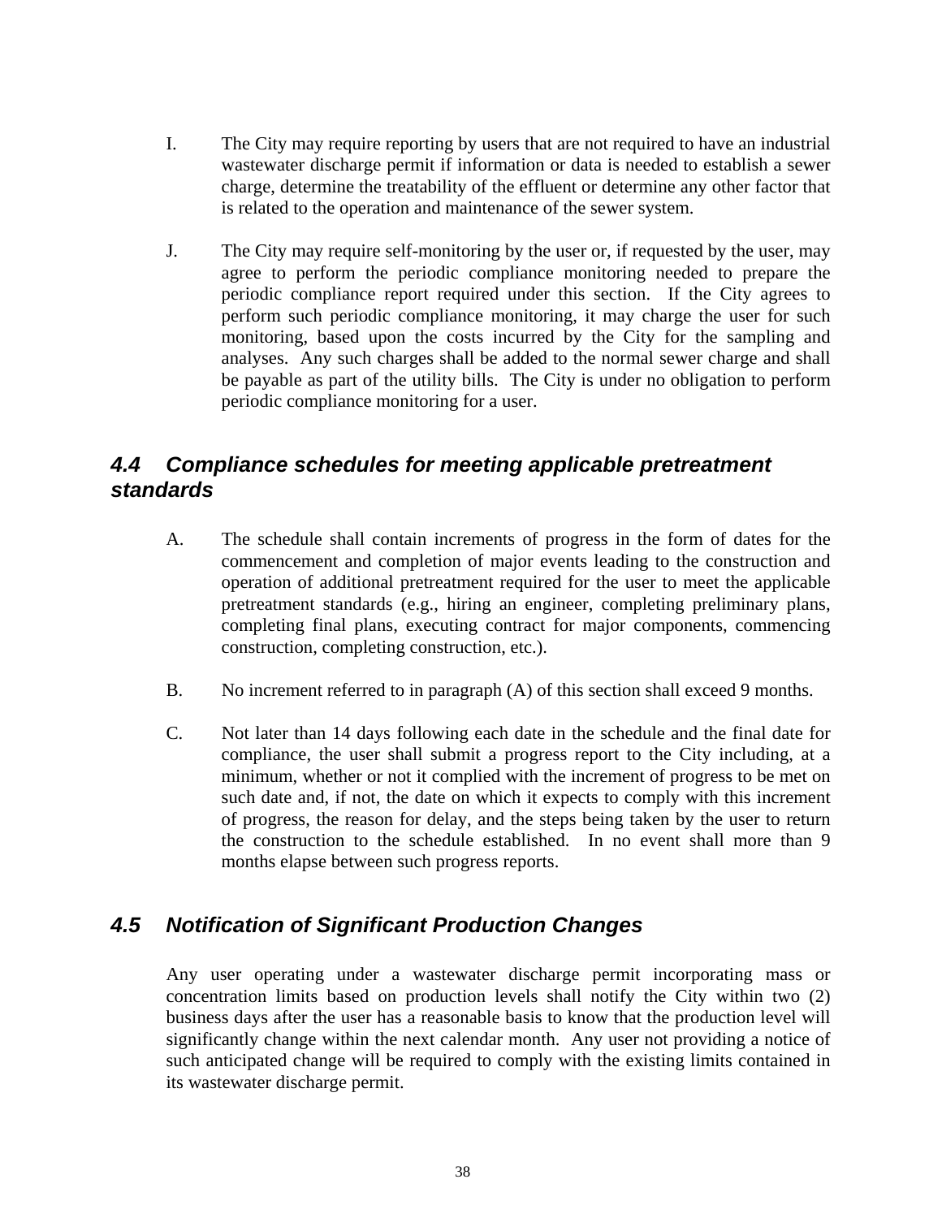I. The City may require reporting by users that are not required to have an industrial wastewater discharge permit if information or data is needed to establish a sewer charge, determine the treatability of the effluent or determine any other factor that is related to the operation and maintenance of the sewer system.

J. The City may require self-monitoring by the user or, if requested by the user, may agree to perform the periodic compliance monitoring needed to prepare the periodic compliance report required under this section. If the City agrees to perform such periodic compliance monitoring, it may charge the user for such monitoring, based upon the costs incurred by the City for the sampling and analyses. Any such charges shall be added to the normal sewer charge and shall be payable as part of the utility bills. The City is under no obligation to perform periodic compliance monitoring for a user.

## *4.4 Compliance schedules for meeting applicable pretreatment standards*

A. The schedule shall contain increments of progress in the form of dates for the commencement and completion of major events leading to the construction and operation of additional pretreatment required for the user to meet the applicable pretreatment standards (e.g., hiring an engineer, completing preliminary plans, completing final plans, executing contract for major components, commencing construction, completing construction, etc.).

B. No increment referred to in paragraph (A) of this section shall exceed 9 months.

C. Not later than 14 days following each date in the schedule and the final date for compliance, the user shall submit a progress report to the City including, at a minimum, whether or not it complied with the increment of progress to be met on such date and, if not, the date on which it expects to comply with this increment of progress, the reason for delay, and the steps being taken by the user to return the construction to the schedule established. In no event shall more than 9 months elapse between such progress reports.

## *4.5 Notification of Significant Production Changes*

Any user operating under a wastewater discharge permit incorporating mass or concentration limits based on production levels shall notify the City within two (2) business days after the user has a reasonable basis to know that the production level will significantly change within the next calendar month. Any user not providing a notice of such anticipated change will be required to comply with the existing limits contained in its wastewater discharge permit.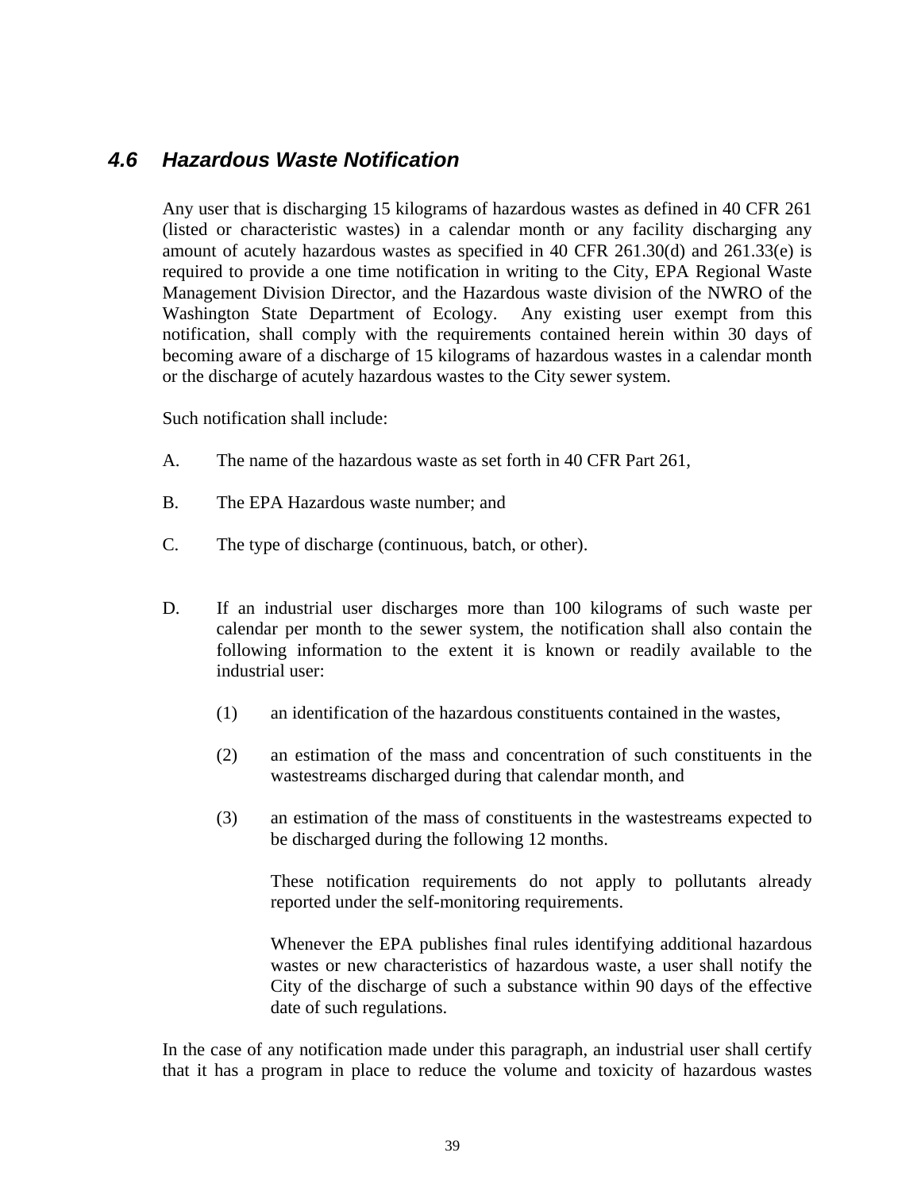### *4.6 Hazardous Waste Notification*

Any user that is discharging 15 kilograms of hazardous wastes as defined in 40 CFR 261 (listed or characteristic wastes) in a calendar month or any facility discharging any amount of acutely hazardous wastes as specified in 40 CFR 261.30(d) and 261.33(e) is required to provide a one time notification in writing to the City, EPA Regional Waste Management Division Director, and the Hazardous waste division of the NWRO of the Washington State Department of Ecology. Any existing user exempt from this notification, shall comply with the requirements contained herein within 30 days of becoming aware of a discharge of 15 kilograms of hazardous wastes in a calendar month or the discharge of acutely hazardous wastes to the City sewer system.

Such notification shall include:

A. The name of the hazardous waste as set forth in 40 CFR Part 261,

B. The EPA Hazardous waste number; and

C. The type of discharge (continuous, batch, or other).

D. If an industrial user discharges more than 100 kilograms of such waste per calendar per month to the sewer system, the notification shall also contain the following information to the extent it is known or readily available to the industrial user:

   (1) an identification of the hazardous constituents contained in the wastes,

   (2) an estimation of the mass and concentration of such constituents in the wastestreams discharged during that calendar month, and

   (3) an estimation of the mass of constituents in the wastestreams expected to be discharged during the following 12 months.

   These notification requirements do not apply to pollutants already reported under the self-monitoring requirements.

   Whenever the EPA publishes final rules identifying additional hazardous wastes or new characteristics of hazardous waste, a user shall notify the City of the discharge of such a substance within 90 days of the effective date of such regulations.

In the case of any notification made under this paragraph, an industrial user shall certify that it has a program in place to reduce the volume and toxicity of hazardous wastes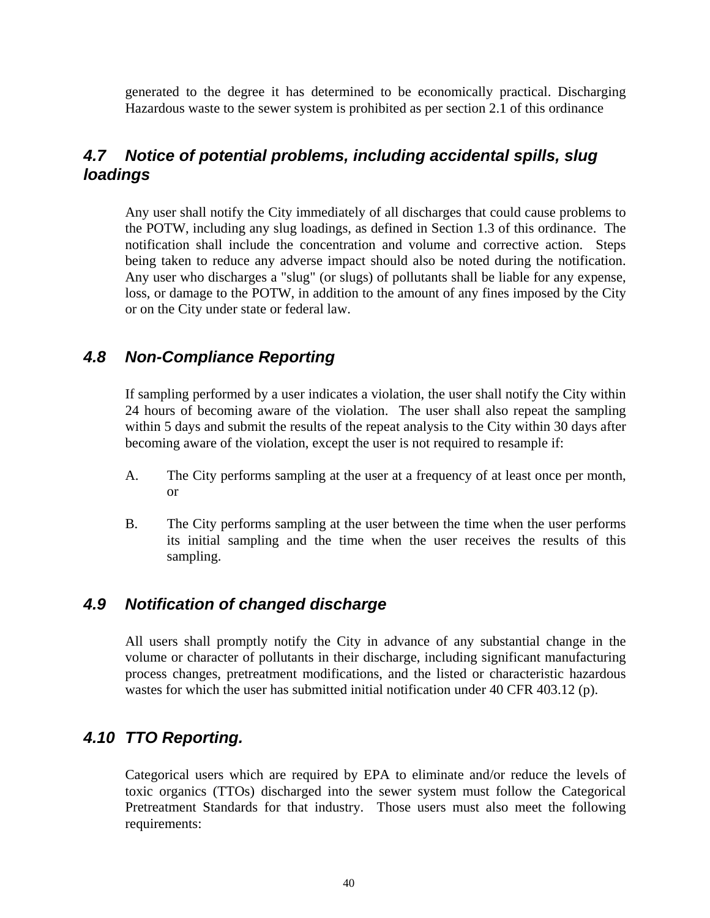generated to the degree it has determined to be economically practical. Discharging Hazardous waste to the sewer system is prohibited as per section 2.1 of this ordinance

### *4.7 Notice of potential problems, including accidental spills, slug loadings*

Any user shall notify the City immediately of all discharges that could cause problems to the POTW, including any slug loadings, as defined in Section 1.3 of this ordinance. The notification shall include the concentration and volume and corrective action. Steps being taken to reduce any adverse impact should also be noted during the notification. Any user who discharges a "slug" (or slugs) of pollutants shall be liable for any expense, loss, or damage to the POTW, in addition to the amount of any fines imposed by the City or on the City under state or federal law.

### *4.8 Non-Compliance Reporting*

If sampling performed by a user indicates a violation, the user shall notify the City within 24 hours of becoming aware of the violation. The user shall also repeat the sampling within 5 days and submit the results of the repeat analysis to the City within 30 days after becoming aware of the violation, except the user is not required to resample if:

A. The City performs sampling at the user at a frequency of at least once per month, or

B. The City performs sampling at the user between the time when the user performs its initial sampling and the time when the user receives the results of this sampling.

### *4.9 Notification of changed discharge*

All users shall promptly notify the City in advance of any substantial change in the volume or character of pollutants in their discharge, including significant manufacturing process changes, pretreatment modifications, and the listed or characteristic hazardous wastes for which the user has submitted initial notification under 40 CFR 403.12 (p).

### *4.10 TTO Reporting.*

Categorical users which are required by EPA to eliminate and/or reduce the levels of toxic organics (TTOs) discharged into the sewer system must follow the Categorical Pretreatment Standards for that industry. Those users must also meet the following requirements: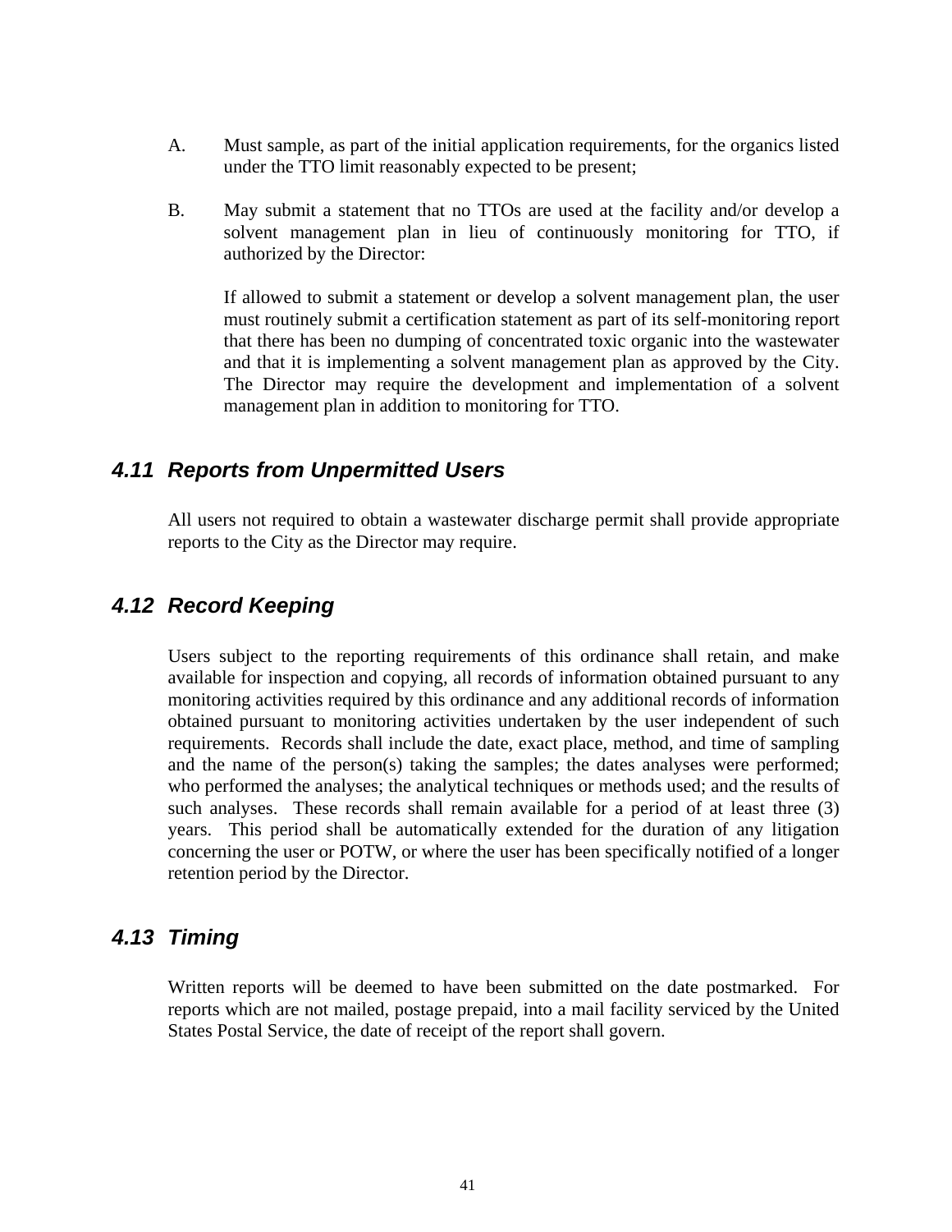A. Must sample, as part of the initial application requirements, for the organics listed under the TTO limit reasonably expected to be present;

B. May submit a statement that no TTOs are used at the facility and/or develop a solvent management plan in lieu of continuously monitoring for TTO, if authorized by the Director:

   If allowed to submit a statement or develop a solvent management plan, the user must routinely submit a certification statement as part of its self-monitoring report that there has been no dumping of concentrated toxic organic into the wastewater and that it is implementing a solvent management plan as approved by the City. The Director may require the development and implementation of a solvent management plan in addition to monitoring for TTO.

### *4.11 Reports from Unpermitted Users*

All users not required to obtain a wastewater discharge permit shall provide appropriate reports to the City as the Director may require.

### *4.12 Record Keeping*

Users subject to the reporting requirements of this ordinance shall retain, and make available for inspection and copying, all records of information obtained pursuant to any monitoring activities required by this ordinance and any additional records of information obtained pursuant to monitoring activities undertaken by the user independent of such requirements. Records shall include the date, exact place, method, and time of sampling and the name of the person(s) taking the samples; the dates analyses were performed; who performed the analyses; the analytical techniques or methods used; and the results of such analyses. These records shall remain available for a period of at least three (3) years. This period shall be automatically extended for the duration of any litigation concerning the user or POTW, or where the user has been specifically notified of a longer retention period by the Director.

### *4.13 Timing*

Written reports will be deemed to have been submitted on the date postmarked. For reports which are not mailed, postage prepaid, into a mail facility serviced by the United States Postal Service, the date of receipt of the report shall govern.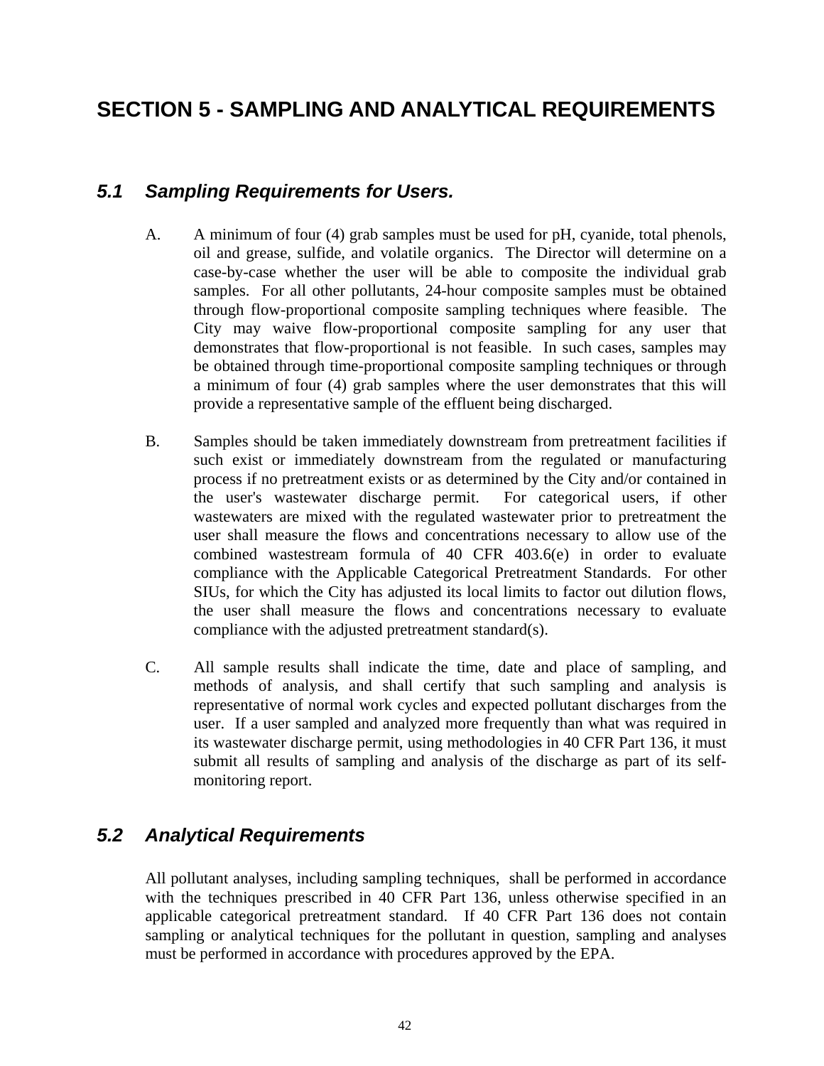# SECTION 5 - SAMPLING AND ANALYTICAL REQUIREMENTS

## *5.1 Sampling Requirements for Users.*

A. A minimum of four (4) grab samples must be used for pH, cyanide, total phenols, oil and grease, sulfide, and volatile organics. The Director will determine on a case-by-case whether the user will be able to composite the individual grab samples. For all other pollutants, 24-hour composite samples must be obtained through flow-proportional composite sampling techniques where feasible. The City may waive flow-proportional composite sampling for any user that demonstrates that flow-proportional is not feasible. In such cases, samples may be obtained through time-proportional composite sampling techniques or through a minimum of four (4) grab samples where the user demonstrates that this will provide a representative sample of the effluent being discharged.

B. Samples should be taken immediately downstream from pretreatment facilities if such exist or immediately downstream from the regulated or manufacturing process if no pretreatment exists or as determined by the City and/or contained in the user's wastewater discharge permit. For categorical users, if other wastewaters are mixed with the regulated wastewater prior to pretreatment the user shall measure the flows and concentrations necessary to allow use of the combined wastestream formula of 40 CFR 403.6(e) in order to evaluate compliance with the Applicable Categorical Pretreatment Standards. For other SIUs, for which the City has adjusted its local limits to factor out dilution flows, the user shall measure the flows and concentrations necessary to evaluate compliance with the adjusted pretreatment standard(s).

C. All sample results shall indicate the time, date and place of sampling, and methods of analysis, and shall certify that such sampling and analysis is representative of normal work cycles and expected pollutant discharges from the user. If a user sampled and analyzed more frequently than what was required in its wastewater discharge permit, using methodologies in 40 CFR Part 136, it must submit all results of sampling and analysis of the discharge as part of its self-monitoring report.

## *5.2 Analytical Requirements*

All pollutant analyses, including sampling techniques, shall be performed in accordance with the techniques prescribed in 40 CFR Part 136, unless otherwise specified in an applicable categorical pretreatment standard. If 40 CFR Part 136 does not contain sampling or analytical techniques for the pollutant in question, sampling and analyses must be performed in accordance with procedures approved by the EPA.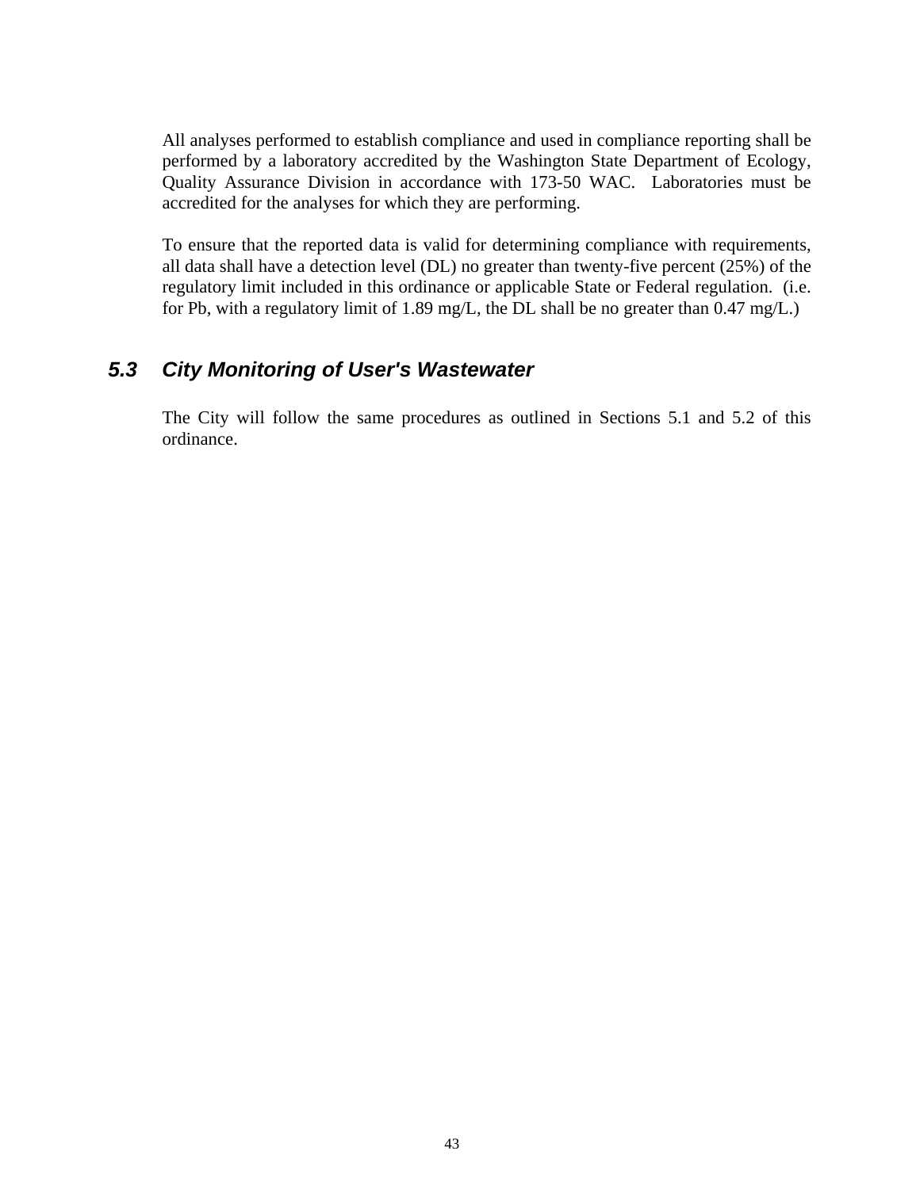All analyses performed to establish compliance and used in compliance reporting shall be performed by a laboratory accredited by the Washington State Department of Ecology, Quality Assurance Division in accordance with 173-50 WAC. Laboratories must be accredited for the analyses for which they are performing.

To ensure that the reported data is valid for determining compliance with requirements, all data shall have a detection level (DL) no greater than twenty-five percent (25%) of the regulatory limit included in this ordinance or applicable State or Federal regulation. (i.e. for Pb, with a regulatory limit of 1.89 mg/L, the DL shall be no greater than 0.47 mg/L.)

### *5.3 City Monitoring of User's Wastewater*

The City will follow the same procedures as outlined in Sections 5.1 and 5.2 of this ordinance.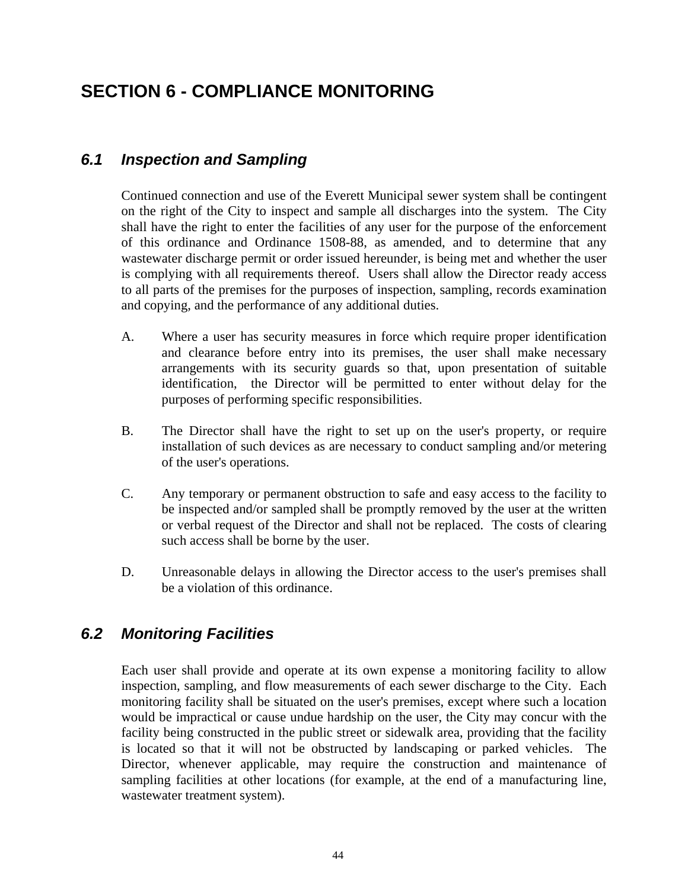# SECTION 6 - COMPLIANCE MONITORING

## *6.1 Inspection and Sampling*

Continued connection and use of the Everett Municipal sewer system shall be contingent on the right of the City to inspect and sample all discharges into the system. The City shall have the right to enter the facilities of any user for the purpose of the enforcement of this ordinance and Ordinance 1508-88, as amended, and to determine that any wastewater discharge permit or order issued hereunder, is being met and whether the user is complying with all requirements thereof. Users shall allow the Director ready access to all parts of the premises for the purposes of inspection, sampling, records examination and copying, and the performance of any additional duties.

A. Where a user has security measures in force which require proper identification and clearance before entry into its premises, the user shall make necessary arrangements with its security guards so that, upon presentation of suitable identification, the Director will be permitted to enter without delay for the purposes of performing specific responsibilities.

B. The Director shall have the right to set up on the user's property, or require installation of such devices as are necessary to conduct sampling and/or metering of the user's operations.

C. Any temporary or permanent obstruction to safe and easy access to the facility to be inspected and/or sampled shall be promptly removed by the user at the written or verbal request of the Director and shall not be replaced. The costs of clearing such access shall be borne by the user.

D. Unreasonable delays in allowing the Director access to the user's premises shall be a violation of this ordinance.

## *6.2 Monitoring Facilities*

Each user shall provide and operate at its own expense a monitoring facility to allow inspection, sampling, and flow measurements of each sewer discharge to the City. Each monitoring facility shall be situated on the user's premises, except where such a location would be impractical or cause undue hardship on the user, the City may concur with the facility being constructed in the public street or sidewalk area, providing that the facility is located so that it will not be obstructed by landscaping or parked vehicles. The Director, whenever applicable, may require the construction and maintenance of sampling facilities at other locations (for example, at the end of a manufacturing line, wastewater treatment system).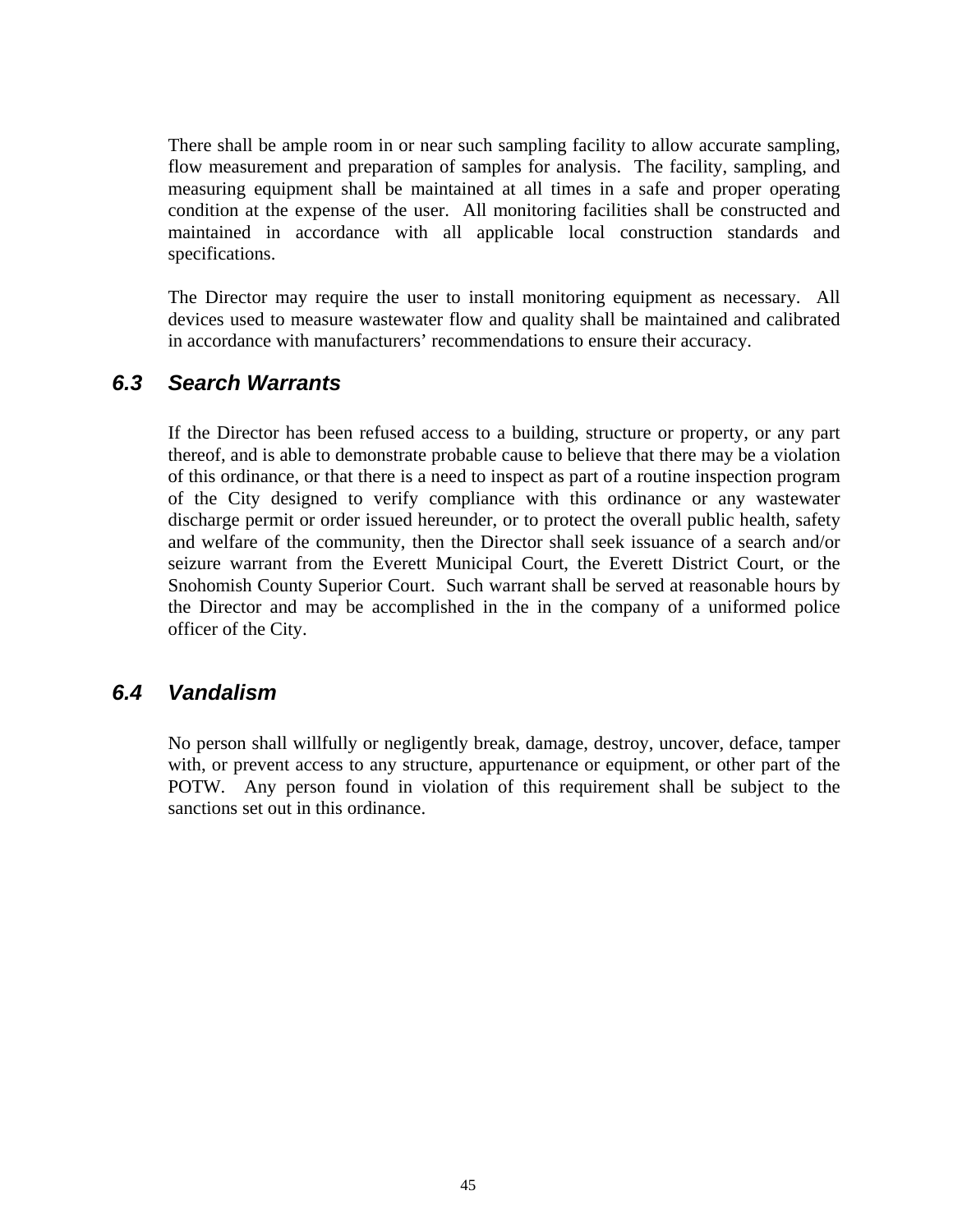There shall be ample room in or near such sampling facility to allow accurate sampling, flow measurement and preparation of samples for analysis. The facility, sampling, and measuring equipment shall be maintained at all times in a safe and proper operating condition at the expense of the user. All monitoring facilities shall be constructed and maintained in accordance with all applicable local construction standards and specifications.

The Director may require the user to install monitoring equipment as necessary. All devices used to measure wastewater flow and quality shall be maintained and calibrated in accordance with manufacturers' recommendations to ensure their accuracy.

### *6.3 Search Warrants*

If the Director has been refused access to a building, structure or property, or any part thereof, and is able to demonstrate probable cause to believe that there may be a violation of this ordinance, or that there is a need to inspect as part of a routine inspection program of the City designed to verify compliance with this ordinance or any wastewater discharge permit or order issued hereunder, or to protect the overall public health, safety and welfare of the community, then the Director shall seek issuance of a search and/or seizure warrant from the Everett Municipal Court, the Everett District Court, or the Snohomish County Superior Court. Such warrant shall be served at reasonable hours by the Director and may be accomplished in the in the company of a uniformed police officer of the City.

### *6.4 Vandalism*

No person shall willfully or negligently break, damage, destroy, uncover, deface, tamper with, or prevent access to any structure, appurtenance or equipment, or other part of the POTW. Any person found in violation of this requirement shall be subject to the sanctions set out in this ordinance.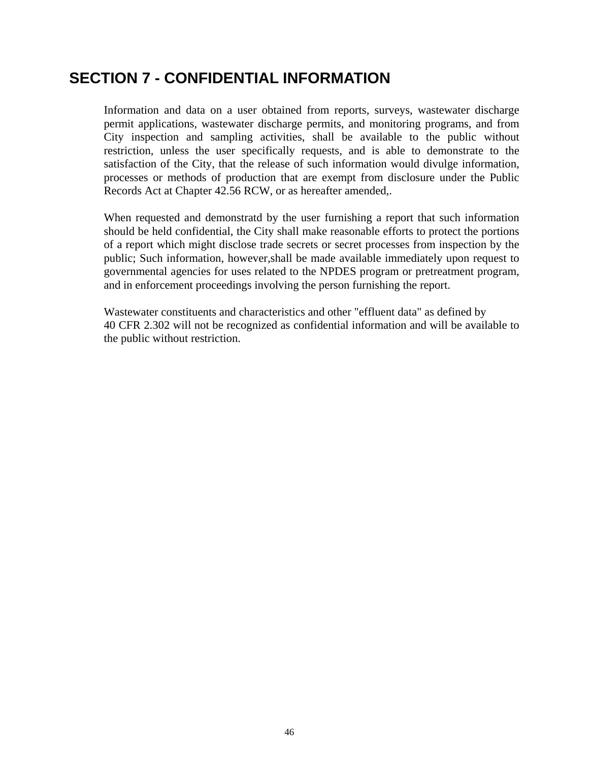# SECTION 7 - CONFIDENTIAL INFORMATION

Information and data on a user obtained from reports, surveys, wastewater discharge permit applications, wastewater discharge permits, and monitoring programs, and from City inspection and sampling activities, shall be available to the public without restriction, unless the user specifically requests, and is able to demonstrate to the satisfaction of the City, that the release of such information would divulge information, processes or methods of production that are exempt from disclosure under the Public Records Act at Chapter 42.56 RCW, or as hereafter amended,.

When requested and demonstratd by the user furnishing a report that such information should be held confidential, the City shall make reasonable efforts to protect the portions of a report which might disclose trade secrets or secret processes from inspection by the public; Such information, however,shall be made available immediately upon request to governmental agencies for uses related to the NPDES program or pretreatment program, and in enforcement proceedings involving the person furnishing the report.

Wastewater constituents and characteristics and other "effluent data" as defined by 40 CFR 2.302 will not be recognized as confidential information and will be available to the public without restriction.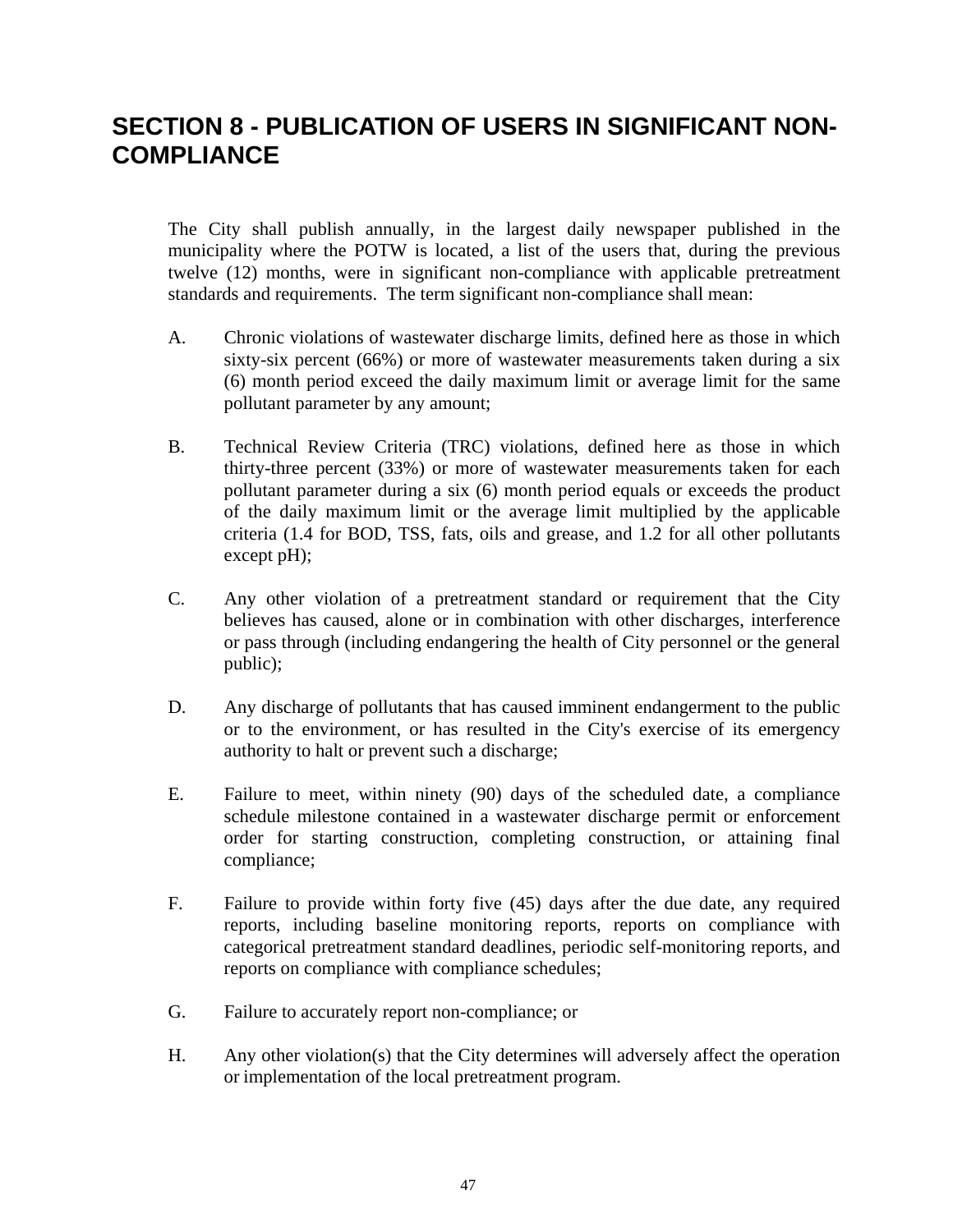# SECTION 8 - PUBLICATION OF USERS IN SIGNIFICANT NON-COMPLIANCE

The City shall publish annually, in the largest daily newspaper published in the municipality where the POTW is located, a list of the users that, during the previous twelve (12) months, were in significant non-compliance with applicable pretreatment standards and requirements. The term significant non-compliance shall mean:

A. Chronic violations of wastewater discharge limits, defined here as those in which sixty-six percent (66%) or more of wastewater measurements taken during a six (6) month period exceed the daily maximum limit or average limit for the same pollutant parameter by any amount;

B. Technical Review Criteria (TRC) violations, defined here as those in which thirty-three percent (33%) or more of wastewater measurements taken for each pollutant parameter during a six (6) month period equals or exceeds the product of the daily maximum limit or the average limit multiplied by the applicable criteria (1.4 for BOD, TSS, fats, oils and grease, and 1.2 for all other pollutants except pH);

C. Any other violation of a pretreatment standard or requirement that the City believes has caused, alone or in combination with other discharges, interference or pass through (including endangering the health of City personnel or the general public);

D. Any discharge of pollutants that has caused imminent endangerment to the public or to the environment, or has resulted in the City's exercise of its emergency authority to halt or prevent such a discharge;

E. Failure to meet, within ninety (90) days of the scheduled date, a compliance schedule milestone contained in a wastewater discharge permit or enforcement order for starting construction, completing construction, or attaining final compliance;

F. Failure to provide within forty five (45) days after the due date, any required reports, including baseline monitoring reports, reports on compliance with categorical pretreatment standard deadlines, periodic self-monitoring reports, and reports on compliance with compliance schedules;

G. Failure to accurately report non-compliance; or

H. Any other violation(s) that the City determines will adversely affect the operation or implementation of the local pretreatment program.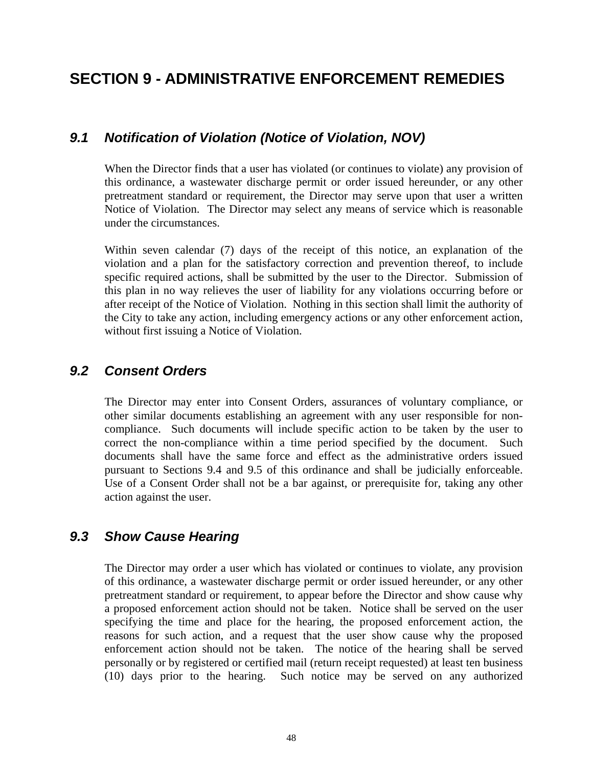# SECTION 9 - ADMINISTRATIVE ENFORCEMENT REMEDIES

## *9.1 Notification of Violation (Notice of Violation, NOV)*

When the Director finds that a user has violated (or continues to violate) any provision of this ordinance, a wastewater discharge permit or order issued hereunder, or any other pretreatment standard or requirement, the Director may serve upon that user a written Notice of Violation. The Director may select any means of service which is reasonable under the circumstances.

Within seven calendar (7) days of the receipt of this notice, an explanation of the violation and a plan for the satisfactory correction and prevention thereof, to include specific required actions, shall be submitted by the user to the Director. Submission of this plan in no way relieves the user of liability for any violations occurring before or after receipt of the Notice of Violation. Nothing in this section shall limit the authority of the City to take any action, including emergency actions or any other enforcement action, without first issuing a Notice of Violation.

## *9.2 Consent Orders*

The Director may enter into Consent Orders, assurances of voluntary compliance, or other similar documents establishing an agreement with any user responsible for non-compliance. Such documents will include specific action to be taken by the user to correct the non-compliance within a time period specified by the document. Such documents shall have the same force and effect as the administrative orders issued pursuant to Sections 9.4 and 9.5 of this ordinance and shall be judicially enforceable. Use of a Consent Order shall not be a bar against, or prerequisite for, taking any other action against the user.

## *9.3 Show Cause Hearing*

The Director may order a user which has violated or continues to violate, any provision of this ordinance, a wastewater discharge permit or order issued hereunder, or any other pretreatment standard or requirement, to appear before the Director and show cause why a proposed enforcement action should not be taken. Notice shall be served on the user specifying the time and place for the hearing, the proposed enforcement action, the reasons for such action, and a request that the user show cause why the proposed enforcement action should not be taken. The notice of the hearing shall be served personally or by registered or certified mail (return receipt requested) at least ten business (10) days prior to the hearing. Such notice may be served on any authorized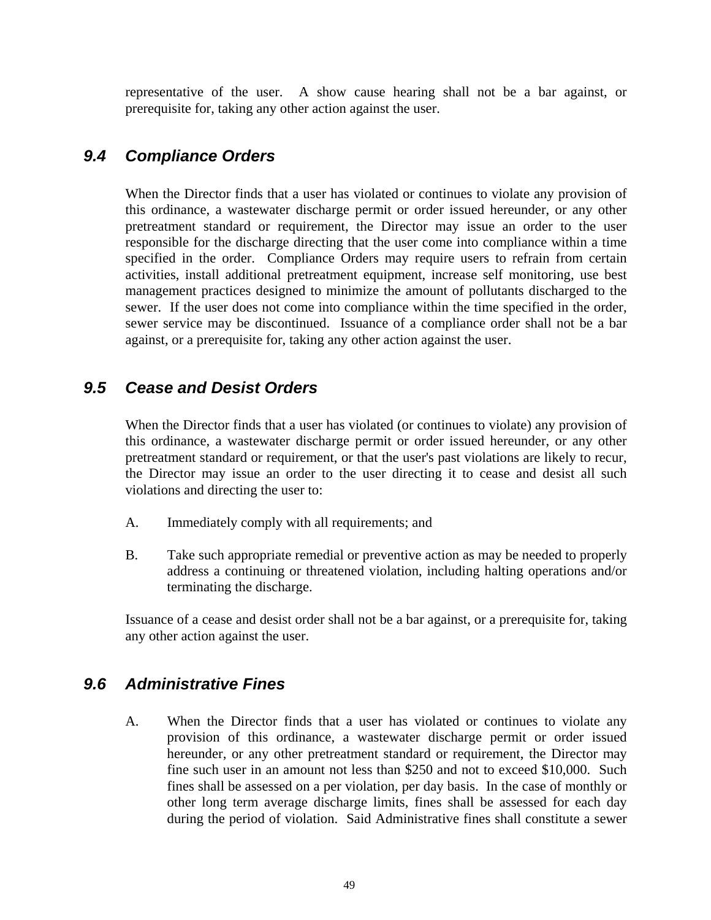representative of the user. A show cause hearing shall not be a bar against, or prerequisite for, taking any other action against the user.

## *9.4 Compliance Orders*

When the Director finds that a user has violated or continues to violate any provision of this ordinance, a wastewater discharge permit or order issued hereunder, or any other pretreatment standard or requirement, the Director may issue an order to the user responsible for the discharge directing that the user come into compliance within a time specified in the order. Compliance Orders may require users to refrain from certain activities, install additional pretreatment equipment, increase self monitoring, use best management practices designed to minimize the amount of pollutants discharged to the sewer. If the user does not come into compliance within the time specified in the order, sewer service may be discontinued. Issuance of a compliance order shall not be a bar against, or a prerequisite for, taking any other action against the user.

## *9.5 Cease and Desist Orders*

When the Director finds that a user has violated (or continues to violate) any provision of this ordinance, a wastewater discharge permit or order issued hereunder, or any other pretreatment standard or requirement, or that the user's past violations are likely to recur, the Director may issue an order to the user directing it to cease and desist all such violations and directing the user to:

A. Immediately comply with all requirements; and

B. Take such appropriate remedial or preventive action as may be needed to properly address a continuing or threatened violation, including halting operations and/or terminating the discharge.

Issuance of a cease and desist order shall not be a bar against, or a prerequisite for, taking any other action against the user.

## *9.6 Administrative Fines*

A. When the Director finds that a user has violated or continues to violate any provision of this ordinance, a wastewater discharge permit or order issued hereunder, or any other pretreatment standard or requirement, the Director may fine such user in an amount not less than $250 and not to exceed $10,000. Such fines shall be assessed on a per violation, per day basis. In the case of monthly or other long term average discharge limits, fines shall be assessed for each day during the period of violation. Said Administrative fines shall constitute a sewer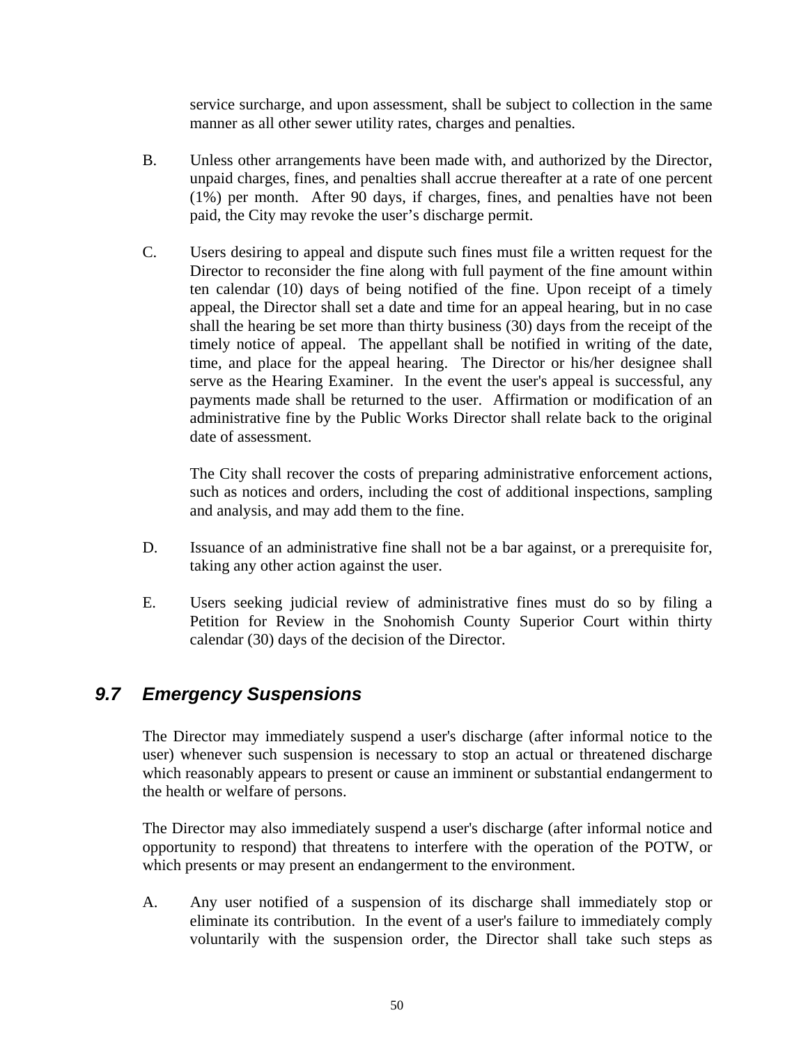service surcharge, and upon assessment, shall be subject to collection in the same manner as all other sewer utility rates, charges and penalties.

B. Unless other arrangements have been made with, and authorized by the Director, unpaid charges, fines, and penalties shall accrue thereafter at a rate of one percent (1%) per month. After 90 days, if charges, fines, and penalties have not been paid, the City may revoke the user's discharge permit.

C. Users desiring to appeal and dispute such fines must file a written request for the Director to reconsider the fine along with full payment of the fine amount within ten calendar (10) days of being notified of the fine. Upon receipt of a timely appeal, the Director shall set a date and time for an appeal hearing, but in no case shall the hearing be set more than thirty business (30) days from the receipt of the timely notice of appeal. The appellant shall be notified in writing of the date, time, and place for the appeal hearing. The Director or his/her designee shall serve as the Hearing Examiner. In the event the user's appeal is successful, any payments made shall be returned to the user. Affirmation or modification of an administrative fine by the Public Works Director shall relate back to the original date of assessment.

   The City shall recover the costs of preparing administrative enforcement actions, such as notices and orders, including the cost of additional inspections, sampling and analysis, and may add them to the fine.

D. Issuance of an administrative fine shall not be a bar against, or a prerequisite for, taking any other action against the user.

E. Users seeking judicial review of administrative fines must do so by filing a Petition for Review in the Snohomish County Superior Court within thirty calendar (30) days of the decision of the Director.

## *9.7 Emergency Suspensions*

The Director may immediately suspend a user's discharge (after informal notice to the user) whenever such suspension is necessary to stop an actual or threatened discharge which reasonably appears to present or cause an imminent or substantial endangerment to the health or welfare of persons.

The Director may also immediately suspend a user's discharge (after informal notice and opportunity to respond) that threatens to interfere with the operation of the POTW, or which presents or may present an endangerment to the environment.

A. Any user notified of a suspension of its discharge shall immediately stop or eliminate its contribution. In the event of a user's failure to immediately comply voluntarily with the suspension order, the Director shall take such steps as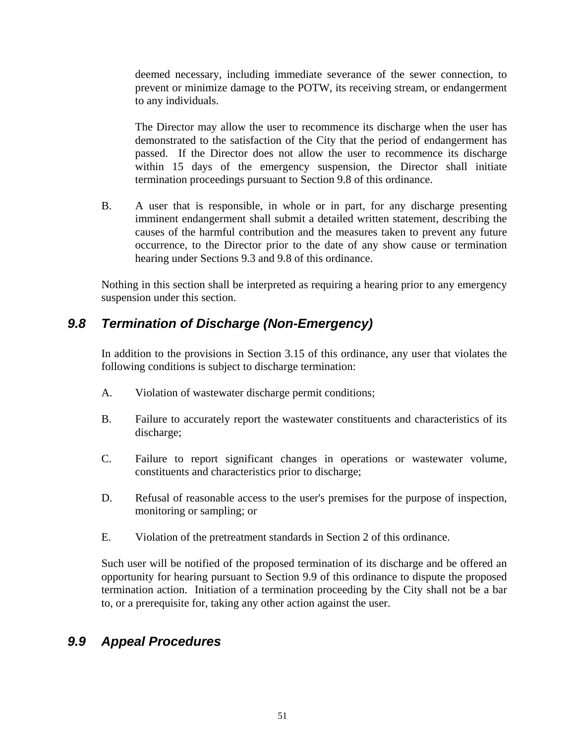deemed necessary, including immediate severance of the sewer connection, to prevent or minimize damage to the POTW, its receiving stream, or endangerment to any individuals.

The Director may allow the user to recommence its discharge when the user has demonstrated to the satisfaction of the City that the period of endangerment has passed. If the Director does not allow the user to recommence its discharge within 15 days of the emergency suspension, the Director shall initiate termination proceedings pursuant to Section 9.8 of this ordinance.

B. A user that is responsible, in whole or in part, for any discharge presenting imminent endangerment shall submit a detailed written statement, describing the causes of the harmful contribution and the measures taken to prevent any future occurrence, to the Director prior to the date of any show cause or termination hearing under Sections 9.3 and 9.8 of this ordinance.

Nothing in this section shall be interpreted as requiring a hearing prior to any emergency suspension under this section.

## *9.8 Termination of Discharge (Non-Emergency)*

In addition to the provisions in Section 3.15 of this ordinance, any user that violates the following conditions is subject to discharge termination:

A. Violation of wastewater discharge permit conditions;

B. Failure to accurately report the wastewater constituents and characteristics of its discharge;

C. Failure to report significant changes in operations or wastewater volume, constituents and characteristics prior to discharge;

D. Refusal of reasonable access to the user's premises for the purpose of inspection, monitoring or sampling; or

E. Violation of the pretreatment standards in Section 2 of this ordinance.

Such user will be notified of the proposed termination of its discharge and be offered an opportunity for hearing pursuant to Section 9.9 of this ordinance to dispute the proposed termination action. Initiation of a termination proceeding by the City shall not be a bar to, or a prerequisite for, taking any other action against the user.

## *9.9 Appeal Procedures*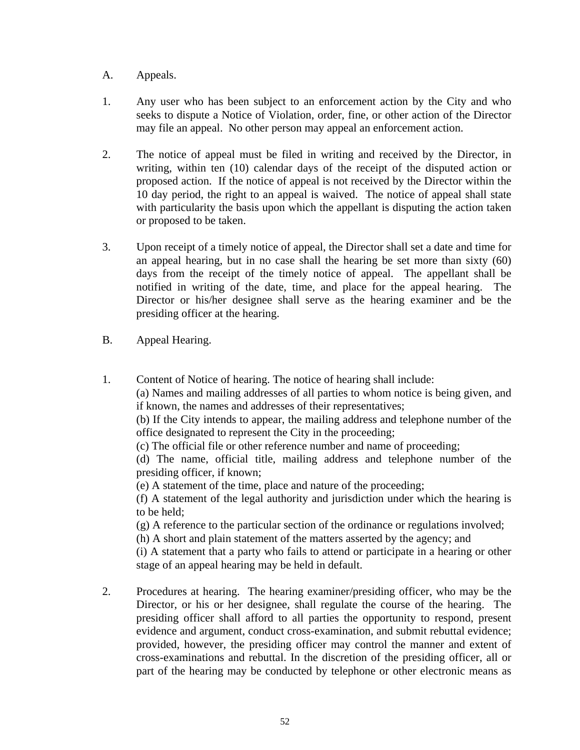A. Appeals.

1. Any user who has been subject to an enforcement action by the City and who seeks to dispute a Notice of Violation, order, fine, or other action of the Director may file an appeal. No other person may appeal an enforcement action.

2. The notice of appeal must be filed in writing and received by the Director, in writing, within ten (10) calendar days of the receipt of the disputed action or proposed action. If the notice of appeal is not received by the Director within the 10 day period, the right to an appeal is waived. The notice of appeal shall state with particularity the basis upon which the appellant is disputing the action taken or proposed to be taken.

3. Upon receipt of a timely notice of appeal, the Director shall set a date and time for an appeal hearing, but in no case shall the hearing be set more than sixty (60) days from the receipt of the timely notice of appeal. The appellant shall be notified in writing of the date, time, and place for the appeal hearing. The Director or his/her designee shall serve as the hearing examiner and be the presiding officer at the hearing.

B. Appeal Hearing.

1. Content of Notice of hearing. The notice of hearing shall include:
   (a) Names and mailing addresses of all parties to whom notice is being given, and if known, the names and addresses of their representatives;
   (b) If the City intends to appear, the mailing address and telephone number of the office designated to represent the City in the proceeding;
   (c) The official file or other reference number and name of proceeding;
   (d) The name, official title, mailing address and telephone number of the presiding officer, if known;
   (e) A statement of the time, place and nature of the proceeding;
   (f) A statement of the legal authority and jurisdiction under which the hearing is to be held;
   (g) A reference to the particular section of the ordinance or regulations involved;
   (h) A short and plain statement of the matters asserted by the agency; and
   (i) A statement that a party who fails to attend or participate in a hearing or other stage of an appeal hearing may be held in default.

2. Procedures at hearing. The hearing examiner/presiding officer, who may be the Director, or his or her designee, shall regulate the course of the hearing. The presiding officer shall afford to all parties the opportunity to respond, present evidence and argument, conduct cross-examination, and submit rebuttal evidence; provided, however, the presiding officer may control the manner and extent of cross-examinations and rebuttal. In the discretion of the presiding officer, all or part of the hearing may be conducted by telephone or other electronic means as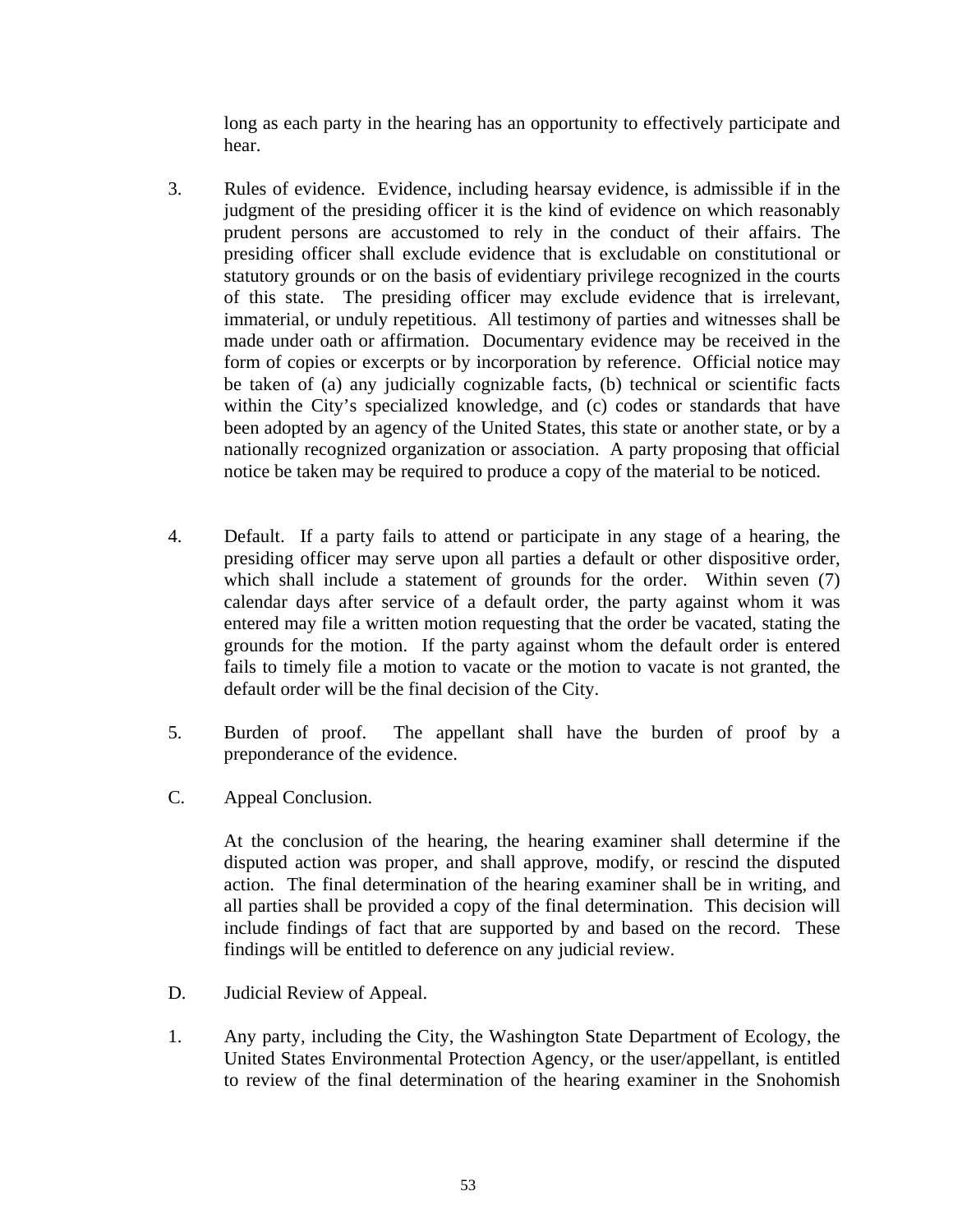long as each party in the hearing has an opportunity to effectively participate and hear.

3. Rules of evidence. Evidence, including hearsay evidence, is admissible if in the judgment of the presiding officer it is the kind of evidence on which reasonably prudent persons are accustomed to rely in the conduct of their affairs. The presiding officer shall exclude evidence that is excludable on constitutional or statutory grounds or on the basis of evidentiary privilege recognized in the courts of this state. The presiding officer may exclude evidence that is irrelevant, immaterial, or unduly repetitious. All testimony of parties and witnesses shall be made under oath or affirmation. Documentary evidence may be received in the form of copies or excerpts or by incorporation by reference. Official notice may be taken of (a) any judicially cognizable facts, (b) technical or scientific facts within the City's specialized knowledge, and (c) codes or standards that have been adopted by an agency of the United States, this state or another state, or by a nationally recognized organization or association. A party proposing that official notice be taken may be required to produce a copy of the material to be noticed.

4. Default. If a party fails to attend or participate in any stage of a hearing, the presiding officer may serve upon all parties a default or other dispositive order, which shall include a statement of grounds for the order. Within seven (7) calendar days after service of a default order, the party against whom it was entered may file a written motion requesting that the order be vacated, stating the grounds for the motion. If the party against whom the default order is entered fails to timely file a motion to vacate or the motion to vacate is not granted, the default order will be the final decision of the City.

5. Burden of proof. The appellant shall have the burden of proof by a preponderance of the evidence.

C. Appeal Conclusion.

At the conclusion of the hearing, the hearing examiner shall determine if the disputed action was proper, and shall approve, modify, or rescind the disputed action. The final determination of the hearing examiner shall be in writing, and all parties shall be provided a copy of the final determination. This decision will include findings of fact that are supported by and based on the record. These findings will be entitled to deference on any judicial review.

D. Judicial Review of Appeal.

1. Any party, including the City, the Washington State Department of Ecology, the United States Environmental Protection Agency, or the user/appellant, is entitled to review of the final determination of the hearing examiner in the Snohomish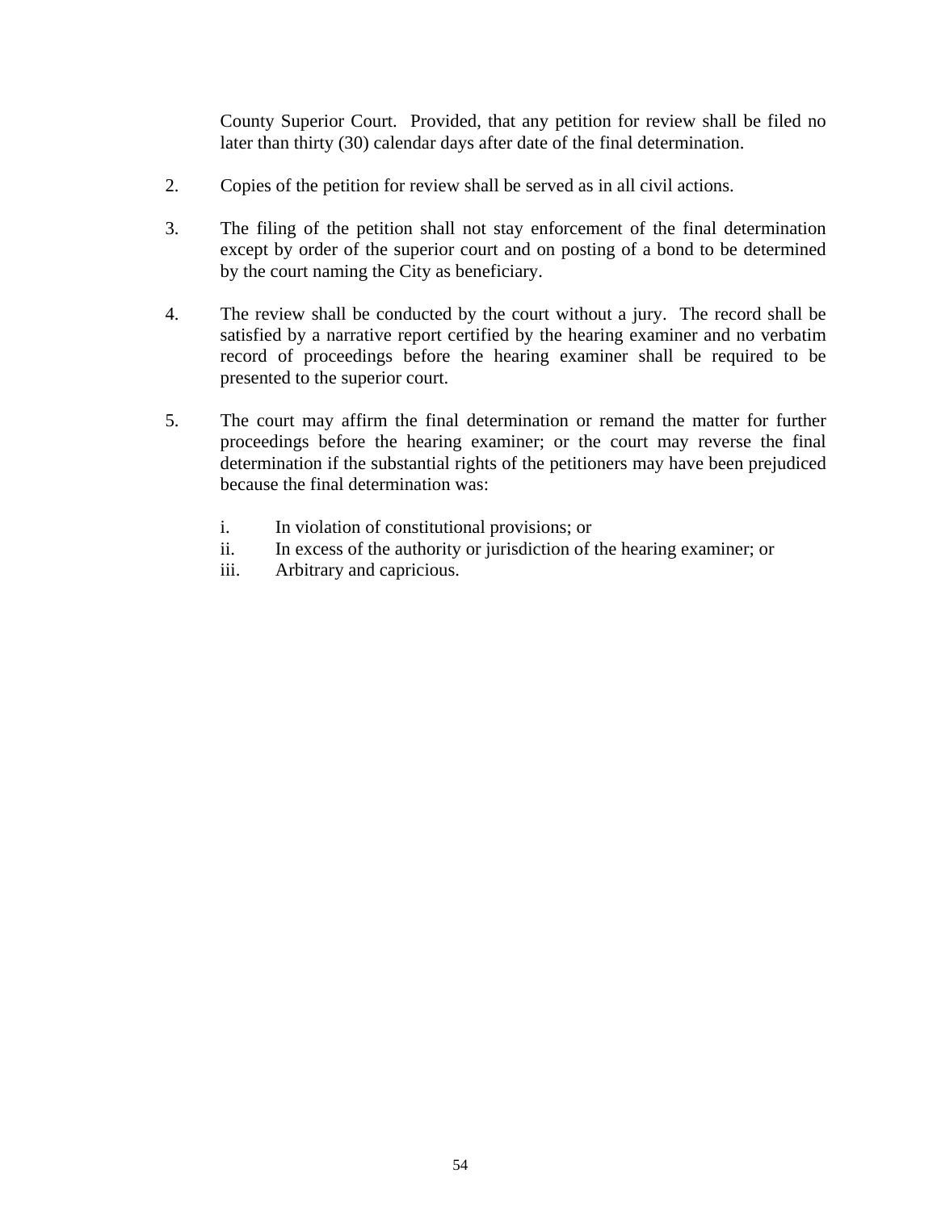County Superior Court. Provided, that any petition for review shall be filed no later than thirty (30) calendar days after date of the final determination.

2. Copies of the petition for review shall be served as in all civil actions.

3. The filing of the petition shall not stay enforcement of the final determination except by order of the superior court and on posting of a bond to be determined by the court naming the City as beneficiary.

4. The review shall be conducted by the court without a jury. The record shall be satisfied by a narrative report certified by the hearing examiner and no verbatim record of proceedings before the hearing examiner shall be required to be presented to the superior court.

5. The court may affirm the final determination or remand the matter for further proceedings before the hearing examiner; or the court may reverse the final determination if the substantial rights of the petitioners may have been prejudiced because the final determination was:

   i. In violation of constitutional provisions; or
   ii. In excess of the authority or jurisdiction of the hearing examiner; or
   iii. Arbitrary and capricious.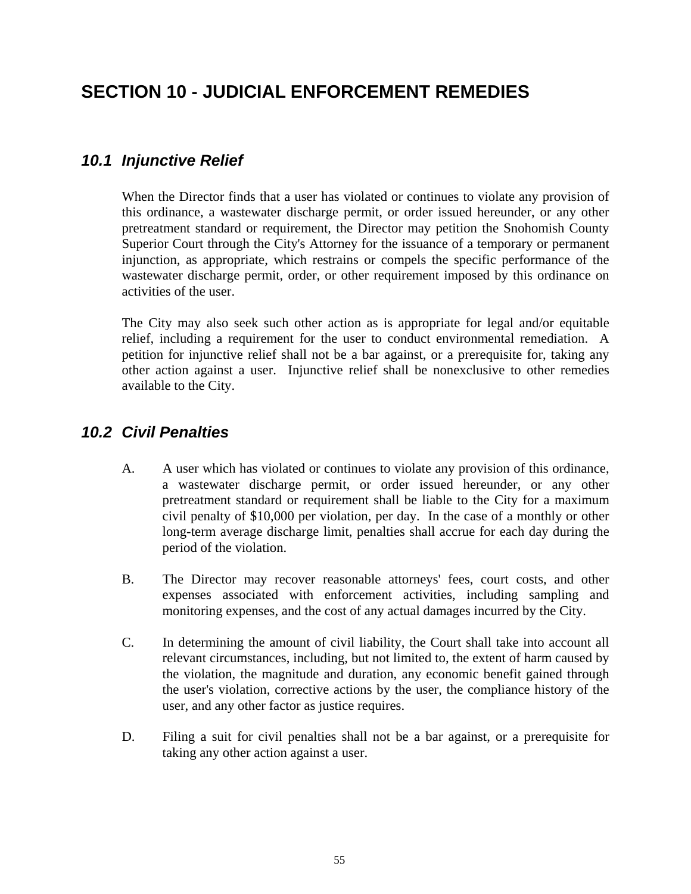# SECTION 10 - JUDICIAL ENFORCEMENT REMEDIES

## *10.1 Injunctive Relief*

When the Director finds that a user has violated or continues to violate any provision of this ordinance, a wastewater discharge permit, or order issued hereunder, or any other pretreatment standard or requirement, the Director may petition the Snohomish County Superior Court through the City's Attorney for the issuance of a temporary or permanent injunction, as appropriate, which restrains or compels the specific performance of the wastewater discharge permit, order, or other requirement imposed by this ordinance on activities of the user.

The City may also seek such other action as is appropriate for legal and/or equitable relief, including a requirement for the user to conduct environmental remediation. A petition for injunctive relief shall not be a bar against, or a prerequisite for, taking any other action against a user. Injunctive relief shall be nonexclusive to other remedies available to the City.

## *10.2 Civil Penalties*

A. A user which has violated or continues to violate any provision of this ordinance, a wastewater discharge permit, or order issued hereunder, or any other pretreatment standard or requirement shall be liable to the City for a maximum civil penalty of $10,000 per violation, per day. In the case of a monthly or other long-term average discharge limit, penalties shall accrue for each day during the period of the violation.

B. The Director may recover reasonable attorneys' fees, court costs, and other expenses associated with enforcement activities, including sampling and monitoring expenses, and the cost of any actual damages incurred by the City.

C. In determining the amount of civil liability, the Court shall take into account all relevant circumstances, including, but not limited to, the extent of harm caused by the violation, the magnitude and duration, any economic benefit gained through the user's violation, corrective actions by the user, the compliance history of the user, and any other factor as justice requires.

D. Filing a suit for civil penalties shall not be a bar against, or a prerequisite for taking any other action against a user.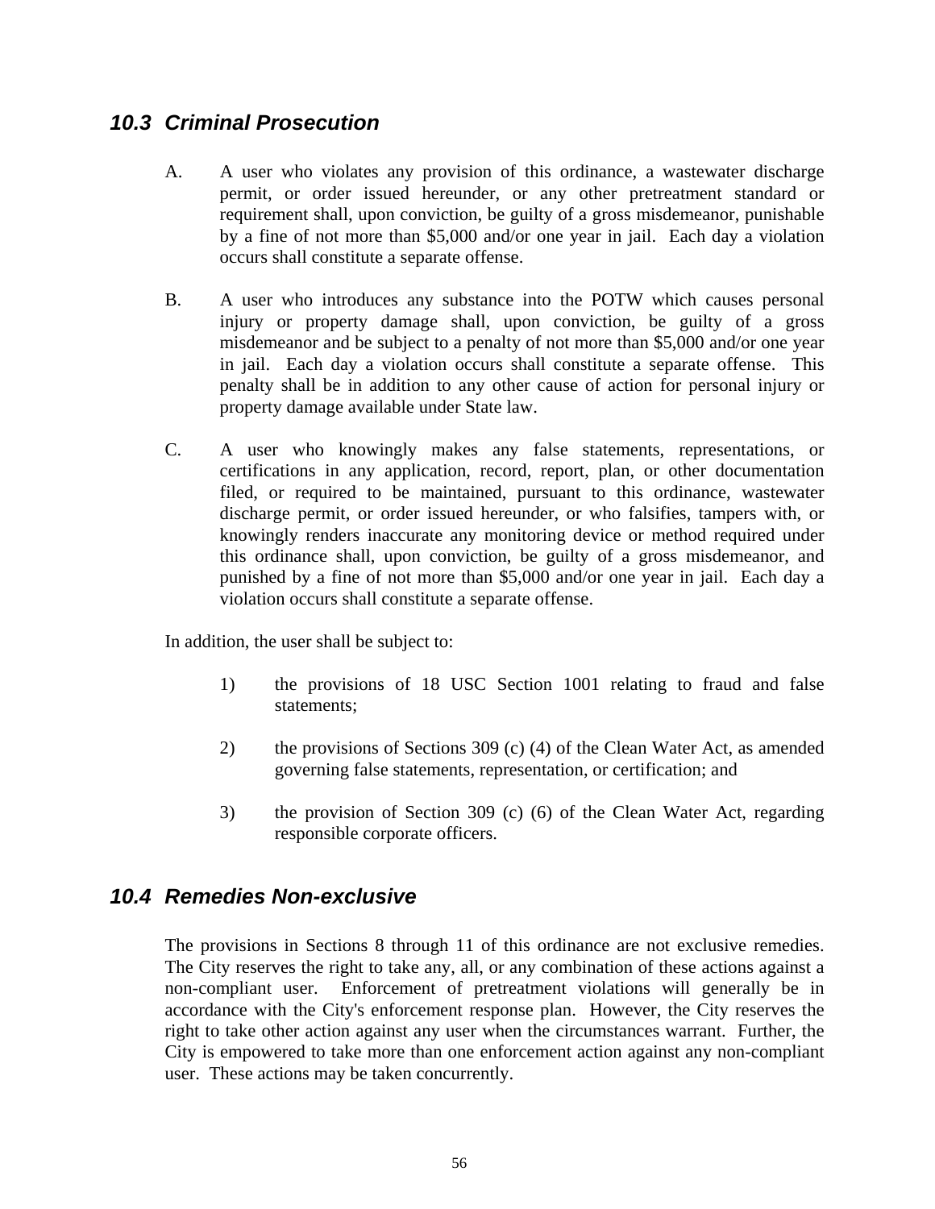## *10.3 Criminal Prosecution*

A. A user who violates any provision of this ordinance, a wastewater discharge permit, or order issued hereunder, or any other pretreatment standard or requirement shall, upon conviction, be guilty of a gross misdemeanor, punishable by a fine of not more than $5,000 and/or one year in jail. Each day a violation occurs shall constitute a separate offense.

B. A user who introduces any substance into the POTW which causes personal injury or property damage shall, upon conviction, be guilty of a gross misdemeanor and be subject to a penalty of not more than $5,000 and/or one year in jail. Each day a violation occurs shall constitute a separate offense. This penalty shall be in addition to any other cause of action for personal injury or property damage available under State law.

C. A user who knowingly makes any false statements, representations, or certifications in any application, record, report, plan, or other documentation filed, or required to be maintained, pursuant to this ordinance, wastewater discharge permit, or order issued hereunder, or who falsifies, tampers with, or knowingly renders inaccurate any monitoring device or method required under this ordinance shall, upon conviction, be guilty of a gross misdemeanor, and punished by a fine of not more than $5,000 and/or one year in jail. Each day a violation occurs shall constitute a separate offense.

In addition, the user shall be subject to:

1) the provisions of 18 USC Section 1001 relating to fraud and false statements;

2) the provisions of Sections 309 (c) (4) of the Clean Water Act, as amended governing false statements, representation, or certification; and

3) the provision of Section 309 (c) (6) of the Clean Water Act, regarding responsible corporate officers.

## *10.4 Remedies Non-exclusive*

The provisions in Sections 8 through 11 of this ordinance are not exclusive remedies. The City reserves the right to take any, all, or any combination of these actions against a non-compliant user. Enforcement of pretreatment violations will generally be in accordance with the City's enforcement response plan. However, the City reserves the right to take other action against any user when the circumstances warrant. Further, the City is empowered to take more than one enforcement action against any non-compliant user. These actions may be taken concurrently.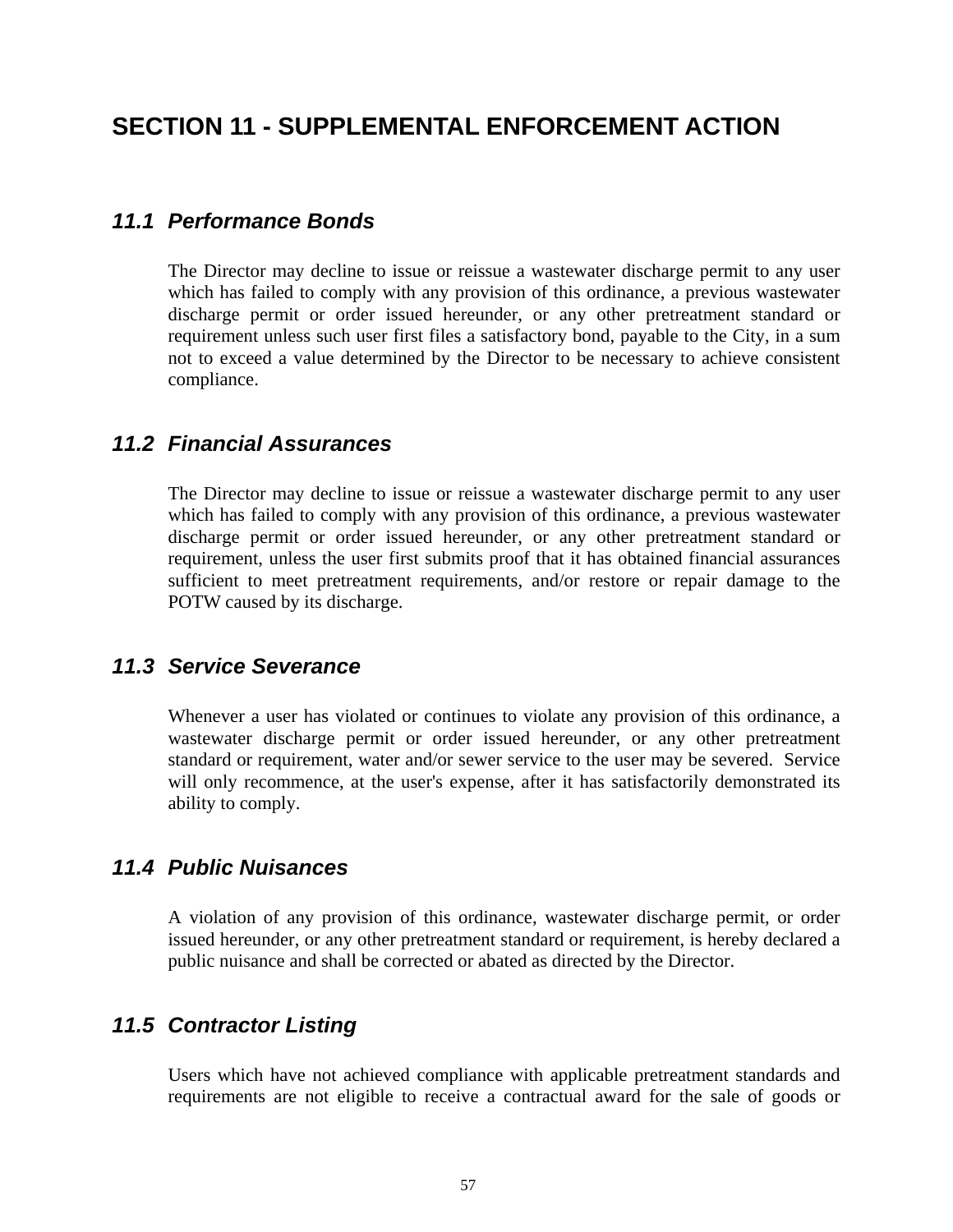# SECTION 11 - SUPPLEMENTAL ENFORCEMENT ACTION

## *11.1 Performance Bonds*

The Director may decline to issue or reissue a wastewater discharge permit to any user which has failed to comply with any provision of this ordinance, a previous wastewater discharge permit or order issued hereunder, or any other pretreatment standard or requirement unless such user first files a satisfactory bond, payable to the City, in a sum not to exceed a value determined by the Director to be necessary to achieve consistent compliance.

## *11.2 Financial Assurances*

The Director may decline to issue or reissue a wastewater discharge permit to any user which has failed to comply with any provision of this ordinance, a previous wastewater discharge permit or order issued hereunder, or any other pretreatment standard or requirement, unless the user first submits proof that it has obtained financial assurances sufficient to meet pretreatment requirements, and/or restore or repair damage to the POTW caused by its discharge.

## *11.3 Service Severance*

Whenever a user has violated or continues to violate any provision of this ordinance, a wastewater discharge permit or order issued hereunder, or any other pretreatment standard or requirement, water and/or sewer service to the user may be severed. Service will only recommence, at the user's expense, after it has satisfactorily demonstrated its ability to comply.

## *11.4 Public Nuisances*

A violation of any provision of this ordinance, wastewater discharge permit, or order issued hereunder, or any other pretreatment standard or requirement, is hereby declared a public nuisance and shall be corrected or abated as directed by the Director.

## *11.5 Contractor Listing*

Users which have not achieved compliance with applicable pretreatment standards and requirements are not eligible to receive a contractual award for the sale of goods or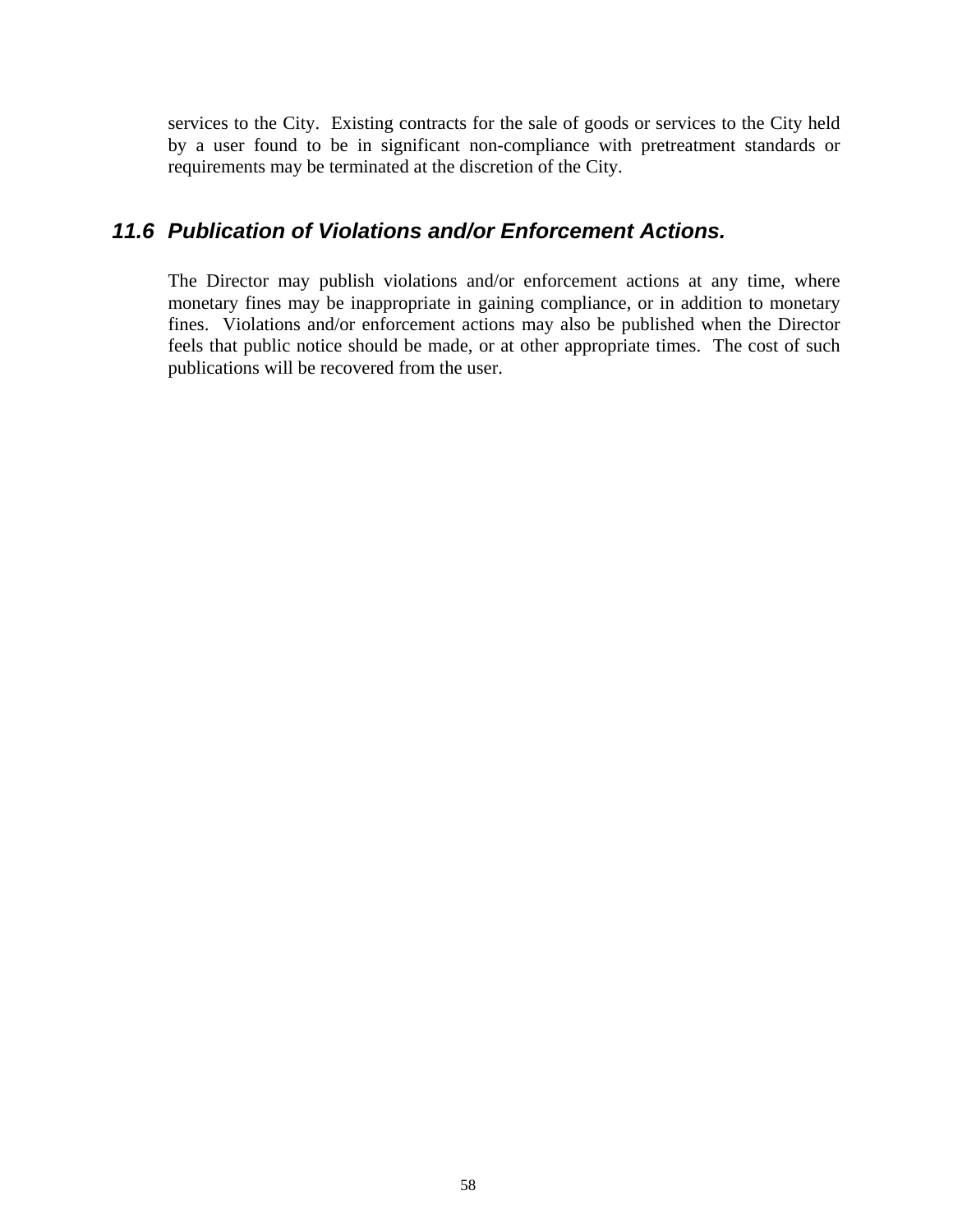services to the City.  Existing contracts for the sale of goods or services to the City held by a user found to be in significant non-compliance with pretreatment standards or requirements may be terminated at the discretion of the City.

### *11.6 Publication of Violations and/or Enforcement Actions.*

The Director may publish violations and/or enforcement actions at any time, where monetary fines may be inappropriate in gaining compliance, or in addition to monetary fines.  Violations and/or enforcement actions may also be published when the Director feels that public notice should be made, or at other appropriate times.  The cost of such publications will be recovered from the user.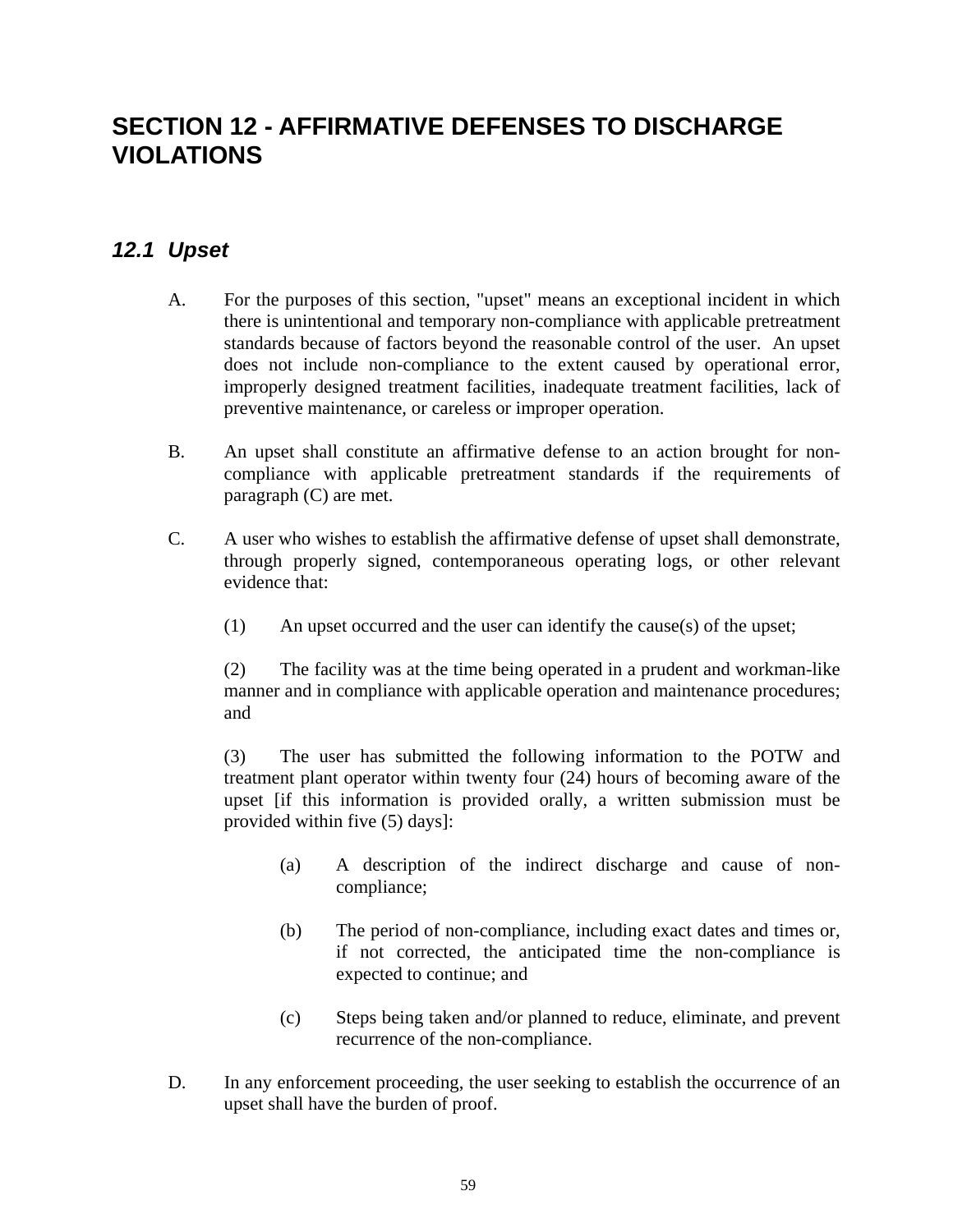# SECTION 12 - AFFIRMATIVE DEFENSES TO DISCHARGE VIOLATIONS

## *12.1 Upset*

A. For the purposes of this section, "upset" means an exceptional incident in which there is unintentional and temporary non-compliance with applicable pretreatment standards because of factors beyond the reasonable control of the user. An upset does not include non-compliance to the extent caused by operational error, improperly designed treatment facilities, inadequate treatment facilities, lack of preventive maintenance, or careless or improper operation.

B. An upset shall constitute an affirmative defense to an action brought for non-compliance with applicable pretreatment standards if the requirements of paragraph (C) are met.

C. A user who wishes to establish the affirmative defense of upset shall demonstrate, through properly signed, contemporaneous operating logs, or other relevant evidence that:

(1) An upset occurred and the user can identify the cause(s) of the upset;

(2) The facility was at the time being operated in a prudent and workman-like manner and in compliance with applicable operation and maintenance procedures; and

(3) The user has submitted the following information to the POTW and treatment plant operator within twenty four (24) hours of becoming aware of the upset [if this information is provided orally, a written submission must be provided within five (5) days]:

(a) A description of the indirect discharge and cause of non-compliance;

(b) The period of non-compliance, including exact dates and times or, if not corrected, the anticipated time the non-compliance is expected to continue; and

(c) Steps being taken and/or planned to reduce, eliminate, and prevent recurrence of the non-compliance.

D. In any enforcement proceeding, the user seeking to establish the occurrence of an upset shall have the burden of proof.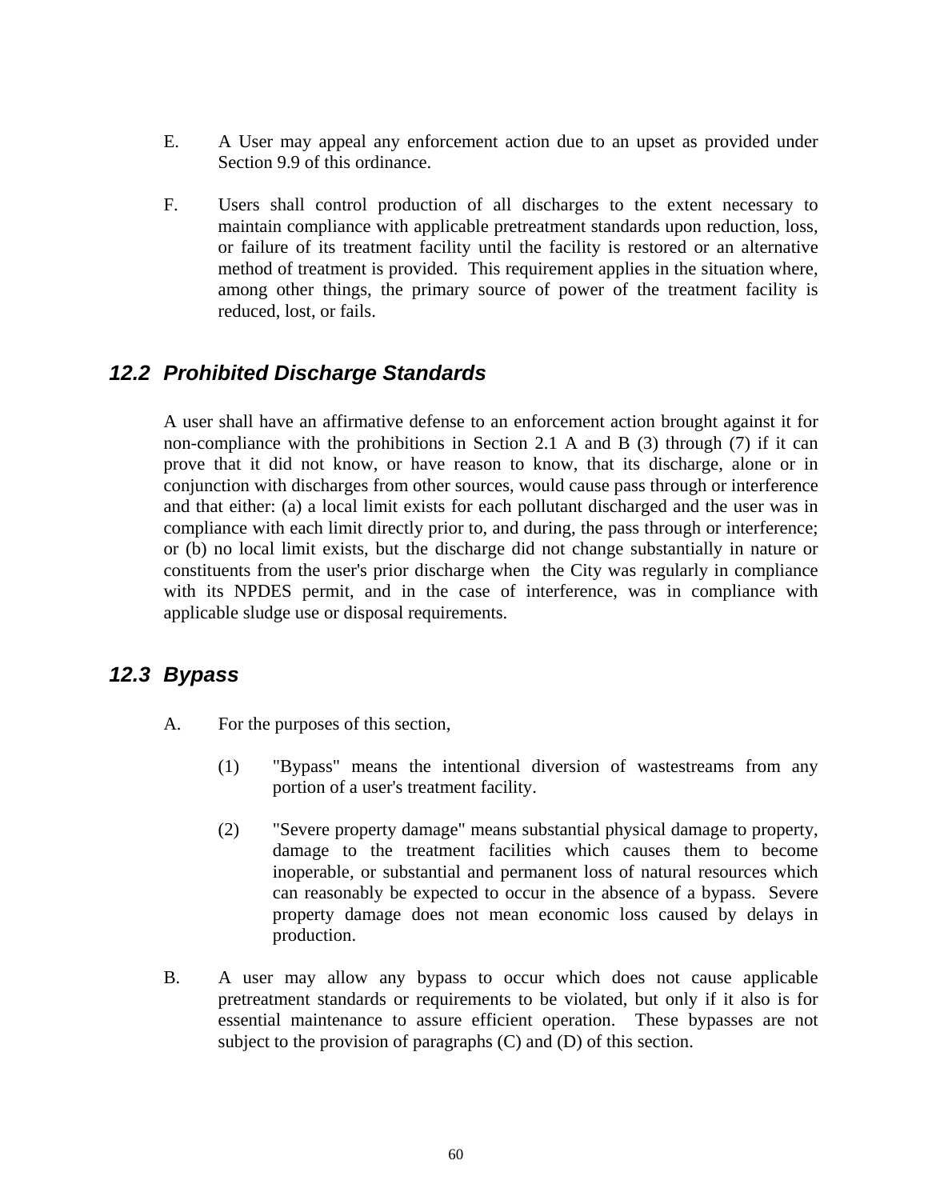E. A User may appeal any enforcement action due to an upset as provided under Section 9.9 of this ordinance.

F. Users shall control production of all discharges to the extent necessary to maintain compliance with applicable pretreatment standards upon reduction, loss, or failure of its treatment facility until the facility is restored or an alternative method of treatment is provided. This requirement applies in the situation where, among other things, the primary source of power of the treatment facility is reduced, lost, or fails.

## *12.2 Prohibited Discharge Standards*

A user shall have an affirmative defense to an enforcement action brought against it for non-compliance with the prohibitions in Section 2.1 A and B (3) through (7) if it can prove that it did not know, or have reason to know, that its discharge, alone or in conjunction with discharges from other sources, would cause pass through or interference and that either: (a) a local limit exists for each pollutant discharged and the user was in compliance with each limit directly prior to, and during, the pass through or interference; or (b) no local limit exists, but the discharge did not change substantially in nature or constituents from the user's prior discharge when the City was regularly in compliance with its NPDES permit, and in the case of interference, was in compliance with applicable sludge use or disposal requirements.

## *12.3 Bypass*

A. For the purposes of this section,

(1) "Bypass" means the intentional diversion of wastestreams from any portion of a user's treatment facility.

(2) "Severe property damage" means substantial physical damage to property, damage to the treatment facilities which causes them to become inoperable, or substantial and permanent loss of natural resources which can reasonably be expected to occur in the absence of a bypass. Severe property damage does not mean economic loss caused by delays in production.

B. A user may allow any bypass to occur which does not cause applicable pretreatment standards or requirements to be violated, but only if it also is for essential maintenance to assure efficient operation. These bypasses are not subject to the provision of paragraphs (C) and (D) of this section.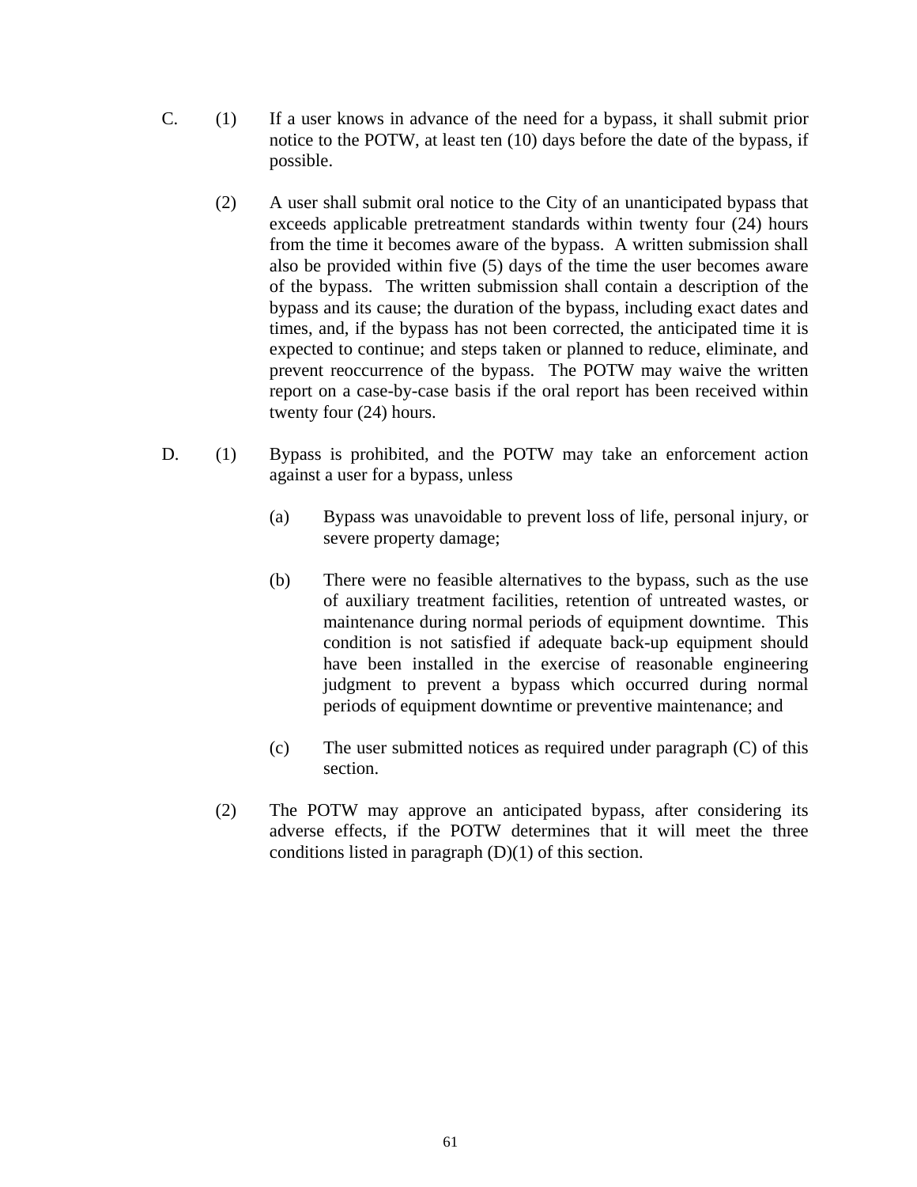C. (1) If a user knows in advance of the need for a bypass, it shall submit prior notice to the POTW, at least ten (10) days before the date of the bypass, if possible.

(2) A user shall submit oral notice to the City of an unanticipated bypass that exceeds applicable pretreatment standards within twenty four (24) hours from the time it becomes aware of the bypass. A written submission shall also be provided within five (5) days of the time the user becomes aware of the bypass. The written submission shall contain a description of the bypass and its cause; the duration of the bypass, including exact dates and times, and, if the bypass has not been corrected, the anticipated time it is expected to continue; and steps taken or planned to reduce, eliminate, and prevent reoccurrence of the bypass. The POTW may waive the written report on a case-by-case basis if the oral report has been received within twenty four (24) hours.

D. (1) Bypass is prohibited, and the POTW may take an enforcement action against a user for a bypass, unless

(a) Bypass was unavoidable to prevent loss of life, personal injury, or severe property damage;

(b) There were no feasible alternatives to the bypass, such as the use of auxiliary treatment facilities, retention of untreated wastes, or maintenance during normal periods of equipment downtime. This condition is not satisfied if adequate back-up equipment should have been installed in the exercise of reasonable engineering judgment to prevent a bypass which occurred during normal periods of equipment downtime or preventive maintenance; and

(c) The user submitted notices as required under paragraph (C) of this section.

(2) The POTW may approve an anticipated bypass, after considering its adverse effects, if the POTW determines that it will meet the three conditions listed in paragraph (D)(1) of this section.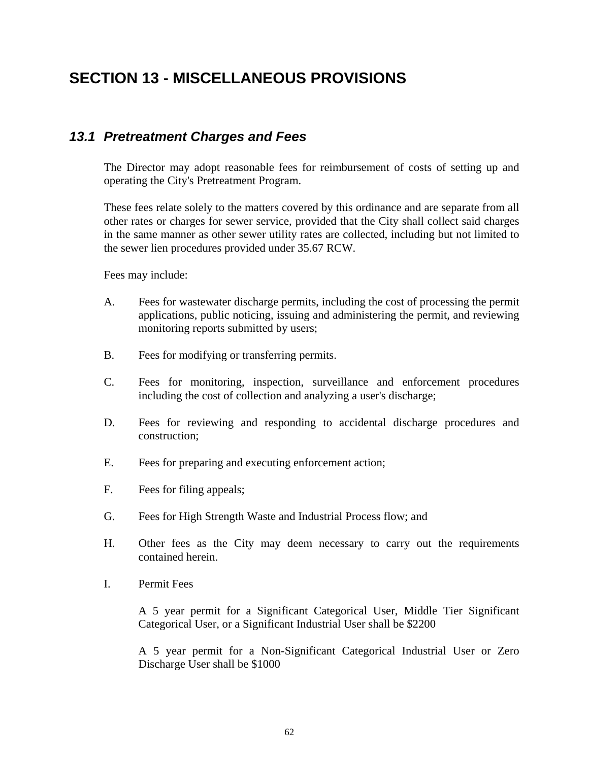# SECTION 13 - MISCELLANEOUS PROVISIONS

## *13.1 Pretreatment Charges and Fees*

The Director may adopt reasonable fees for reimbursement of costs of setting up and operating the City's Pretreatment Program.

These fees relate solely to the matters covered by this ordinance and are separate from all other rates or charges for sewer service, provided that the City shall collect said charges in the same manner as other sewer utility rates are collected, including but not limited to the sewer lien procedures provided under 35.67 RCW.

Fees may include:

A. Fees for wastewater discharge permits, including the cost of processing the permit applications, public noticing, issuing and administering the permit, and reviewing monitoring reports submitted by users;

B. Fees for modifying or transferring permits.

C. Fees for monitoring, inspection, surveillance and enforcement procedures including the cost of collection and analyzing a user's discharge;

D. Fees for reviewing and responding to accidental discharge procedures and construction;

E. Fees for preparing and executing enforcement action;

F. Fees for filing appeals;

G. Fees for High Strength Waste and Industrial Process flow; and

H. Other fees as the City may deem necessary to carry out the requirements contained herein.

I. Permit Fees

   A 5 year permit for a Significant Categorical User, Middle Tier Significant Categorical User, or a Significant Industrial User shall be $2200

   A 5 year permit for a Non-Significant Categorical Industrial User or Zero Discharge User shall be $1000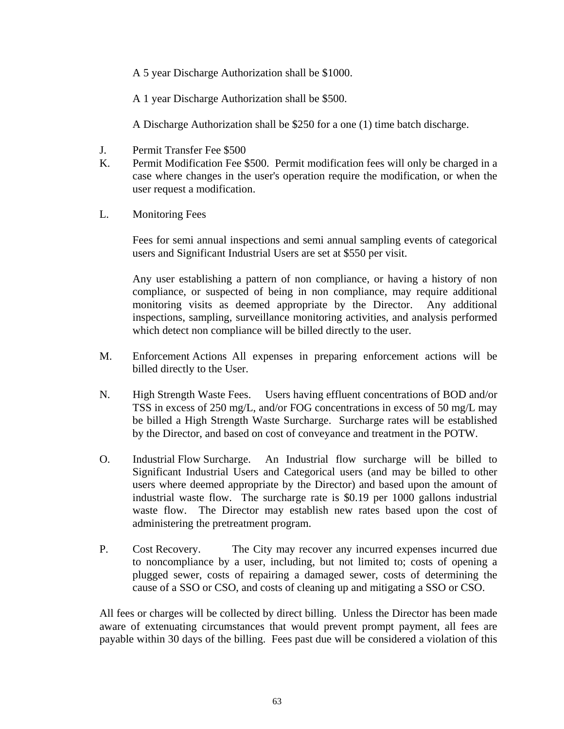A 5 year Discharge Authorization shall be $1000.

A 1 year Discharge Authorization shall be $500.

A Discharge Authorization shall be $250 for a one (1) time batch discharge.

J. Permit Transfer Fee $500

K. Permit Modification Fee $500. Permit modification fees will only be charged in a case where changes in the user's operation require the modification, or when the user request a modification.

L. Monitoring Fees

Fees for semi annual inspections and semi annual sampling events of categorical users and Significant Industrial Users are set at $550 per visit.

Any user establishing a pattern of non compliance, or having a history of non compliance, or suspected of being in non compliance, may require additional monitoring visits as deemed appropriate by the Director. Any additional inspections, sampling, surveillance monitoring activities, and analysis performed which detect non compliance will be billed directly to the user.

M. Enforcement Actions All expenses in preparing enforcement actions will be billed directly to the User.

N. High Strength Waste Fees. Users having effluent concentrations of BOD and/or TSS in excess of 250 mg/L, and/or FOG concentrations in excess of 50 mg/L may be billed a High Strength Waste Surcharge. Surcharge rates will be established by the Director, and based on cost of conveyance and treatment in the POTW.

O. Industrial Flow Surcharge. An Industrial flow surcharge will be billed to Significant Industrial Users and Categorical users (and may be billed to other users where deemed appropriate by the Director) and based upon the amount of industrial waste flow. The surcharge rate is $0.19 per 1000 gallons industrial waste flow. The Director may establish new rates based upon the cost of administering the pretreatment program.

P. Cost Recovery. The City may recover any incurred expenses incurred due to noncompliance by a user, including, but not limited to; costs of opening a plugged sewer, costs of repairing a damaged sewer, costs of determining the cause of a SSO or CSO, and costs of cleaning up and mitigating a SSO or CSO.

All fees or charges will be collected by direct billing. Unless the Director has been made aware of extenuating circumstances that would prevent prompt payment, all fees are payable within 30 days of the billing. Fees past due will be considered a violation of this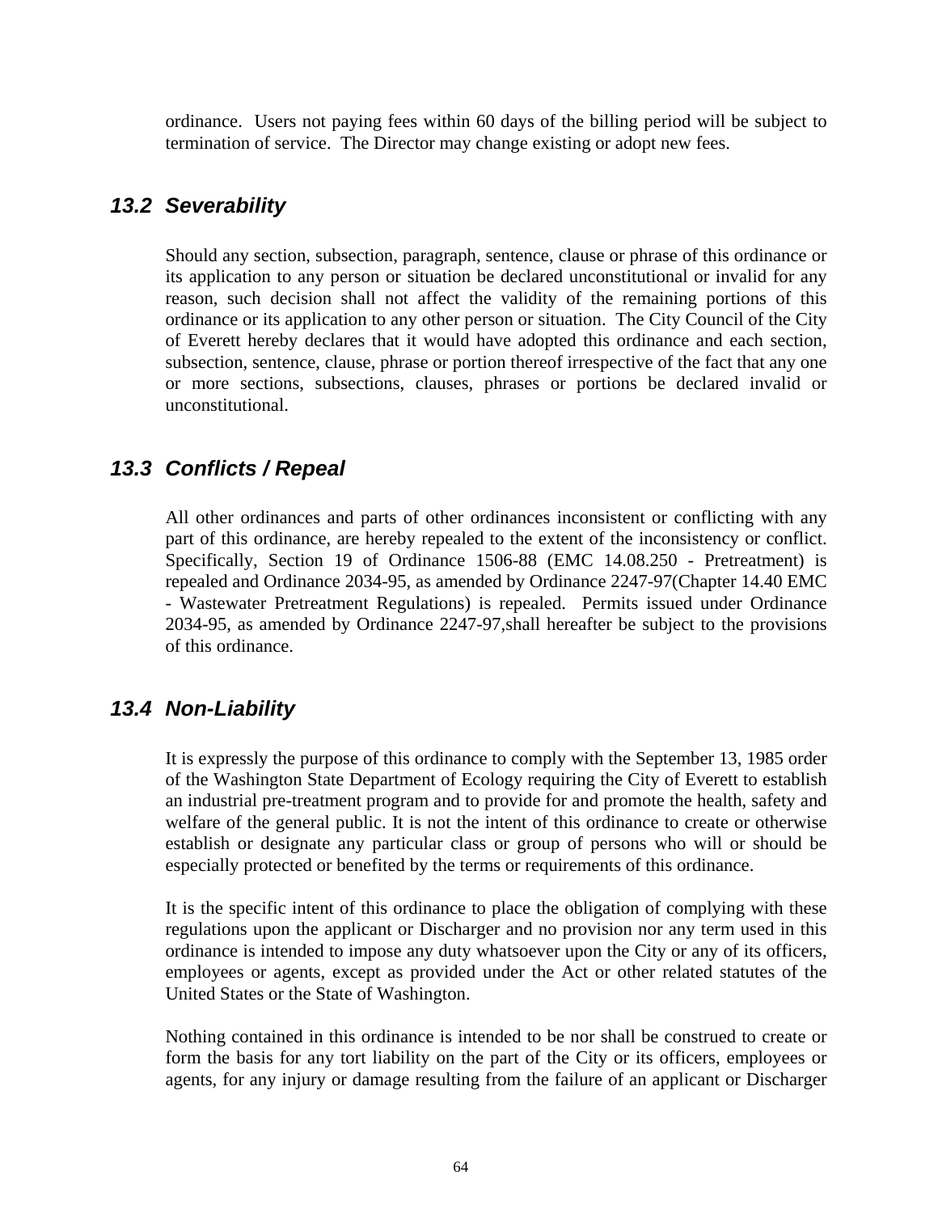ordinance. Users not paying fees within 60 days of the billing period will be subject to termination of service. The Director may change existing or adopt new fees.

### *13.2 Severability*

Should any section, subsection, paragraph, sentence, clause or phrase of this ordinance or its application to any person or situation be declared unconstitutional or invalid for any reason, such decision shall not affect the validity of the remaining portions of this ordinance or its application to any other person or situation. The City Council of the City of Everett hereby declares that it would have adopted this ordinance and each section, subsection, sentence, clause, phrase or portion thereof irrespective of the fact that any one or more sections, subsections, clauses, phrases or portions be declared invalid or unconstitutional.

### *13.3 Conflicts / Repeal*

All other ordinances and parts of other ordinances inconsistent or conflicting with any part of this ordinance, are hereby repealed to the extent of the inconsistency or conflict. Specifically, Section 19 of Ordinance 1506-88 (EMC 14.08.250 - Pretreatment) is repealed and Ordinance 2034-95, as amended by Ordinance 2247-97(Chapter 14.40 EMC - Wastewater Pretreatment Regulations) is repealed. Permits issued under Ordinance 2034-95, as amended by Ordinance 2247-97,shall hereafter be subject to the provisions of this ordinance.

### *13.4 Non-Liability*

It is expressly the purpose of this ordinance to comply with the September 13, 1985 order of the Washington State Department of Ecology requiring the City of Everett to establish an industrial pre-treatment program and to provide for and promote the health, safety and welfare of the general public. It is not the intent of this ordinance to create or otherwise establish or designate any particular class or group of persons who will or should be especially protected or benefited by the terms or requirements of this ordinance.

It is the specific intent of this ordinance to place the obligation of complying with these regulations upon the applicant or Discharger and no provision nor any term used in this ordinance is intended to impose any duty whatsoever upon the City or any of its officers, employees or agents, except as provided under the Act or other related statutes of the United States or the State of Washington.

Nothing contained in this ordinance is intended to be nor shall be construed to create or form the basis for any tort liability on the part of the City or its officers, employees or agents, for any injury or damage resulting from the failure of an applicant or Discharger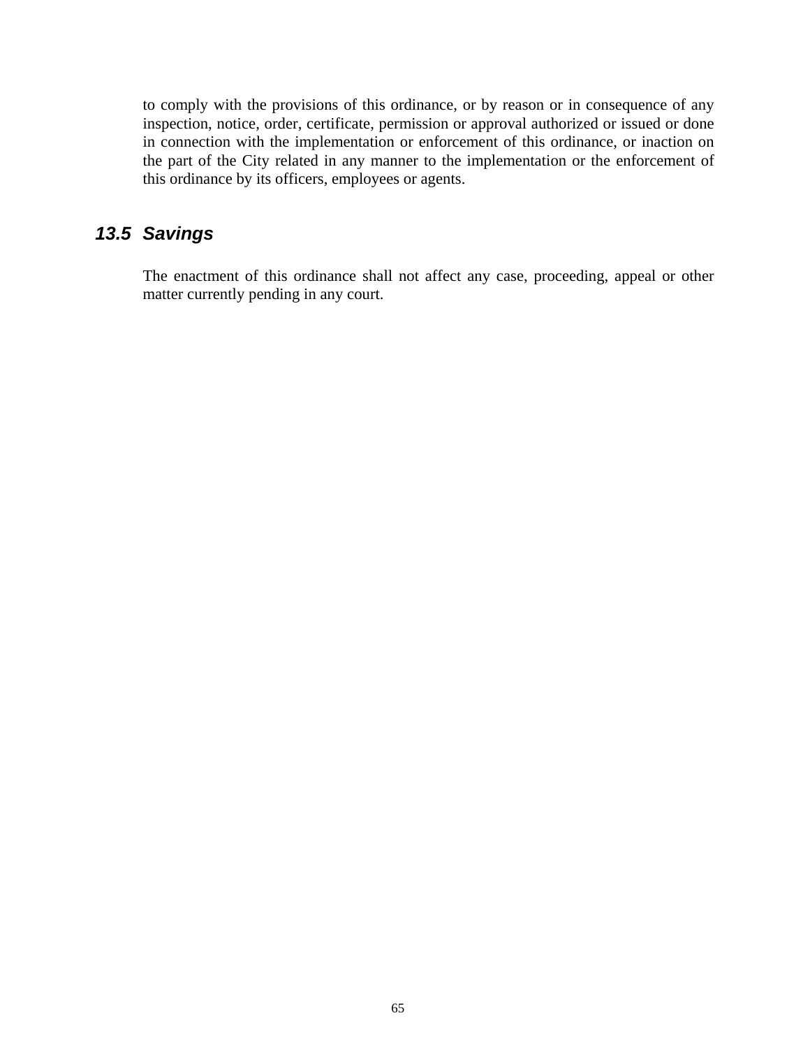to comply with the provisions of this ordinance, or by reason or in consequence of any inspection, notice, order, certificate, permission or approval authorized or issued or done in connection with the implementation or enforcement of this ordinance, or inaction on the part of the City related in any manner to the implementation or the enforcement of this ordinance by its officers, employees or agents.

### *13.5 Savings*

The enactment of this ordinance shall not affect any case, proceeding, appeal or other matter currently pending in any court.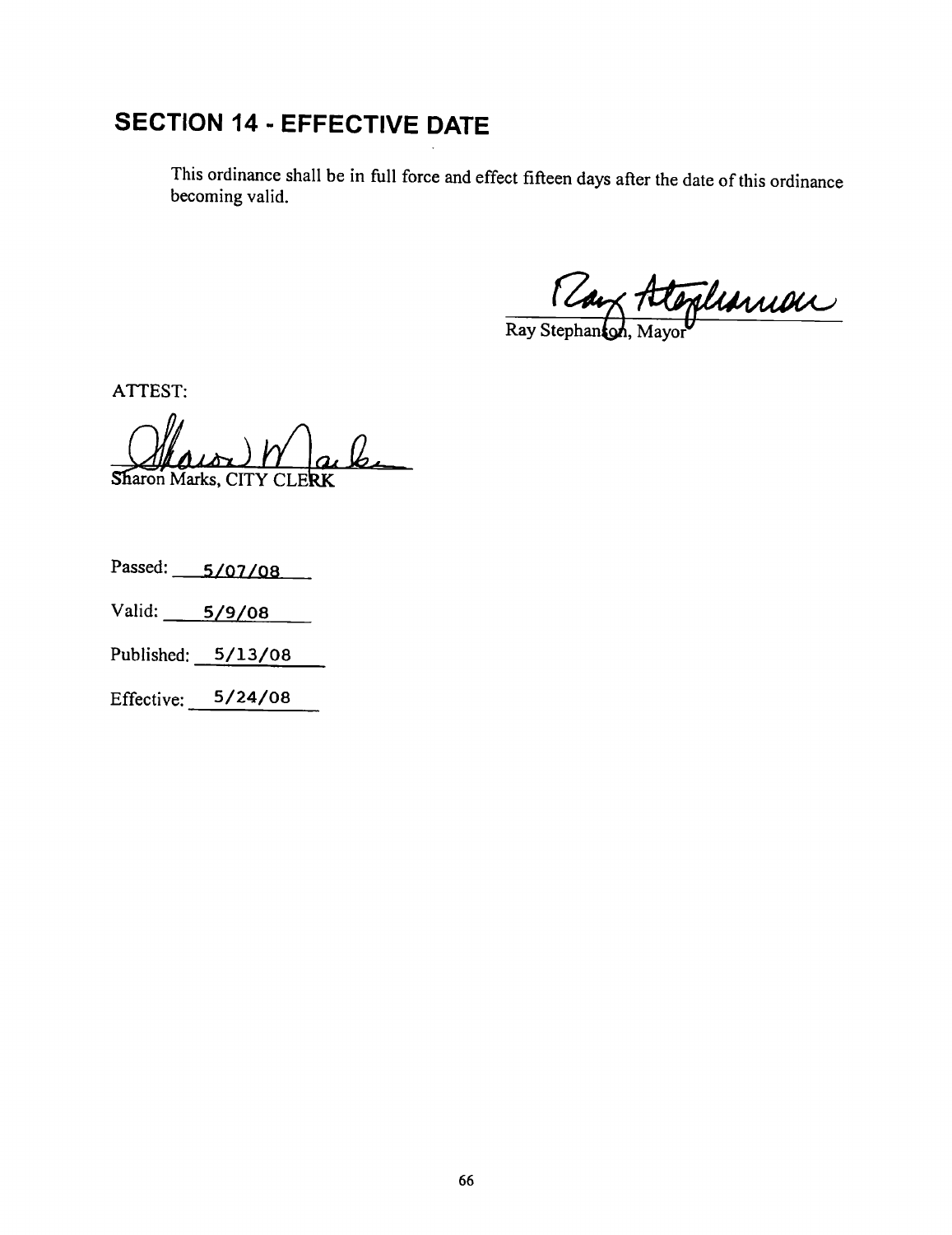## SECTION 14 - EFFECTIVE DATE

This ordinance shall be in full force and effect fifteen days after the date of this ordinance becoming valid.

Ray Stephanson, Mayor

ATTEST:

Sharon Marks, CITY CLERK

Passed: 5/07/08

Valid: 5/9/08

Published: 5/13/08

Effective: 5/24/08